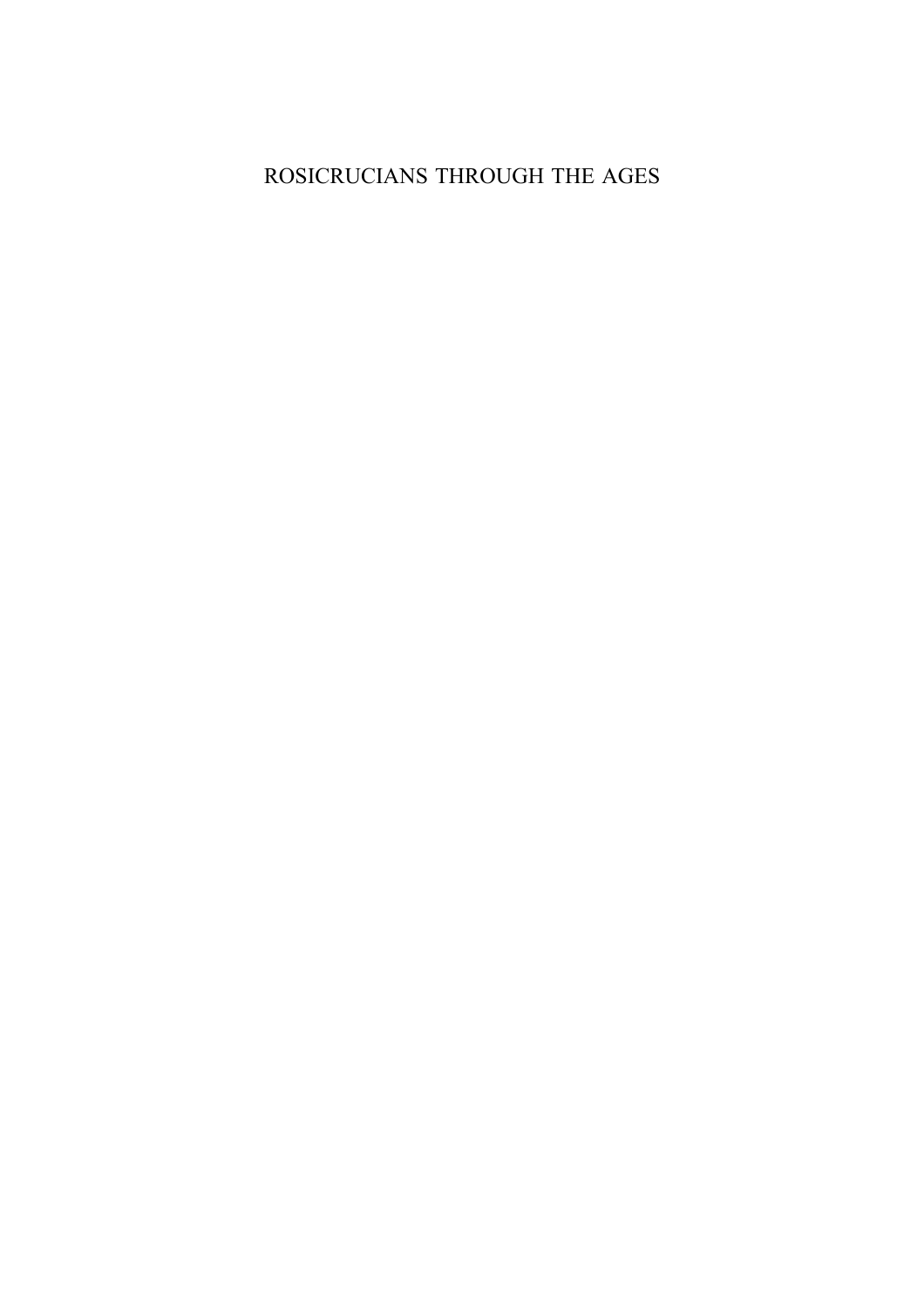# ROSICRUCIANS THROUGH THE AGES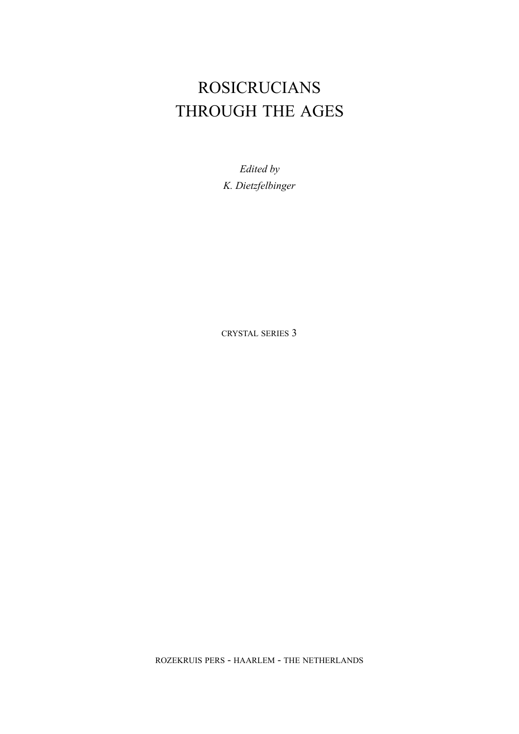# ROSICRUCIANS THROUGH THE AGES

*Edited by*
*K. Dietzfelbinger*

CRYSTAL SERIES 3

ROZEKRUIS PERS - HAARLEM - THE NETHERLANDS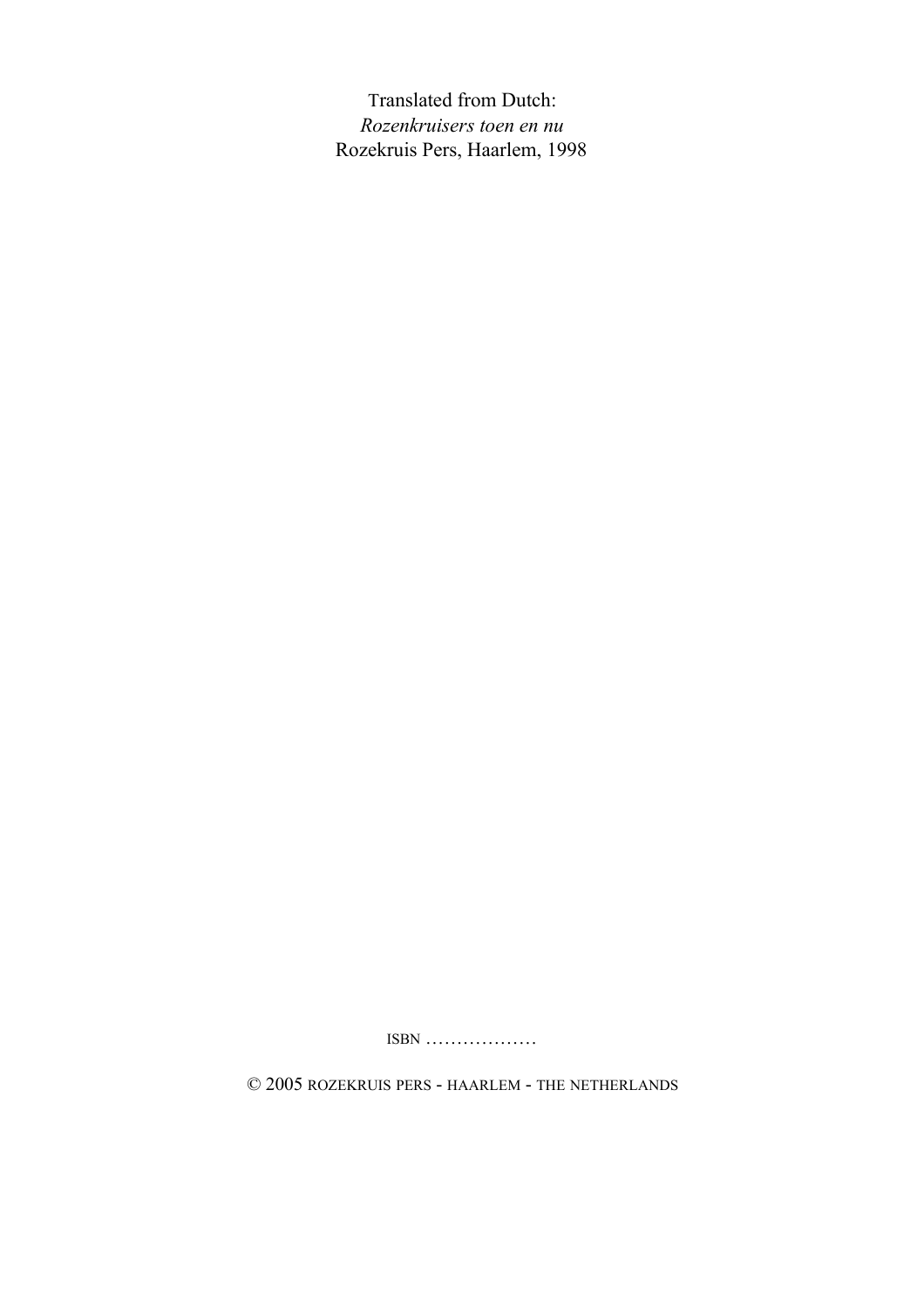Translated from Dutch:
*Rozenkruisers toen en nu*
Rozekruis Pers, Haarlem, 1998

ISBN ………………

© 2005 ROZEKRUIS PERS - HAARLEM - THE NETHERLANDS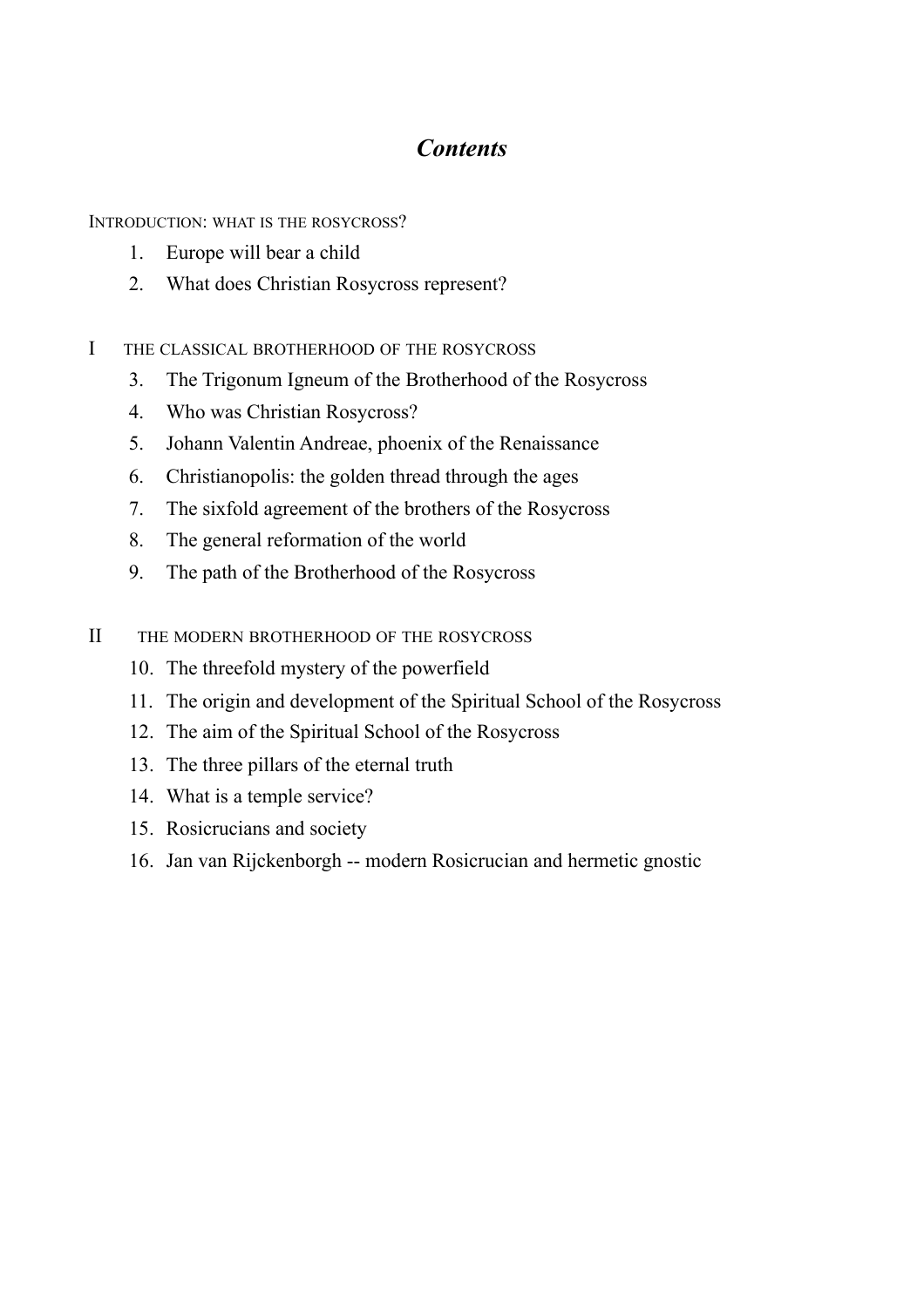# *Contents*

INTRODUCTION: WHAT IS THE ROSYCROSS?

1. Europe will bear a child
2. What does Christian Rosycross represent?

I THE CLASSICAL BROTHERHOOD OF THE ROSYCROSS

3. The Trigonum Igneum of the Brotherhood of the Rosycross
4. Who was Christian Rosycross?
5. Johann Valentin Andreae, phoenix of the Renaissance
6. Christianopolis: the golden thread through the ages
7. The sixfold agreement of the brothers of the Rosycross
8. The general reformation of the world
9. The path of the Brotherhood of the Rosycross

II THE MODERN BROTHERHOOD OF THE ROSYCROSS

10. The threefold mystery of the powerfield
11. The origin and development of the Spiritual School of the Rosycross
12. The aim of the Spiritual School of the Rosycross
13. The three pillars of the eternal truth
14. What is a temple service?
15. Rosicrucians and society
16. Jan van Rijckenborgh -- modern Rosicrucian and hermetic gnostic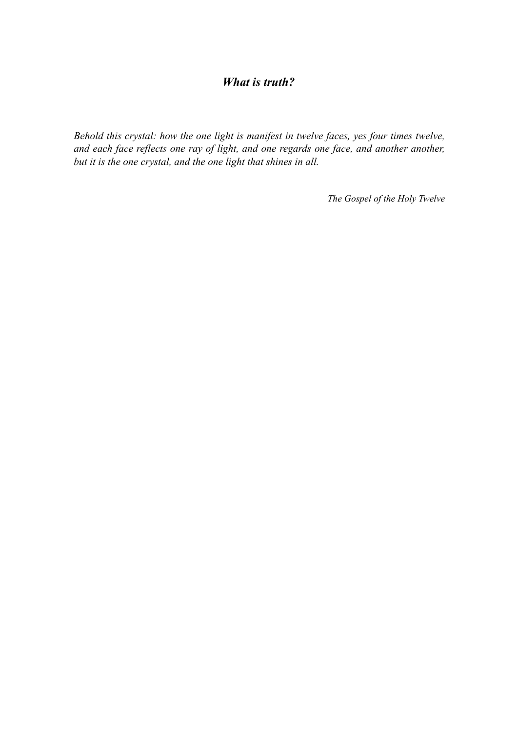## *What is truth?*

*Behold this crystal: how the one light is manifest in twelve faces, yes four times twelve, and each face reflects one ray of light, and one regards one face, and another another, but it is the one crystal, and the one light that shines in all.*

*The Gospel of the Holy Twelve*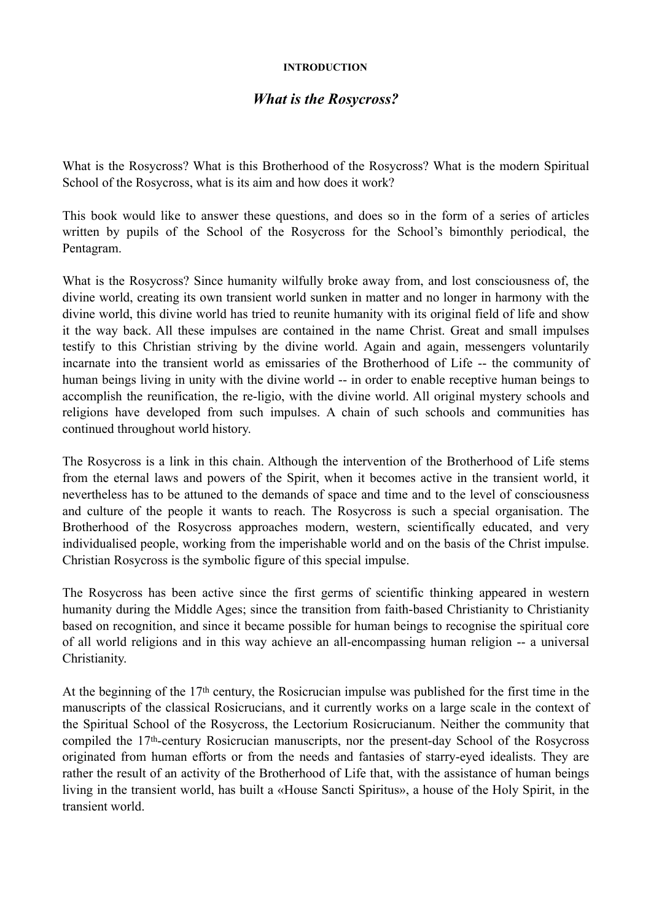**INTRODUCTION**

## *What is the Rosycross?*

What is the Rosycross? What is this Brotherhood of the Rosycross? What is the modern Spiritual School of the Rosycross, what is its aim and how does it work?

This book would like to answer these questions, and does so in the form of a series of articles written by pupils of the School of the Rosycross for the School's bimonthly periodical, the Pentagram.

What is the Rosycross? Since humanity wilfully broke away from, and lost consciousness of, the divine world, creating its own transient world sunken in matter and no longer in harmony with the divine world, this divine world has tried to reunite humanity with its original field of life and show it the way back. All these impulses are contained in the name Christ. Great and small impulses testify to this Christian striving by the divine world. Again and again, messengers voluntarily incarnate into the transient world as emissaries of the Brotherhood of Life -- the community of human beings living in unity with the divine world -- in order to enable receptive human beings to accomplish the reunification, the re-ligio, with the divine world. All original mystery schools and religions have developed from such impulses. A chain of such schools and communities has continued throughout world history.

The Rosycross is a link in this chain. Although the intervention of the Brotherhood of Life stems from the eternal laws and powers of the Spirit, when it becomes active in the transient world, it nevertheless has to be attuned to the demands of space and time and to the level of consciousness and culture of the people it wants to reach. The Rosycross is such a special organisation. The Brotherhood of the Rosycross approaches modern, western, scientifically educated, and very individualised people, working from the imperishable world and on the basis of the Christ impulse. Christian Rosycross is the symbolic figure of this special impulse.

The Rosycross has been active since the first germs of scientific thinking appeared in western humanity during the Middle Ages; since the transition from faith-based Christianity to Christianity based on recognition, and since it became possible for human beings to recognise the spiritual core of all world religions and in this way achieve an all-encompassing human religion -- a universal Christianity.

At the beginning of the 17th century, the Rosicrucian impulse was published for the first time in the manuscripts of the classical Rosicrucians, and it currently works on a large scale in the context of the Spiritual School of the Rosycross, the Lectorium Rosicrucianum. Neither the community that compiled the 17th-century Rosicrucian manuscripts, nor the present-day School of the Rosycross originated from human efforts or from the needs and fantasies of starry-eyed idealists. They are rather the result of an activity of the Brotherhood of Life that, with the assistance of human beings living in the transient world, has built a «House Sancti Spiritus», a house of the Holy Spirit, in the transient world.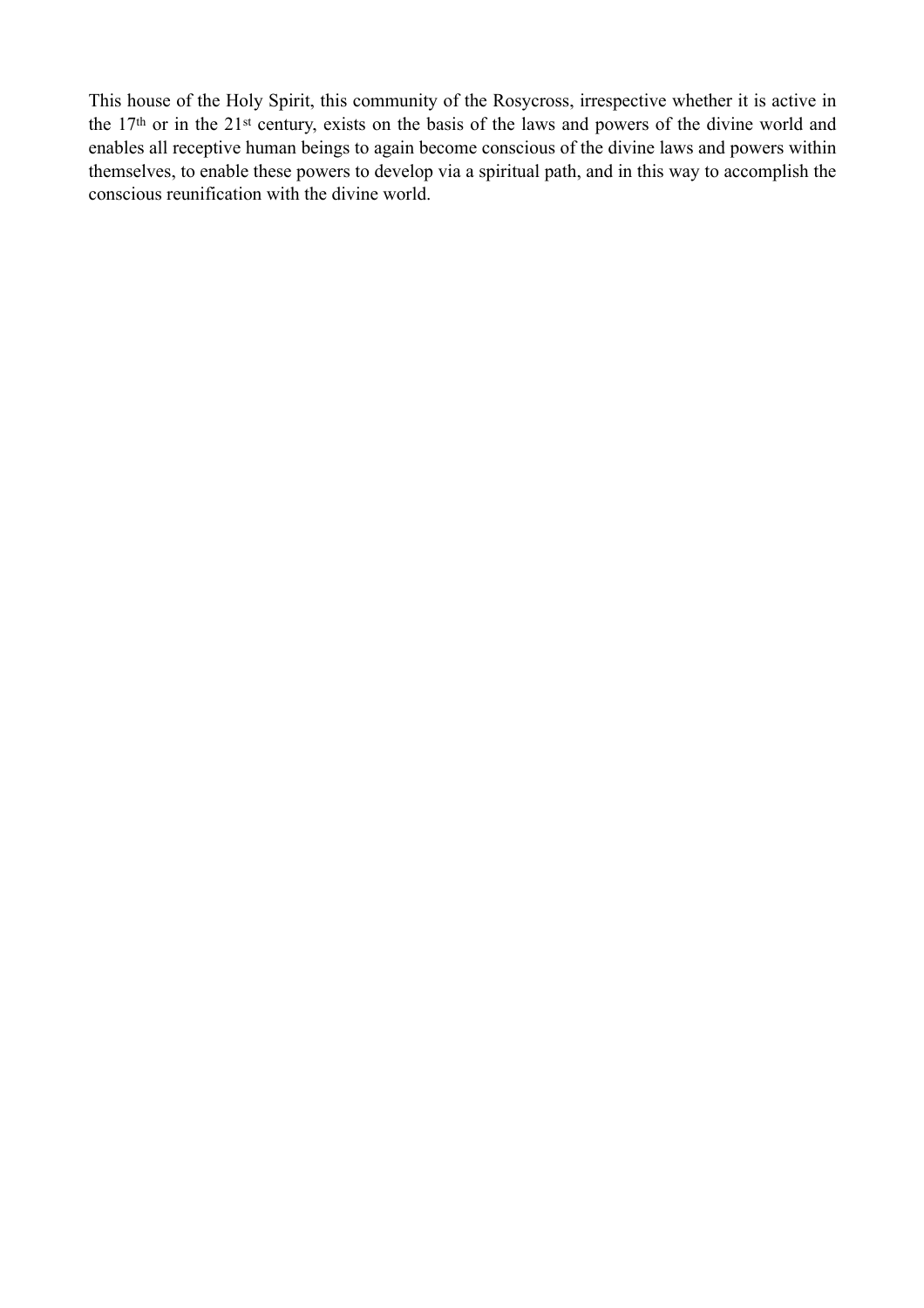This house of the Holy Spirit, this community of the Rosycross, irrespective whether it is active in the 17th or in the 21st century, exists on the basis of the laws and powers of the divine world and enables all receptive human beings to again become conscious of the divine laws and powers within themselves, to enable these powers to develop via a spiritual path, and in this way to accomplish the conscious reunification with the divine world.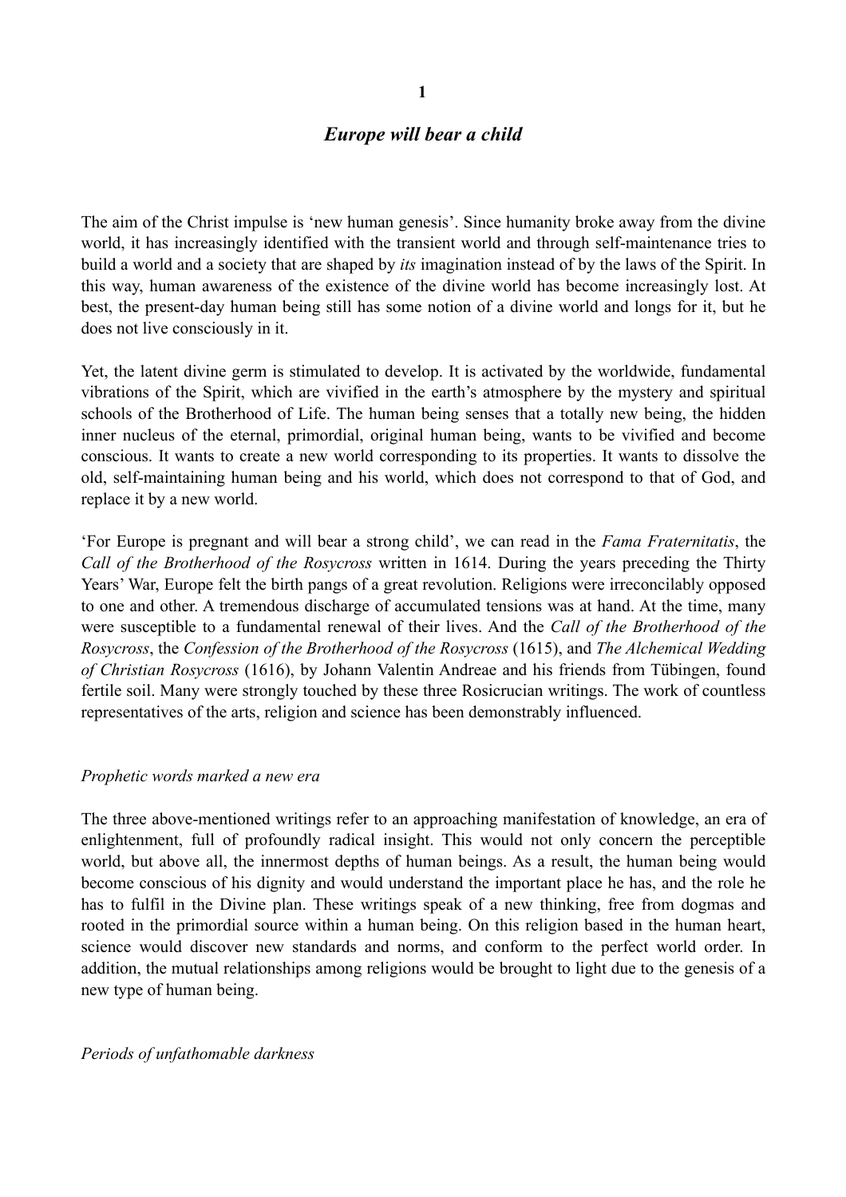# 1

## *Europe will bear a child*

The aim of the Christ impulse is 'new human genesis'. Since humanity broke away from the divine world, it has increasingly identified with the transient world and through self-maintenance tries to build a world and a society that are shaped by *its* imagination instead of by the laws of the Spirit. In this way, human awareness of the existence of the divine world has become increasingly lost. At best, the present-day human being still has some notion of a divine world and longs for it, but he does not live consciously in it.

Yet, the latent divine germ is stimulated to develop. It is activated by the worldwide, fundamental vibrations of the Spirit, which are vivified in the earth's atmosphere by the mystery and spiritual schools of the Brotherhood of Life. The human being senses that a totally new being, the hidden inner nucleus of the eternal, primordial, original human being, wants to be vivified and become conscious. It wants to create a new world corresponding to its properties. It wants to dissolve the old, self-maintaining human being and his world, which does not correspond to that of God, and replace it by a new world.

'For Europe is pregnant and will bear a strong child', we can read in the *Fama Fraternitatis*, the *Call of the Brotherhood of the Rosycross* written in 1614. During the years preceding the Thirty Years' War, Europe felt the birth pangs of a great revolution. Religions were irreconcilably opposed to one and other. A tremendous discharge of accumulated tensions was at hand. At the time, many were susceptible to a fundamental renewal of their lives. And the *Call of the Brotherhood of the Rosycross*, the *Confession of the Brotherhood of the Rosycross* (1615), and *The Alchemical Wedding of Christian Rosycross* (1616), by Johann Valentin Andreae and his friends from Tübingen, found fertile soil. Many were strongly touched by these three Rosicrucian writings. The work of countless representatives of the arts, religion and science has been demonstrably influenced.

### *Prophetic words marked a new era*

The three above-mentioned writings refer to an approaching manifestation of knowledge, an era of enlightenment, full of profoundly radical insight. This would not only concern the perceptible world, but above all, the innermost depths of human beings. As a result, the human being would become conscious of his dignity and would understand the important place he has, and the role he has to fulfil in the Divine plan. These writings speak of a new thinking, free from dogmas and rooted in the primordial source within a human being. On this religion based in the human heart, science would discover new standards and norms, and conform to the perfect world order. In addition, the mutual relationships among religions would be brought to light due to the genesis of a new type of human being.

### *Periods of unfathomable darkness*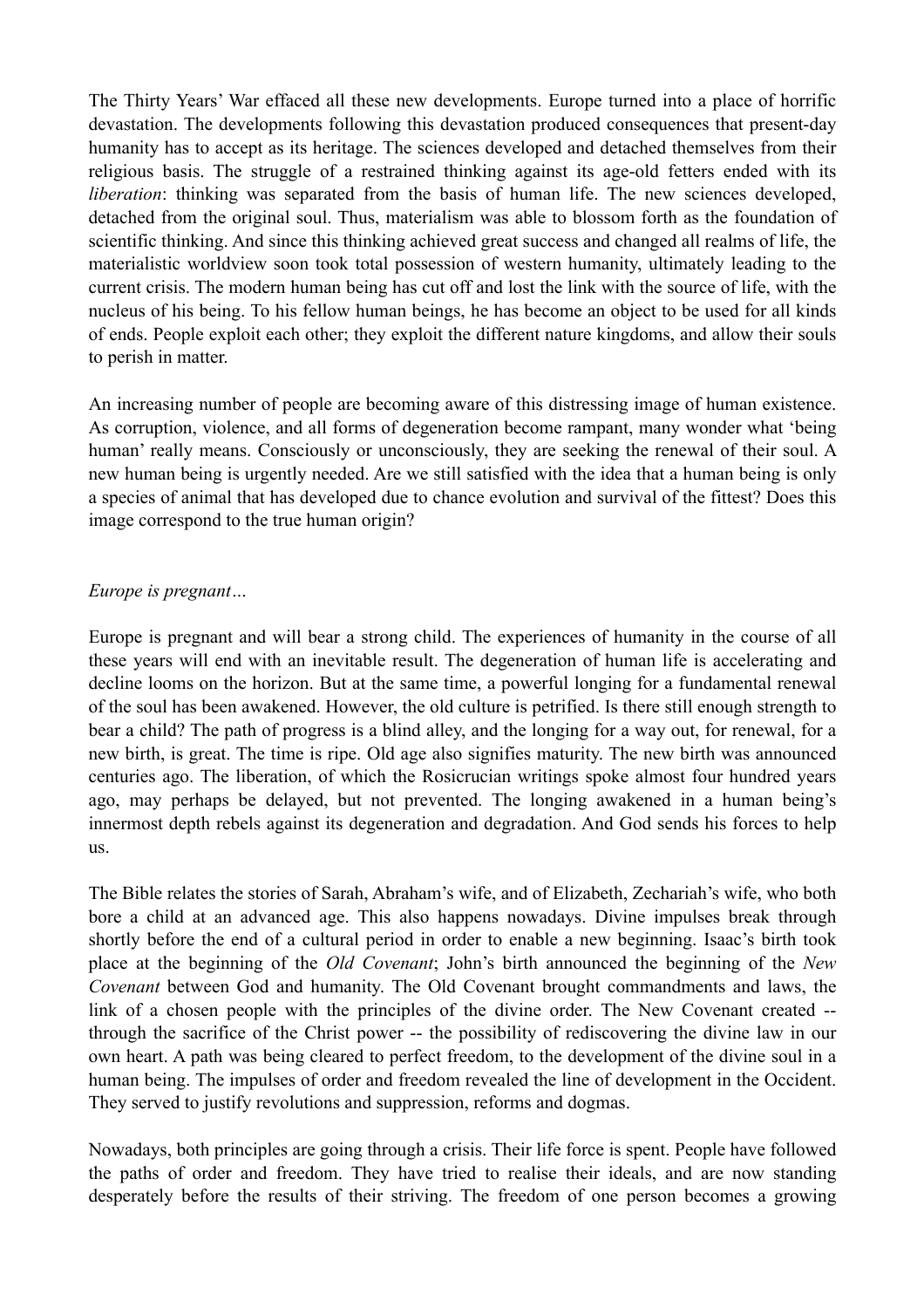The Thirty Years' War effaced all these new developments. Europe turned into a place of horrific devastation. The developments following this devastation produced consequences that present-day humanity has to accept as its heritage. The sciences developed and detached themselves from their religious basis. The struggle of a restrained thinking against its age-old fetters ended with its *liberation*: thinking was separated from the basis of human life. The new sciences developed, detached from the original soul. Thus, materialism was able to blossom forth as the foundation of scientific thinking. And since this thinking achieved great success and changed all realms of life, the materialistic worldview soon took total possession of western humanity, ultimately leading to the current crisis. The modern human being has cut off and lost the link with the source of life, with the nucleus of his being. To his fellow human beings, he has become an object to be used for all kinds of ends. People exploit each other; they exploit the different nature kingdoms, and allow their souls to perish in matter.

An increasing number of people are becoming aware of this distressing image of human existence. As corruption, violence, and all forms of degeneration become rampant, many wonder what 'being human' really means. Consciously or unconsciously, they are seeking the renewal of their soul. A new human being is urgently needed. Are we still satisfied with the idea that a human being is only a species of animal that has developed due to chance evolution and survival of the fittest? Does this image correspond to the true human origin?

*Europe is pregnant…*

Europe is pregnant and will bear a strong child. The experiences of humanity in the course of all these years will end with an inevitable result. The degeneration of human life is accelerating and decline looms on the horizon. But at the same time, a powerful longing for a fundamental renewal of the soul has been awakened. However, the old culture is petrified. Is there still enough strength to bear a child? The path of progress is a blind alley, and the longing for a way out, for renewal, for a new birth, is great. The time is ripe. Old age also signifies maturity. The new birth was announced centuries ago. The liberation, of which the Rosicrucian writings spoke almost four hundred years ago, may perhaps be delayed, but not prevented. The longing awakened in a human being's innermost depth rebels against its degeneration and degradation. And God sends his forces to help us.

The Bible relates the stories of Sarah, Abraham's wife, and of Elizabeth, Zechariah's wife, who both bore a child at an advanced age. This also happens nowadays. Divine impulses break through shortly before the end of a cultural period in order to enable a new beginning. Isaac's birth took place at the beginning of the *Old Covenant*; John's birth announced the beginning of the *New Covenant* between God and humanity. The Old Covenant brought commandments and laws, the link of a chosen people with the principles of the divine order. The New Covenant created -- through the sacrifice of the Christ power -- the possibility of rediscovering the divine law in our own heart. A path was being cleared to perfect freedom, to the development of the divine soul in a human being. The impulses of order and freedom revealed the line of development in the Occident. They served to justify revolutions and suppression, reforms and dogmas.

Nowadays, both principles are going through a crisis. Their life force is spent. People have followed the paths of order and freedom. They have tried to realise their ideals, and are now standing desperately before the results of their striving. The freedom of one person becomes a growing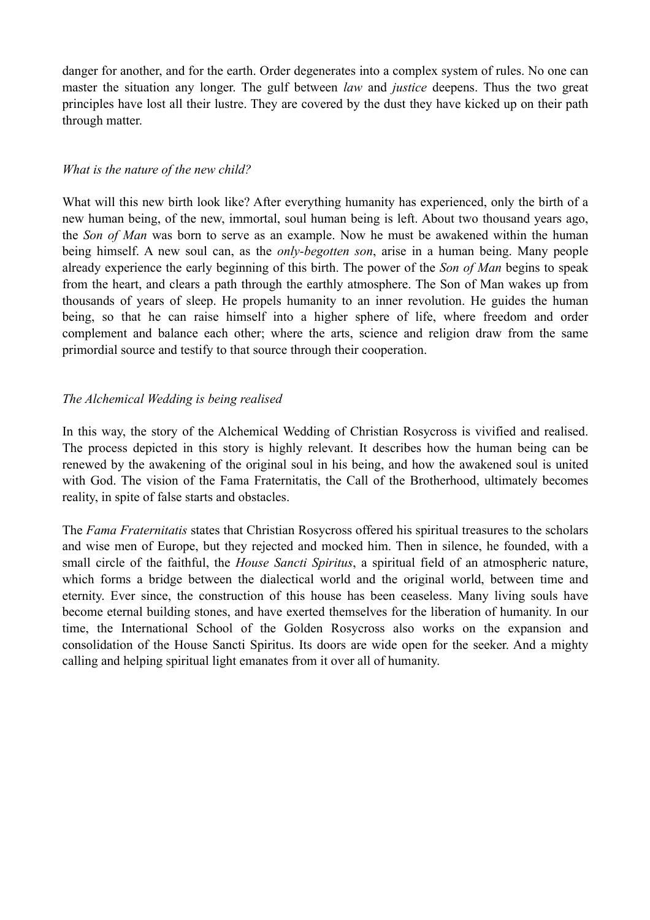danger for another, and for the earth. Order degenerates into a complex system of rules. No one can master the situation any longer. The gulf between *law* and *justice* deepens. Thus the two great principles have lost all their lustre. They are covered by the dust they have kicked up on their path through matter.

### *What is the nature of the new child?*

What will this new birth look like? After everything humanity has experienced, only the birth of a new human being, of the new, immortal, soul human being is left. About two thousand years ago, the *Son of Man* was born to serve as an example. Now he must be awakened within the human being himself. A new soul can, as the *only-begotten son*, arise in a human being. Many people already experience the early beginning of this birth. The power of the *Son of Man* begins to speak from the heart, and clears a path through the earthly atmosphere. The Son of Man wakes up from thousands of years of sleep. He propels humanity to an inner revolution. He guides the human being, so that he can raise himself into a higher sphere of life, where freedom and order complement and balance each other; where the arts, science and religion draw from the same primordial source and testify to that source through their cooperation.

### *The Alchemical Wedding is being realised*

In this way, the story of the Alchemical Wedding of Christian Rosycross is vivified and realised. The process depicted in this story is highly relevant. It describes how the human being can be renewed by the awakening of the original soul in his being, and how the awakened soul is united with God. The vision of the Fama Fraternitatis, the Call of the Brotherhood, ultimately becomes reality, in spite of false starts and obstacles.

The *Fama Fraternitatis* states that Christian Rosycross offered his spiritual treasures to the scholars and wise men of Europe, but they rejected and mocked him. Then in silence, he founded, with a small circle of the faithful, the *House Sancti Spiritus*, a spiritual field of an atmospheric nature, which forms a bridge between the dialectical world and the original world, between time and eternity. Ever since, the construction of this house has been ceaseless. Many living souls have become eternal building stones, and have exerted themselves for the liberation of humanity. In our time, the International School of the Golden Rosycross also works on the expansion and consolidation of the House Sancti Spiritus. Its doors are wide open for the seeker. And a mighty calling and helping spiritual light emanates from it over all of humanity.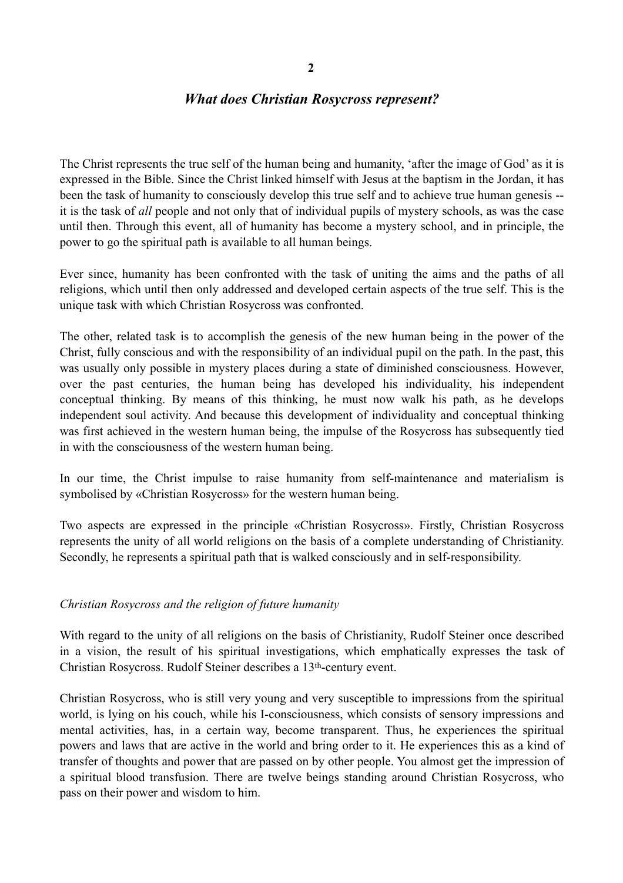## 2

## *What does Christian Rosycross represent?*

The Christ represents the true self of the human being and humanity, 'after the image of God' as it is expressed in the Bible. Since the Christ linked himself with Jesus at the baptism in the Jordan, it has been the task of humanity to consciously develop this true self and to achieve true human genesis -- it is the task of *all* people and not only that of individual pupils of mystery schools, as was the case until then. Through this event, all of humanity has become a mystery school, and in principle, the power to go the spiritual path is available to all human beings.

Ever since, humanity has been confronted with the task of uniting the aims and the paths of all religions, which until then only addressed and developed certain aspects of the true self. This is the unique task with which Christian Rosycross was confronted.

The other, related task is to accomplish the genesis of the new human being in the power of the Christ, fully conscious and with the responsibility of an individual pupil on the path. In the past, this was usually only possible in mystery places during a state of diminished consciousness. However, over the past centuries, the human being has developed his individuality, his independent conceptual thinking. By means of this thinking, he must now walk his path, as he develops independent soul activity. And because this development of individuality and conceptual thinking was first achieved in the western human being, the impulse of the Rosycross has subsequently tied in with the consciousness of the western human being.

In our time, the Christ impulse to raise humanity from self-maintenance and materialism is symbolised by «Christian Rosycross» for the western human being.

Two aspects are expressed in the principle «Christian Rosycross». Firstly, Christian Rosycross represents the unity of all world religions on the basis of a complete understanding of Christianity. Secondly, he represents a spiritual path that is walked consciously and in self-responsibility.

### *Christian Rosycross and the religion of future humanity*

With regard to the unity of all religions on the basis of Christianity, Rudolf Steiner once described in a vision, the result of his spiritual investigations, which emphatically expresses the task of Christian Rosycross. Rudolf Steiner describes a 13th-century event.

Christian Rosycross, who is still very young and very susceptible to impressions from the spiritual world, is lying on his couch, while his I-consciousness, which consists of sensory impressions and mental activities, has, in a certain way, become transparent. Thus, he experiences the spiritual powers and laws that are active in the world and bring order to it. He experiences this as a kind of transfer of thoughts and power that are passed on by other people. You almost get the impression of a spiritual blood transfusion. There are twelve beings standing around Christian Rosycross, who pass on their power and wisdom to him.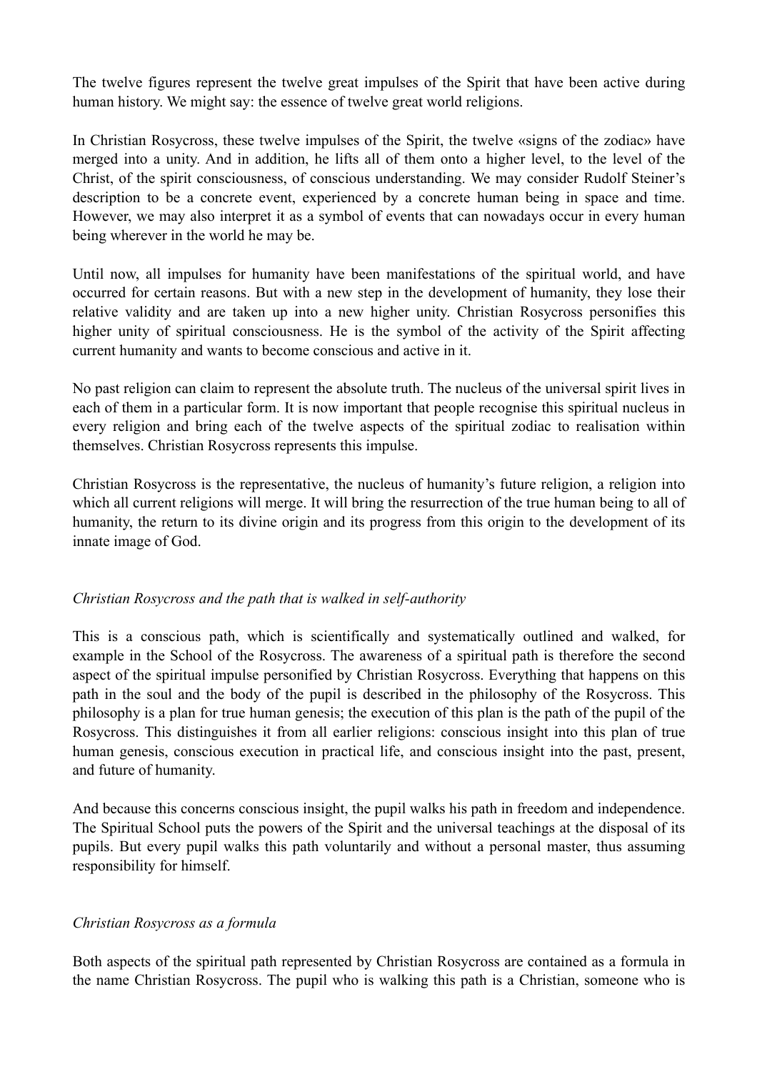The twelve figures represent the twelve great impulses of the Spirit that have been active during human history. We might say: the essence of twelve great world religions.

In Christian Rosycross, these twelve impulses of the Spirit, the twelve «signs of the zodiac» have merged into a unity. And in addition, he lifts all of them onto a higher level, to the level of the Christ, of the spirit consciousness, of conscious understanding. We may consider Rudolf Steiner's description to be a concrete event, experienced by a concrete human being in space and time. However, we may also interpret it as a symbol of events that can nowadays occur in every human being wherever in the world he may be.

Until now, all impulses for humanity have been manifestations of the spiritual world, and have occurred for certain reasons. But with a new step in the development of humanity, they lose their relative validity and are taken up into a new higher unity. Christian Rosycross personifies this higher unity of spiritual consciousness. He is the symbol of the activity of the Spirit affecting current humanity and wants to become conscious and active in it.

No past religion can claim to represent the absolute truth. The nucleus of the universal spirit lives in each of them in a particular form. It is now important that people recognise this spiritual nucleus in every religion and bring each of the twelve aspects of the spiritual zodiac to realisation within themselves. Christian Rosycross represents this impulse.

Christian Rosycross is the representative, the nucleus of humanity's future religion, a religion into which all current religions will merge. It will bring the resurrection of the true human being to all of humanity, the return to its divine origin and its progress from this origin to the development of its innate image of God.

*Christian Rosycross and the path that is walked in self-authority*

This is a conscious path, which is scientifically and systematically outlined and walked, for example in the School of the Rosycross. The awareness of a spiritual path is therefore the second aspect of the spiritual impulse personified by Christian Rosycross. Everything that happens on this path in the soul and the body of the pupil is described in the philosophy of the Rosycross. This philosophy is a plan for true human genesis; the execution of this plan is the path of the pupil of the Rosycross. This distinguishes it from all earlier religions: conscious insight into this plan of true human genesis, conscious execution in practical life, and conscious insight into the past, present, and future of humanity.

And because this concerns conscious insight, the pupil walks his path in freedom and independence. The Spiritual School puts the powers of the Spirit and the universal teachings at the disposal of its pupils. But every pupil walks this path voluntarily and without a personal master, thus assuming responsibility for himself.

*Christian Rosycross as a formula*

Both aspects of the spiritual path represented by Christian Rosycross are contained as a formula in the name Christian Rosycross. The pupil who is walking this path is a Christian, someone who is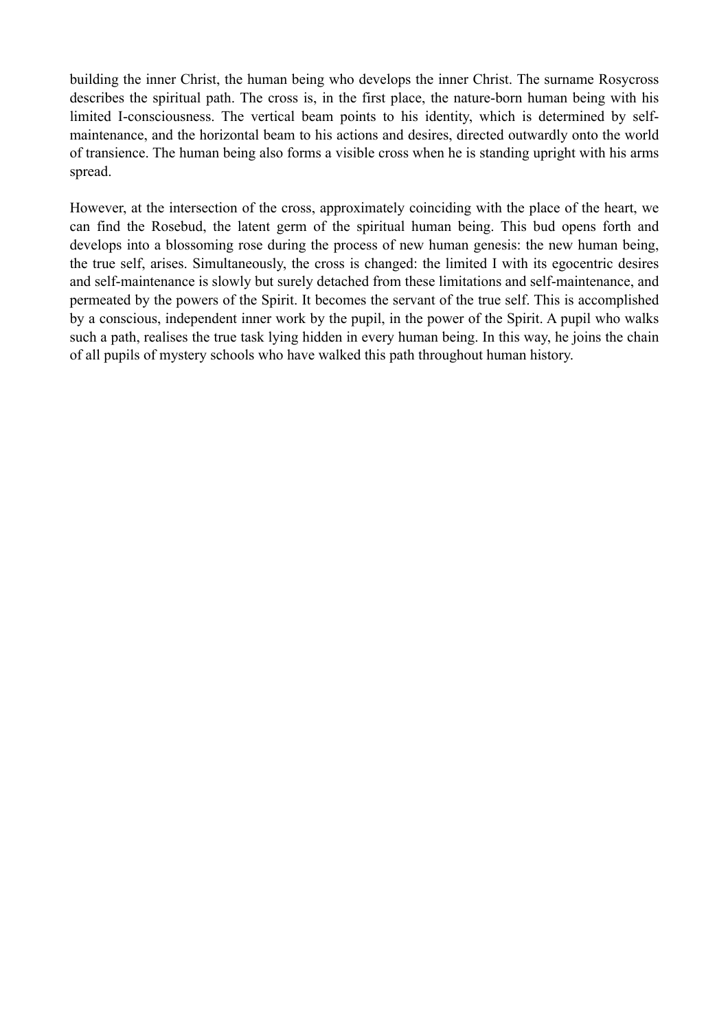building the inner Christ, the human being who develops the inner Christ. The surname Rosycross describes the spiritual path. The cross is, in the first place, the nature-born human being with his limited I-consciousness. The vertical beam points to his identity, which is determined by self-maintenance, and the horizontal beam to his actions and desires, directed outwardly onto the world of transience. The human being also forms a visible cross when he is standing upright with his arms spread.

However, at the intersection of the cross, approximately coinciding with the place of the heart, we can find the Rosebud, the latent germ of the spiritual human being. This bud opens forth and develops into a blossoming rose during the process of new human genesis: the new human being, the true self, arises. Simultaneously, the cross is changed: the limited I with its egocentric desires and self-maintenance is slowly but surely detached from these limitations and self-maintenance, and permeated by the powers of the Spirit. It becomes the servant of the true self. This is accomplished by a conscious, independent inner work by the pupil, in the power of the Spirit. A pupil who walks such a path, realises the true task lying hidden in every human being. In this way, he joins the chain of all pupils of mystery schools who have walked this path throughout human history.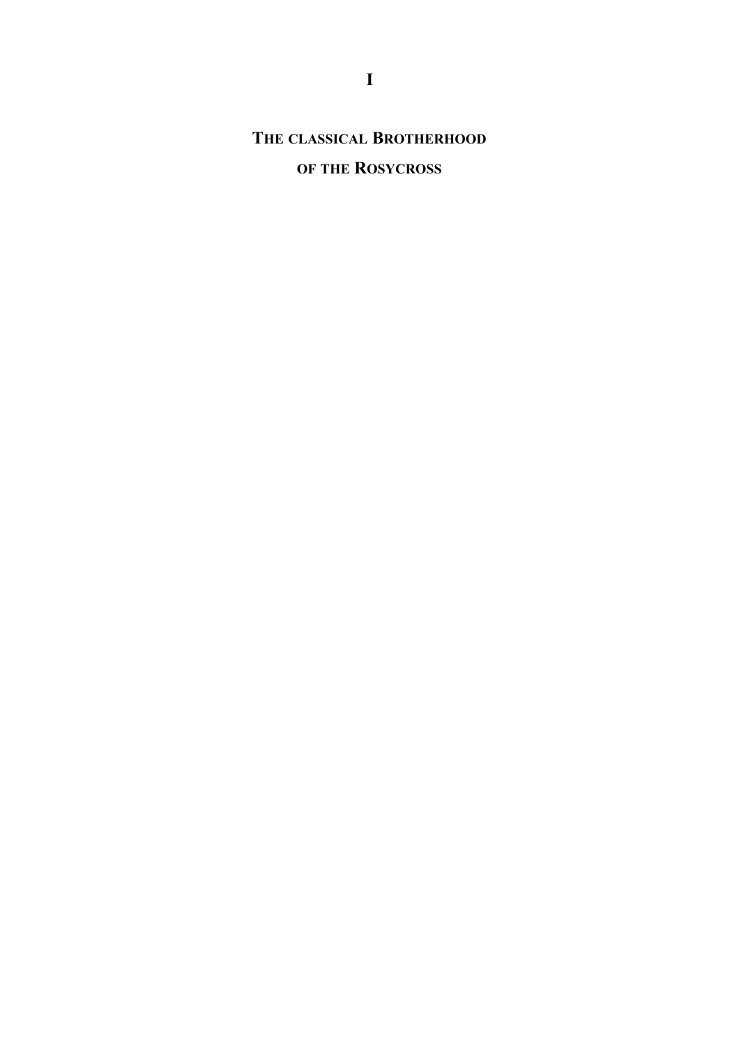# I

# The classical Brotherhood of the Rosycross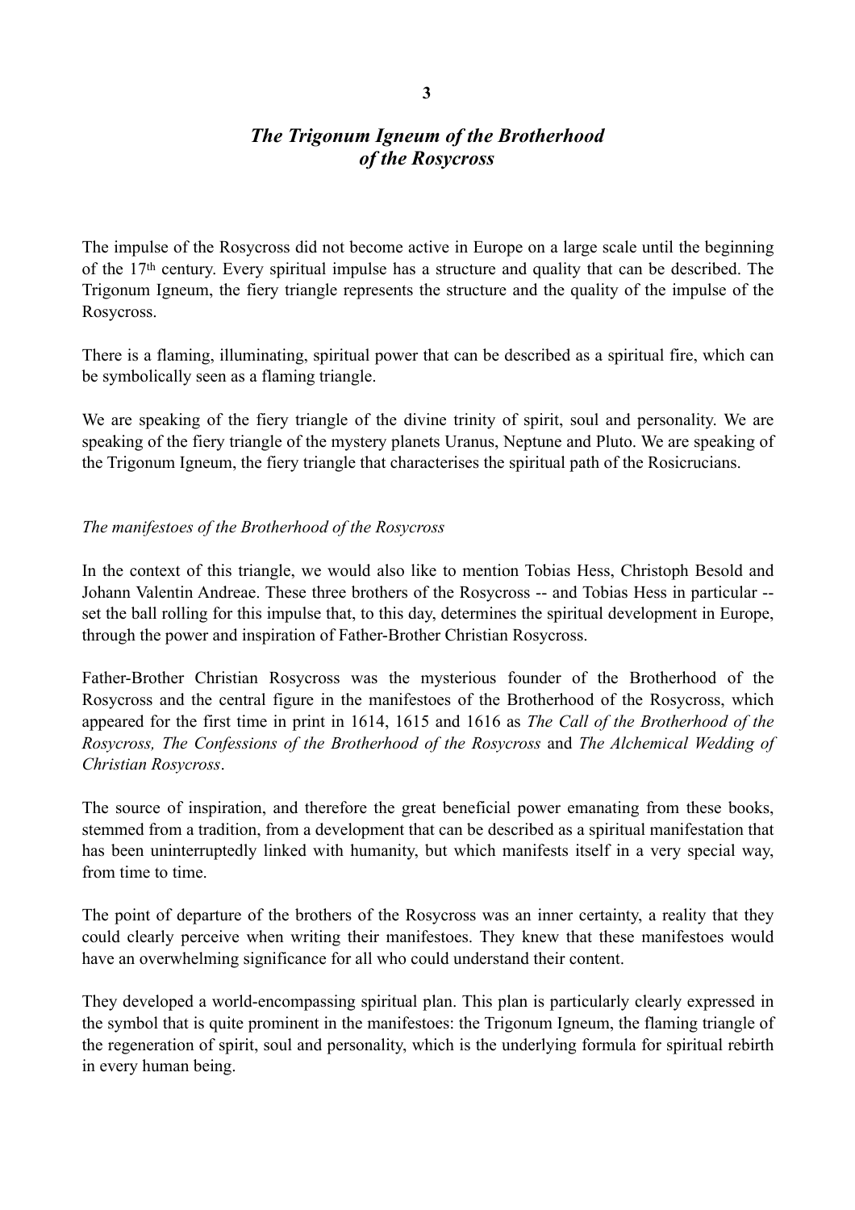# 3

## *The Trigonum Igneum of the Brotherhood of the Rosycross*

The impulse of the Rosycross did not become active in Europe on a large scale until the beginning of the 17th century. Every spiritual impulse has a structure and quality that can be described. The Trigonum Igneum, the fiery triangle represents the structure and the quality of the impulse of the Rosycross.

There is a flaming, illuminating, spiritual power that can be described as a spiritual fire, which can be symbolically seen as a flaming triangle.

We are speaking of the fiery triangle of the divine trinity of spirit, soul and personality. We are speaking of the fiery triangle of the mystery planets Uranus, Neptune and Pluto. We are speaking of the Trigonum Igneum, the fiery triangle that characterises the spiritual path of the Rosicrucians.

*The manifestoes of the Brotherhood of the Rosycross*

In the context of this triangle, we would also like to mention Tobias Hess, Christoph Besold and Johann Valentin Andreae. These three brothers of the Rosycross -- and Tobias Hess in particular -- set the ball rolling for this impulse that, to this day, determines the spiritual development in Europe, through the power and inspiration of Father-Brother Christian Rosycross.

Father-Brother Christian Rosycross was the mysterious founder of the Brotherhood of the Rosycross and the central figure in the manifestoes of the Brotherhood of the Rosycross, which appeared for the first time in print in 1614, 1615 and 1616 as *The Call of the Brotherhood of the Rosycross, The Confessions of the Brotherhood of the Rosycross* and *The Alchemical Wedding of Christian Rosycross*.

The source of inspiration, and therefore the great beneficial power emanating from these books, stemmed from a tradition, from a development that can be described as a spiritual manifestation that has been uninterruptedly linked with humanity, but which manifests itself in a very special way, from time to time.

The point of departure of the brothers of the Rosycross was an inner certainty, a reality that they could clearly perceive when writing their manifestoes. They knew that these manifestoes would have an overwhelming significance for all who could understand their content.

They developed a world-encompassing spiritual plan. This plan is particularly clearly expressed in the symbol that is quite prominent in the manifestoes: the Trigonum Igneum, the flaming triangle of the regeneration of spirit, soul and personality, which is the underlying formula for spiritual rebirth in every human being.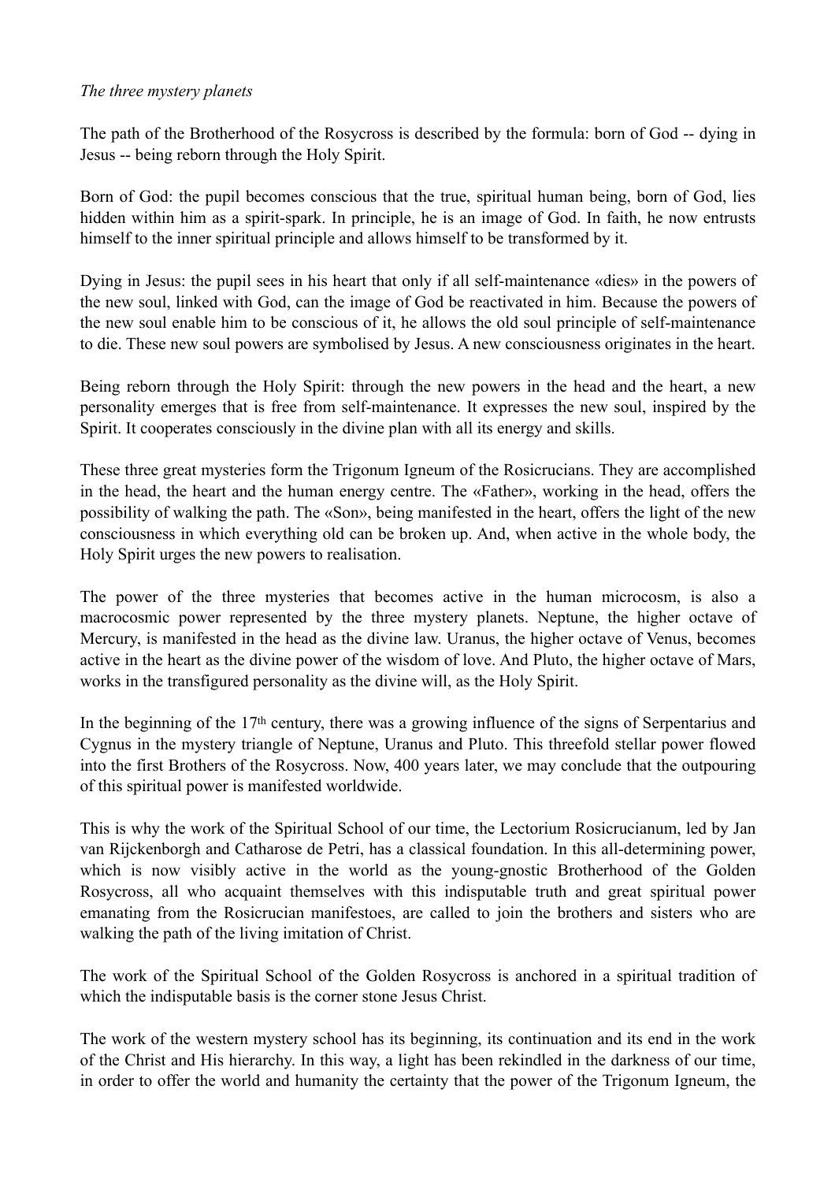*The three mystery planets*

The path of the Brotherhood of the Rosycross is described by the formula: born of God -- dying in Jesus -- being reborn through the Holy Spirit.

Born of God: the pupil becomes conscious that the true, spiritual human being, born of God, lies hidden within him as a spirit-spark. In principle, he is an image of God. In faith, he now entrusts himself to the inner spiritual principle and allows himself to be transformed by it.

Dying in Jesus: the pupil sees in his heart that only if all self-maintenance «dies» in the powers of the new soul, linked with God, can the image of God be reactivated in him. Because the powers of the new soul enable him to be conscious of it, he allows the old soul principle of self-maintenance to die. These new soul powers are symbolised by Jesus. A new consciousness originates in the heart.

Being reborn through the Holy Spirit: through the new powers in the head and the heart, a new personality emerges that is free from self-maintenance. It expresses the new soul, inspired by the Spirit. It cooperates consciously in the divine plan with all its energy and skills.

These three great mysteries form the Trigonum Igneum of the Rosicrucians. They are accomplished in the head, the heart and the human energy centre. The «Father», working in the head, offers the possibility of walking the path. The «Son», being manifested in the heart, offers the light of the new consciousness in which everything old can be broken up. And, when active in the whole body, the Holy Spirit urges the new powers to realisation.

The power of the three mysteries that becomes active in the human microcosm, is also a macrocosmic power represented by the three mystery planets. Neptune, the higher octave of Mercury, is manifested in the head as the divine law. Uranus, the higher octave of Venus, becomes active in the heart as the divine power of the wisdom of love. And Pluto, the higher octave of Mars, works in the transfigured personality as the divine will, as the Holy Spirit.

In the beginning of the 17th century, there was a growing influence of the signs of Serpentarius and Cygnus in the mystery triangle of Neptune, Uranus and Pluto. This threefold stellar power flowed into the first Brothers of the Rosycross. Now, 400 years later, we may conclude that the outpouring of this spiritual power is manifested worldwide.

This is why the work of the Spiritual School of our time, the Lectorium Rosicrucianum, led by Jan van Rijckenborgh and Catharose de Petri, has a classical foundation. In this all-determining power, which is now visibly active in the world as the young-gnostic Brotherhood of the Golden Rosycross, all who acquaint themselves with this indisputable truth and great spiritual power emanating from the Rosicrucian manifestoes, are called to join the brothers and sisters who are walking the path of the living imitation of Christ.

The work of the Spiritual School of the Golden Rosycross is anchored in a spiritual tradition of which the indisputable basis is the corner stone Jesus Christ.

The work of the western mystery school has its beginning, its continuation and its end in the work of the Christ and His hierarchy. In this way, a light has been rekindled in the darkness of our time, in order to offer the world and humanity the certainty that the power of the Trigonum Igneum, the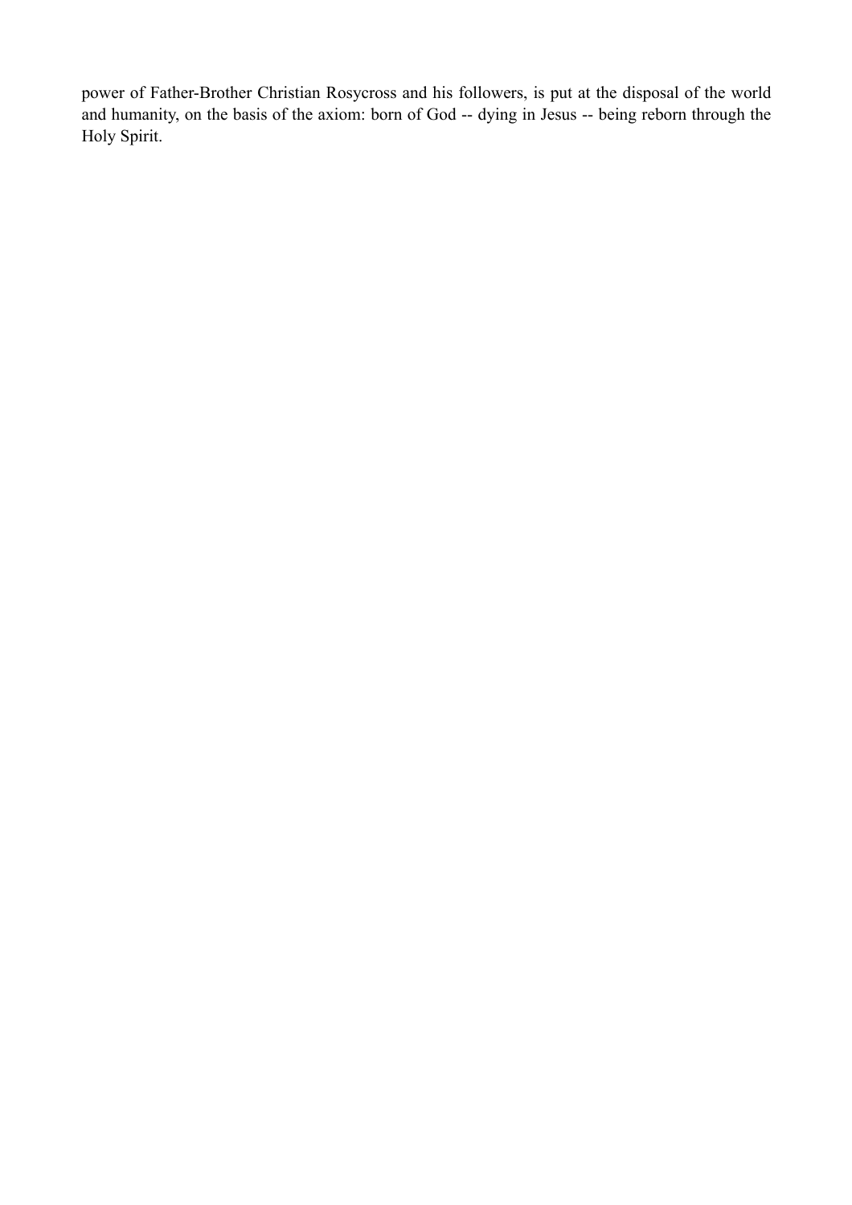power of Father-Brother Christian Rosycross and his followers, is put at the disposal of the world and humanity, on the basis of the axiom: born of God -- dying in Jesus -- being reborn through the Holy Spirit.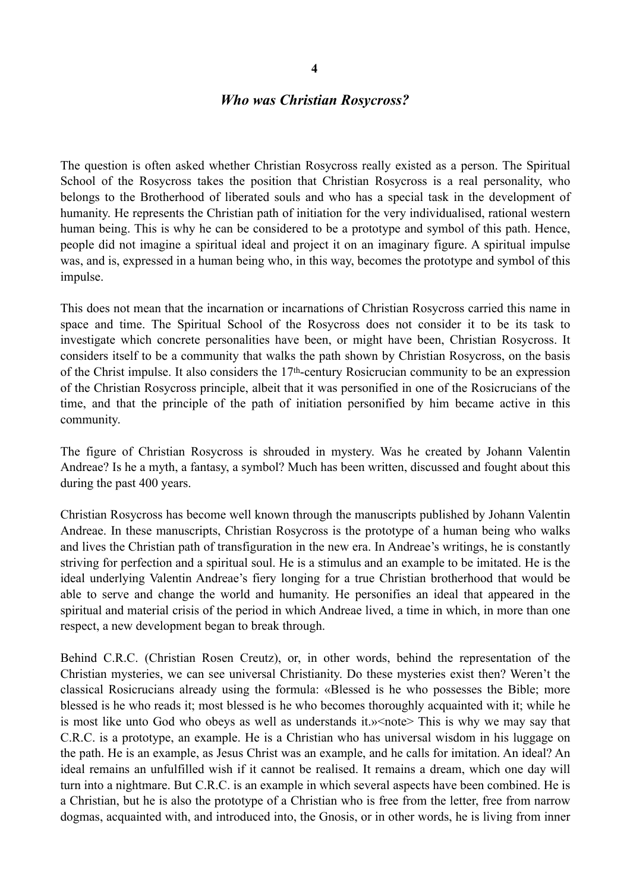# 4

## *Who was Christian Rosycross?*

The question is often asked whether Christian Rosycross really existed as a person. The Spiritual School of the Rosycross takes the position that Christian Rosycross is a real personality, who belongs to the Brotherhood of liberated souls and who has a special task in the development of humanity. He represents the Christian path of initiation for the very individualised, rational western human being. This is why he can be considered to be a prototype and symbol of this path. Hence, people did not imagine a spiritual ideal and project it on an imaginary figure. A spiritual impulse was, and is, expressed in a human being who, in this way, becomes the prototype and symbol of this impulse.

This does not mean that the incarnation or incarnations of Christian Rosycross carried this name in space and time. The Spiritual School of the Rosycross does not consider it to be its task to investigate which concrete personalities have been, or might have been, Christian Rosycross. It considers itself to be a community that walks the path shown by Christian Rosycross, on the basis of the Christ impulse. It also considers the 17th-century Rosicrucian community to be an expression of the Christian Rosycross principle, albeit that it was personified in one of the Rosicrucians of the time, and that the principle of the path of initiation personified by him became active in this community.

The figure of Christian Rosycross is shrouded in mystery. Was he created by Johann Valentin Andreae? Is he a myth, a fantasy, a symbol? Much has been written, discussed and fought about this during the past 400 years.

Christian Rosycross has become well known through the manuscripts published by Johann Valentin Andreae. In these manuscripts, Christian Rosycross is the prototype of a human being who walks and lives the Christian path of transfiguration in the new era. In Andreae's writings, he is constantly striving for perfection and a spiritual soul. He is a stimulus and an example to be imitated. He is the ideal underlying Valentin Andreae's fiery longing for a true Christian brotherhood that would be able to serve and change the world and humanity. He personifies an ideal that appeared in the spiritual and material crisis of the period in which Andreae lived, a time in which, in more than one respect, a new development began to break through.

Behind C.R.C. (Christian Rosen Creutz), or, in other words, behind the representation of the Christian mysteries, we can see universal Christianity. Do these mysteries exist then? Weren't the classical Rosicrucians already using the formula: «Blessed is he who possesses the Bible; more blessed is he who reads it; most blessed is he who becomes thoroughly acquainted with it; while he is most like unto God who obeys as well as understands it.»<note> This is why we may say that C.R.C. is a prototype, an example. He is a Christian who has universal wisdom in his luggage on the path. He is an example, as Jesus Christ was an example, and he calls for imitation. An ideal? An ideal remains an unfulfilled wish if it cannot be realised. It remains a dream, which one day will turn into a nightmare. But C.R.C. is an example in which several aspects have been combined. He is a Christian, but he is also the prototype of a Christian who is free from the letter, free from narrow dogmas, acquainted with, and introduced into, the Gnosis, or in other words, he is living from inner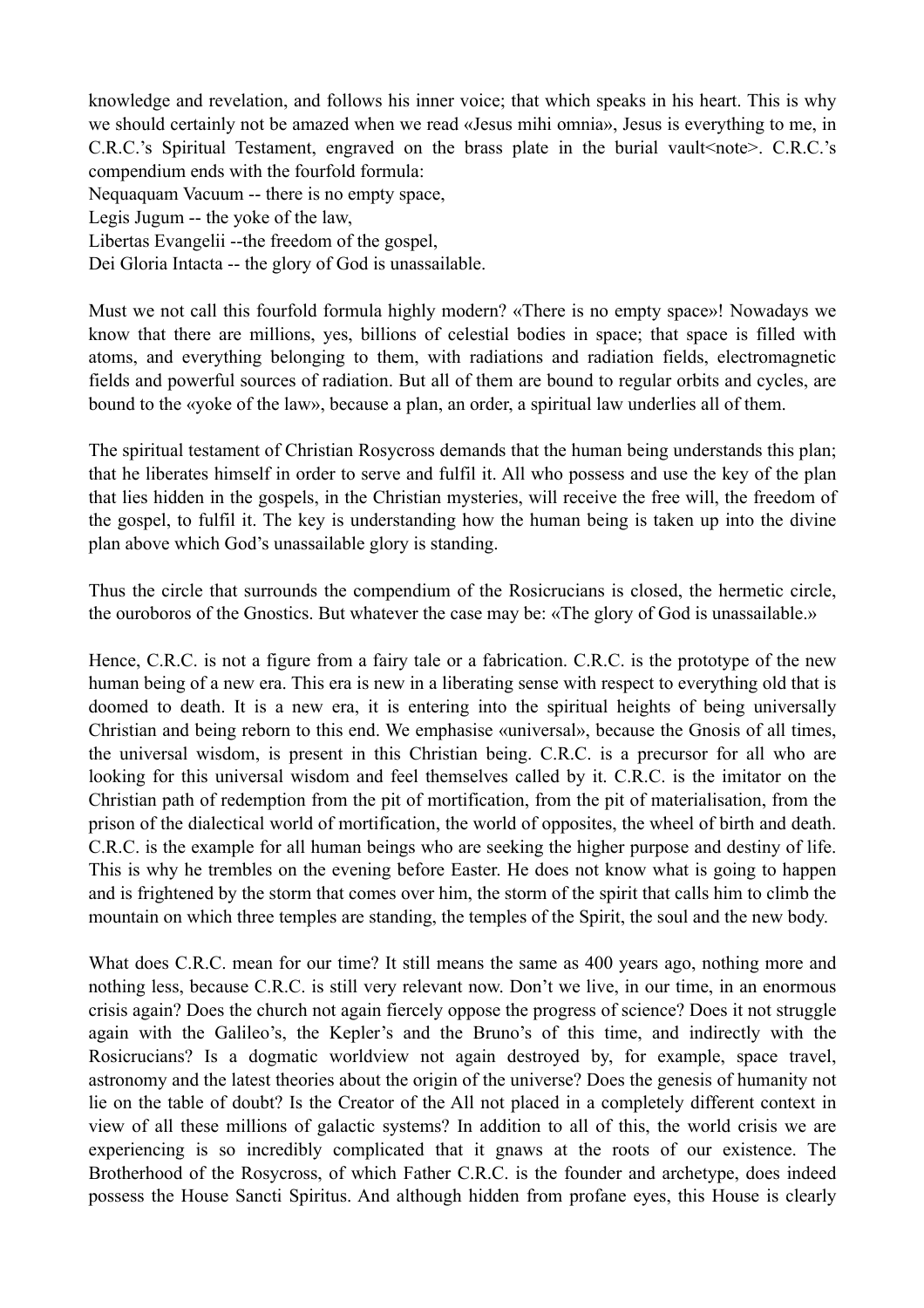knowledge and revelation, and follows his inner voice; that which speaks in his heart. This is why we should certainly not be amazed when we read «Jesus mihi omnia», Jesus is everything to me, in C.R.C.'s Spiritual Testament, engraved on the brass plate in the burial vault<note>. C.R.C.'s compendium ends with the fourfold formula:

Nequaquam Vacuum -- there is no empty space,
Legis Jugum -- the yoke of the law,
Libertas Evangelii --the freedom of the gospel,
Dei Gloria Intacta -- the glory of God is unassailable.

Must we not call this fourfold formula highly modern? «There is no empty space»! Nowadays we know that there are millions, yes, billions of celestial bodies in space; that space is filled with atoms, and everything belonging to them, with radiations and radiation fields, electromagnetic fields and powerful sources of radiation. But all of them are bound to regular orbits and cycles, are bound to the «yoke of the law», because a plan, an order, a spiritual law underlies all of them.

The spiritual testament of Christian Rosycross demands that the human being understands this plan; that he liberates himself in order to serve and fulfil it. All who possess and use the key of the plan that lies hidden in the gospels, in the Christian mysteries, will receive the free will, the freedom of the gospel, to fulfil it. The key is understanding how the human being is taken up into the divine plan above which God's unassailable glory is standing.

Thus the circle that surrounds the compendium of the Rosicrucians is closed, the hermetic circle, the ouroboros of the Gnostics. But whatever the case may be: «The glory of God is unassailable.»

Hence, C.R.C. is not a figure from a fairy tale or a fabrication. C.R.C. is the prototype of the new human being of a new era. This era is new in a liberating sense with respect to everything old that is doomed to death. It is a new era, it is entering into the spiritual heights of being universally Christian and being reborn to this end. We emphasise «universal», because the Gnosis of all times, the universal wisdom, is present in this Christian being. C.R.C. is a precursor for all who are looking for this universal wisdom and feel themselves called by it. C.R.C. is the imitator on the Christian path of redemption from the pit of mortification, from the pit of materialisation, from the prison of the dialectical world of mortification, the world of opposites, the wheel of birth and death. C.R.C. is the example for all human beings who are seeking the higher purpose and destiny of life. This is why he trembles on the evening before Easter. He does not know what is going to happen and is frightened by the storm that comes over him, the storm of the spirit that calls him to climb the mountain on which three temples are standing, the temples of the Spirit, the soul and the new body.

What does C.R.C. mean for our time? It still means the same as 400 years ago, nothing more and nothing less, because C.R.C. is still very relevant now. Don't we live, in our time, in an enormous crisis again? Does the church not again fiercely oppose the progress of science? Does it not struggle again with the Galileo's, the Kepler's and the Bruno's of this time, and indirectly with the Rosicrucians? Is a dogmatic worldview not again destroyed by, for example, space travel, astronomy and the latest theories about the origin of the universe? Does the genesis of humanity not lie on the table of doubt? Is the Creator of the All not placed in a completely different context in view of all these millions of galactic systems? In addition to all of this, the world crisis we are experiencing is so incredibly complicated that it gnaws at the roots of our existence. The Brotherhood of the Rosycross, of which Father C.R.C. is the founder and archetype, does indeed possess the House Sancti Spiritus. And although hidden from profane eyes, this House is clearly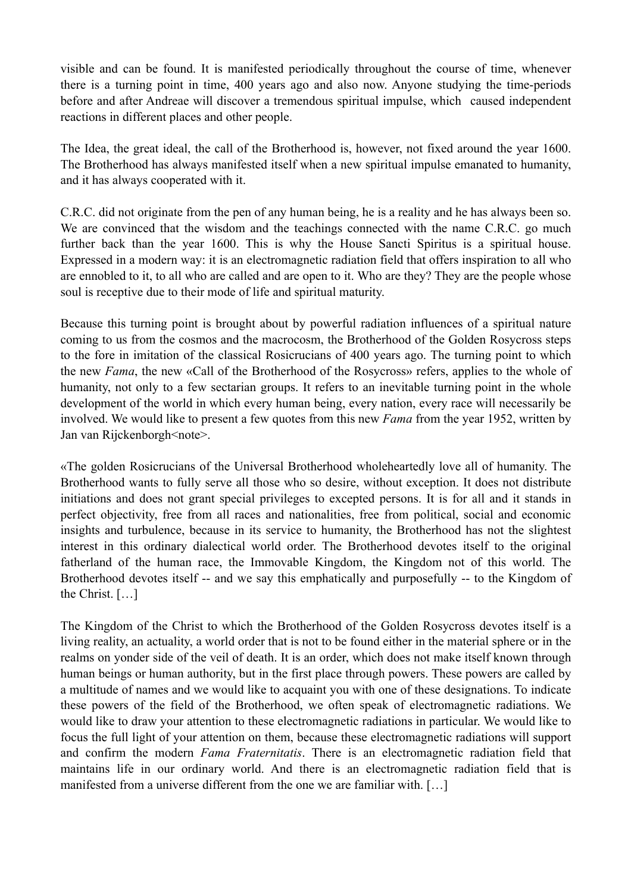visible and can be found. It is manifested periodically throughout the course of time, whenever there is a turning point in time, 400 years ago and also now. Anyone studying the time-periods before and after Andreae will discover a tremendous spiritual impulse, which caused independent reactions in different places and other people.

The Idea, the great ideal, the call of the Brotherhood is, however, not fixed around the year 1600. The Brotherhood has always manifested itself when a new spiritual impulse emanated to humanity, and it has always cooperated with it.

C.R.C. did not originate from the pen of any human being, he is a reality and he has always been so. We are convinced that the wisdom and the teachings connected with the name C.R.C. go much further back than the year 1600. This is why the House Sancti Spiritus is a spiritual house. Expressed in a modern way: it is an electromagnetic radiation field that offers inspiration to all who are ennobled to it, to all who are called and are open to it. Who are they? They are the people whose soul is receptive due to their mode of life and spiritual maturity.

Because this turning point is brought about by powerful radiation influences of a spiritual nature coming to us from the cosmos and the macrocosm, the Brotherhood of the Golden Rosycross steps to the fore in imitation of the classical Rosicrucians of 400 years ago. The turning point to which the new *Fama*, the new «Call of the Brotherhood of the Rosycross» refers, applies to the whole of humanity, not only to a few sectarian groups. It refers to an inevitable turning point in the whole development of the world in which every human being, every nation, every race will necessarily be involved. We would like to present a few quotes from this new *Fama* from the year 1952, written by Jan van Rijckenborgh<note>.

«The golden Rosicrucians of the Universal Brotherhood wholeheartedly love all of humanity. The Brotherhood wants to fully serve all those who so desire, without exception. It does not distribute initiations and does not grant special privileges to excepted persons. It is for all and it stands in perfect objectivity, free from all races and nationalities, free from political, social and economic insights and turbulence, because in its service to humanity, the Brotherhood has not the slightest interest in this ordinary dialectical world order. The Brotherhood devotes itself to the original fatherland of the human race, the Immovable Kingdom, the Kingdom not of this world. The Brotherhood devotes itself -- and we say this emphatically and purposefully -- to the Kingdom of the Christ. […]

The Kingdom of the Christ to which the Brotherhood of the Golden Rosycross devotes itself is a living reality, an actuality, a world order that is not to be found either in the material sphere or in the realms on yonder side of the veil of death. It is an order, which does not make itself known through human beings or human authority, but in the first place through powers. These powers are called by a multitude of names and we would like to acquaint you with one of these designations. To indicate these powers of the field of the Brotherhood, we often speak of electromagnetic radiations. We would like to draw your attention to these electromagnetic radiations in particular. We would like to focus the full light of your attention on them, because these electromagnetic radiations will support and confirm the modern *Fama Fraternitatis*. There is an electromagnetic radiation field that maintains life in our ordinary world. And there is an electromagnetic radiation field that is manifested from a universe different from the one we are familiar with. […]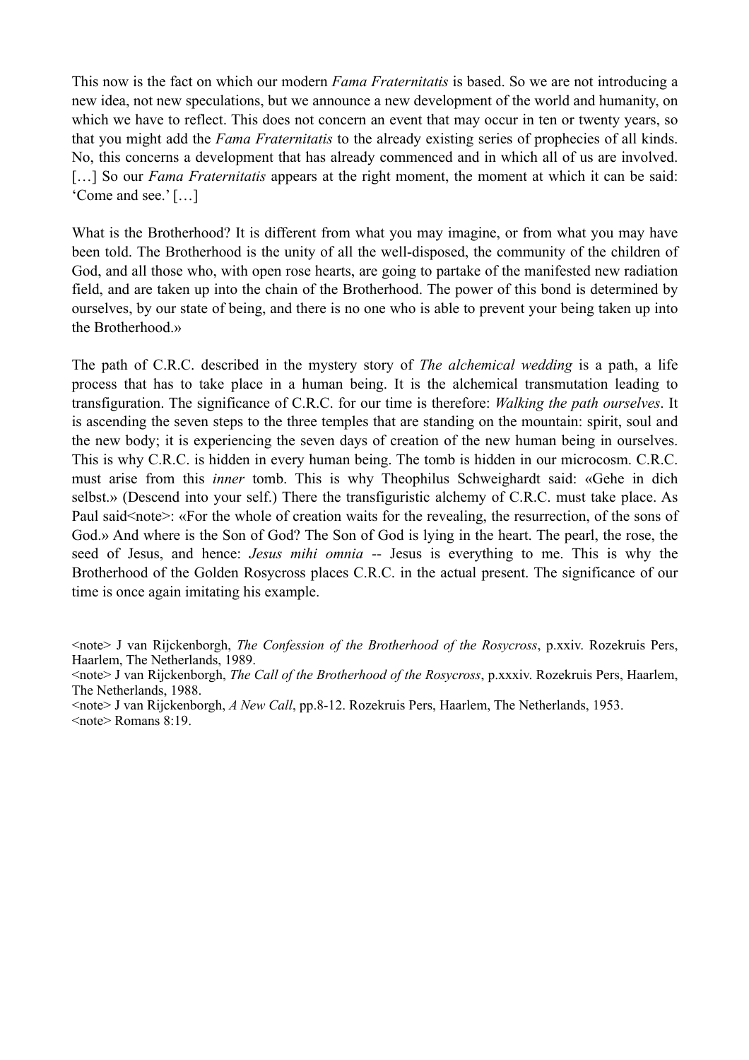This now is the fact on which our modern *Fama Fraternitatis* is based. So we are not introducing a new idea, not new speculations, but we announce a new development of the world and humanity, on which we have to reflect. This does not concern an event that may occur in ten or twenty years, so that you might add the *Fama Fraternitatis* to the already existing series of prophecies of all kinds. No, this concerns a development that has already commenced and in which all of us are involved. […] So our *Fama Fraternitatis* appears at the right moment, the moment at which it can be said: 'Come and see.' […]

What is the Brotherhood? It is different from what you may imagine, or from what you may have been told. The Brotherhood is the unity of all the well-disposed, the community of the children of God, and all those who, with open rose hearts, are going to partake of the manifested new radiation field, and are taken up into the chain of the Brotherhood. The power of this bond is determined by ourselves, by our state of being, and there is no one who is able to prevent your being taken up into the Brotherhood.»

The path of C.R.C. described in the mystery story of *The alchemical wedding* is a path, a life process that has to take place in a human being. It is the alchemical transmutation leading to transfiguration. The significance of C.R.C. for our time is therefore: *Walking the path ourselves*. It is ascending the seven steps to the three temples that are standing on the mountain: spirit, soul and the new body; it is experiencing the seven days of creation of the new human being in ourselves. This is why C.R.C. is hidden in every human being. The tomb is hidden in our microcosm. C.R.C. must arise from this *inner* tomb. This is why Theophilus Schweighardt said: «Gehe in dich selbst.» (Descend into your self.) There the transfiguristic alchemy of C.R.C. must take place. As Paul said<note>: «For the whole of creation waits for the revealing, the resurrection, of the sons of God.» And where is the Son of God? The Son of God is lying in the heart. The pearl, the rose, the seed of Jesus, and hence: *Jesus mihi omnia* -- Jesus is everything to me. This is why the Brotherhood of the Golden Rosycross places C.R.C. in the actual present. The significance of our time is once again imitating his example.

<note> J van Rijckenborgh, *The Confession of the Brotherhood of the Rosycross*, p.xxiv. Rozekruis Pers, Haarlem, The Netherlands, 1989.
<note> J van Rijckenborgh, *The Call of the Brotherhood of the Rosycross*, p.xxxiv. Rozekruis Pers, Haarlem, The Netherlands, 1988.
<note> J van Rijckenborgh, *A New Call*, pp.8-12. Rozekruis Pers, Haarlem, The Netherlands, 1953.
<note> Romans 8:19.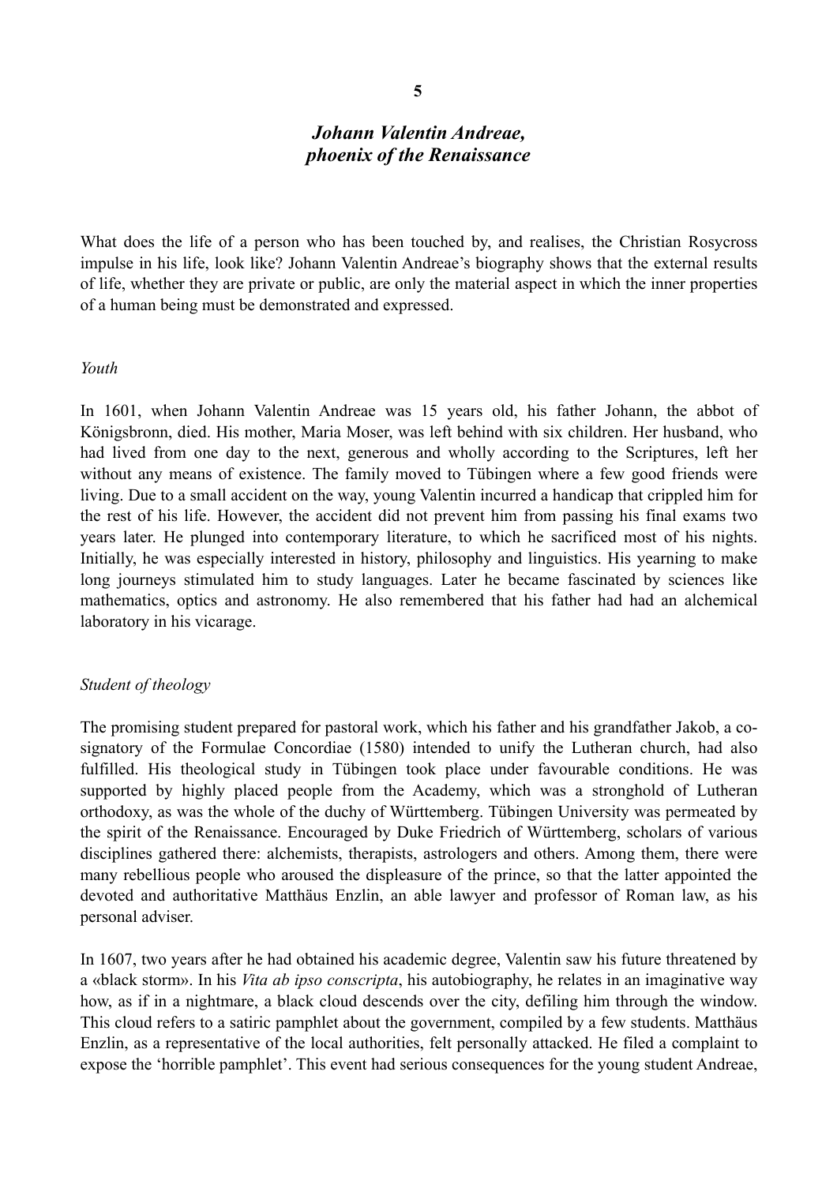# 5

## *Johann Valentin Andreae, phoenix of the Renaissance*

What does the life of a person who has been touched by, and realises, the Christian Rosycross impulse in his life, look like? Johann Valentin Andreae's biography shows that the external results of life, whether they are private or public, are only the material aspect in which the inner properties of a human being must be demonstrated and expressed.

### *Youth*

In 1601, when Johann Valentin Andreae was 15 years old, his father Johann, the abbot of Königsbronn, died. His mother, Maria Moser, was left behind with six children. Her husband, who had lived from one day to the next, generous and wholly according to the Scriptures, left her without any means of existence. The family moved to Tübingen where a few good friends were living. Due to a small accident on the way, young Valentin incurred a handicap that crippled him for the rest of his life. However, the accident did not prevent him from passing his final exams two years later. He plunged into contemporary literature, to which he sacrificed most of his nights. Initially, he was especially interested in history, philosophy and linguistics. His yearning to make long journeys stimulated him to study languages. Later he became fascinated by sciences like mathematics, optics and astronomy. He also remembered that his father had had an alchemical laboratory in his vicarage.

### *Student of theology*

The promising student prepared for pastoral work, which his father and his grandfather Jakob, a co-signatory of the Formulae Concordiae (1580) intended to unify the Lutheran church, had also fulfilled. His theological study in Tübingen took place under favourable conditions. He was supported by highly placed people from the Academy, which was a stronghold of Lutheran orthodoxy, as was the whole of the duchy of Württemberg. Tübingen University was permeated by the spirit of the Renaissance. Encouraged by Duke Friedrich of Württemberg, scholars of various disciplines gathered there: alchemists, therapists, astrologers and others. Among them, there were many rebellious people who aroused the displeasure of the prince, so that the latter appointed the devoted and authoritative Matthäus Enzlin, an able lawyer and professor of Roman law, as his personal adviser.

In 1607, two years after he had obtained his academic degree, Valentin saw his future threatened by a «black storm». In his *Vita ab ipso conscripta*, his autobiography, he relates in an imaginative way how, as if in a nightmare, a black cloud descends over the city, defiling him through the window. This cloud refers to a satiric pamphlet about the government, compiled by a few students. Matthäus Enzlin, as a representative of the local authorities, felt personally attacked. He filed a complaint to expose the 'horrible pamphlet'. This event had serious consequences for the young student Andreae,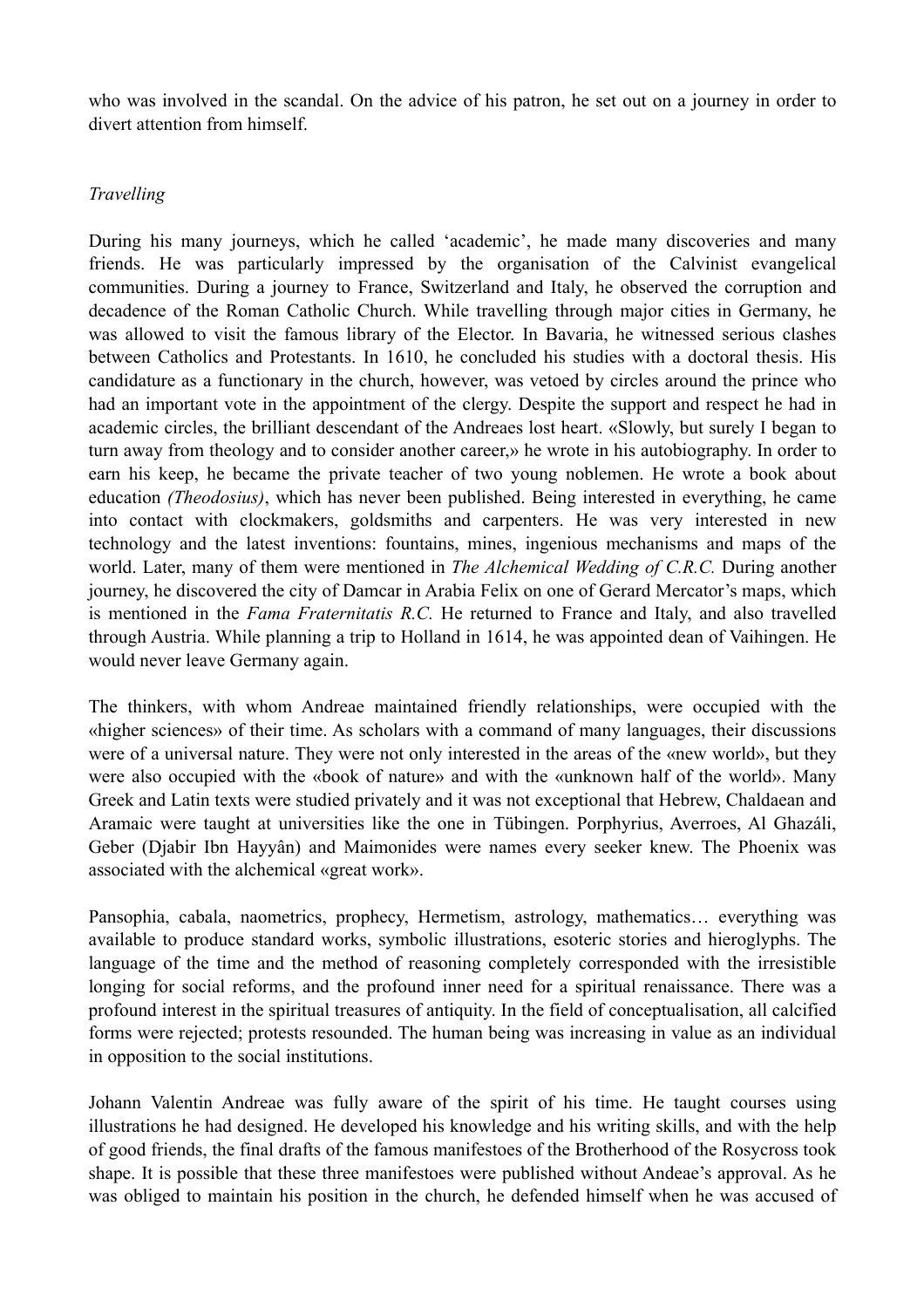who was involved in the scandal. On the advice of his patron, he set out on a journey in order to divert attention from himself.

*Travelling*

During his many journeys, which he called 'academic', he made many discoveries and many friends. He was particularly impressed by the organisation of the Calvinist evangelical communities. During a journey to France, Switzerland and Italy, he observed the corruption and decadence of the Roman Catholic Church. While travelling through major cities in Germany, he was allowed to visit the famous library of the Elector. In Bavaria, he witnessed serious clashes between Catholics and Protestants. In 1610, he concluded his studies with a doctoral thesis. His candidature as a functionary in the church, however, was vetoed by circles around the prince who had an important vote in the appointment of the clergy. Despite the support and respect he had in academic circles, the brilliant descendant of the Andreaes lost heart. «Slowly, but surely I began to turn away from theology and to consider another career,» he wrote in his autobiography. In order to earn his keep, he became the private teacher of two young noblemen. He wrote a book about education *(Theodosius)*, which has never been published. Being interested in everything, he came into contact with clockmakers, goldsmiths and carpenters. He was very interested in new technology and the latest inventions: fountains, mines, ingenious mechanisms and maps of the world. Later, many of them were mentioned in *The Alchemical Wedding of C.R.C.* During another journey, he discovered the city of Damcar in Arabia Felix on one of Gerard Mercator's maps, which is mentioned in the *Fama Fraternitatis R.C.* He returned to France and Italy, and also travelled through Austria. While planning a trip to Holland in 1614, he was appointed dean of Vaihingen. He would never leave Germany again.

The thinkers, with whom Andreae maintained friendly relationships, were occupied with the «higher sciences» of their time. As scholars with a command of many languages, their discussions were of a universal nature. They were not only interested in the areas of the «new world», but they were also occupied with the «book of nature» and with the «unknown half of the world». Many Greek and Latin texts were studied privately and it was not exceptional that Hebrew, Chaldaean and Aramaic were taught at universities like the one in Tübingen. Porphyrius, Averroes, Al Ghazáli, Geber (Djabir Ibn Hayyân) and Maimonides were names every seeker knew. The Phoenix was associated with the alchemical «great work».

Pansophia, cabala, naometrics, prophecy, Hermetism, astrology, mathematics… everything was available to produce standard works, symbolic illustrations, esoteric stories and hieroglyphs. The language of the time and the method of reasoning completely corresponded with the irresistible longing for social reforms, and the profound inner need for a spiritual renaissance. There was a profound interest in the spiritual treasures of antiquity. In the field of conceptualisation, all calcified forms were rejected; protests resounded. The human being was increasing in value as an individual in opposition to the social institutions.

Johann Valentin Andreae was fully aware of the spirit of his time. He taught courses using illustrations he had designed. He developed his knowledge and his writing skills, and with the help of good friends, the final drafts of the famous manifestoes of the Brotherhood of the Rosycross took shape. It is possible that these three manifestoes were published without Andeae's approval. As he was obliged to maintain his position in the church, he defended himself when he was accused of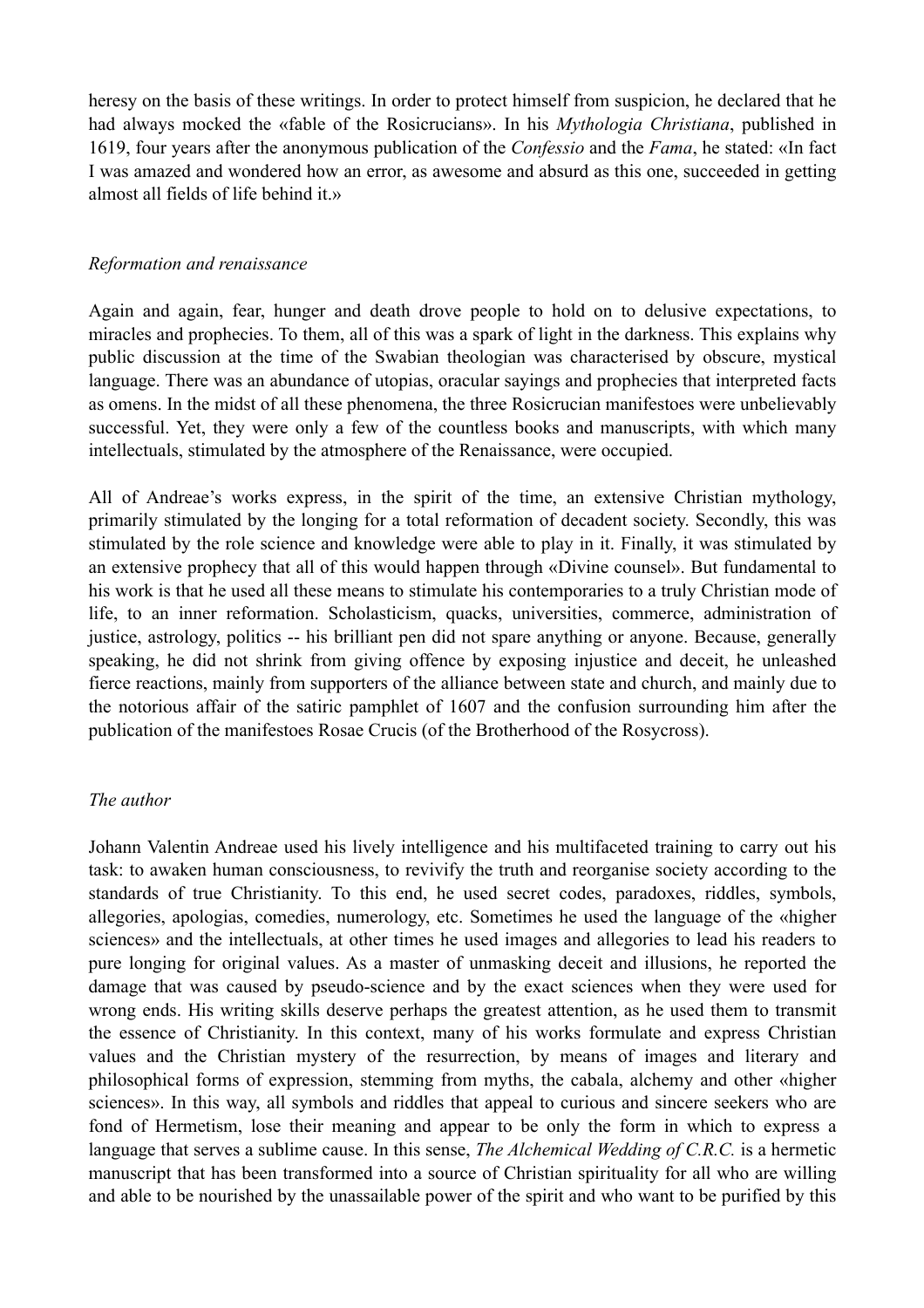heresy on the basis of these writings. In order to protect himself from suspicion, he declared that he had always mocked the «fable of the Rosicrucians». In his *Mythologia Christiana*, published in 1619, four years after the anonymous publication of the *Confessio* and the *Fama*, he stated: «In fact I was amazed and wondered how an error, as awesome and absurd as this one, succeeded in getting almost all fields of life behind it.»

### *Reformation and renaissance*

Again and again, fear, hunger and death drove people to hold on to delusive expectations, to miracles and prophecies. To them, all of this was a spark of light in the darkness. This explains why public discussion at the time of the Swabian theologian was characterised by obscure, mystical language. There was an abundance of utopias, oracular sayings and prophecies that interpreted facts as omens. In the midst of all these phenomena, the three Rosicrucian manifestoes were unbelievably successful. Yet, they were only a few of the countless books and manuscripts, with which many intellectuals, stimulated by the atmosphere of the Renaissance, were occupied.

All of Andreae's works express, in the spirit of the time, an extensive Christian mythology, primarily stimulated by the longing for a total reformation of decadent society. Secondly, this was stimulated by the role science and knowledge were able to play in it. Finally, it was stimulated by an extensive prophecy that all of this would happen through «Divine counsel». But fundamental to his work is that he used all these means to stimulate his contemporaries to a truly Christian mode of life, to an inner reformation. Scholasticism, quacks, universities, commerce, administration of justice, astrology, politics -- his brilliant pen did not spare anything or anyone. Because, generally speaking, he did not shrink from giving offence by exposing injustice and deceit, he unleashed fierce reactions, mainly from supporters of the alliance between state and church, and mainly due to the notorious affair of the satiric pamphlet of 1607 and the confusion surrounding him after the publication of the manifestoes Rosae Crucis (of the Brotherhood of the Rosycross).

### *The author*

Johann Valentin Andreae used his lively intelligence and his multifaceted training to carry out his task: to awaken human consciousness, to revivify the truth and reorganise society according to the standards of true Christianity. To this end, he used secret codes, paradoxes, riddles, symbols, allegories, apologias, comedies, numerology, etc. Sometimes he used the language of the «higher sciences» and the intellectuals, at other times he used images and allegories to lead his readers to pure longing for original values. As a master of unmasking deceit and illusions, he reported the damage that was caused by pseudo-science and by the exact sciences when they were used for wrong ends. His writing skills deserve perhaps the greatest attention, as he used them to transmit the essence of Christianity. In this context, many of his works formulate and express Christian values and the Christian mystery of the resurrection, by means of images and literary and philosophical forms of expression, stemming from myths, the cabala, alchemy and other «higher sciences». In this way, all symbols and riddles that appeal to curious and sincere seekers who are fond of Hermetism, lose their meaning and appear to be only the form in which to express a language that serves a sublime cause. In this sense, *The Alchemical Wedding of C.R.C.* is a hermetic manuscript that has been transformed into a source of Christian spirituality for all who are willing and able to be nourished by the unassailable power of the spirit and who want to be purified by this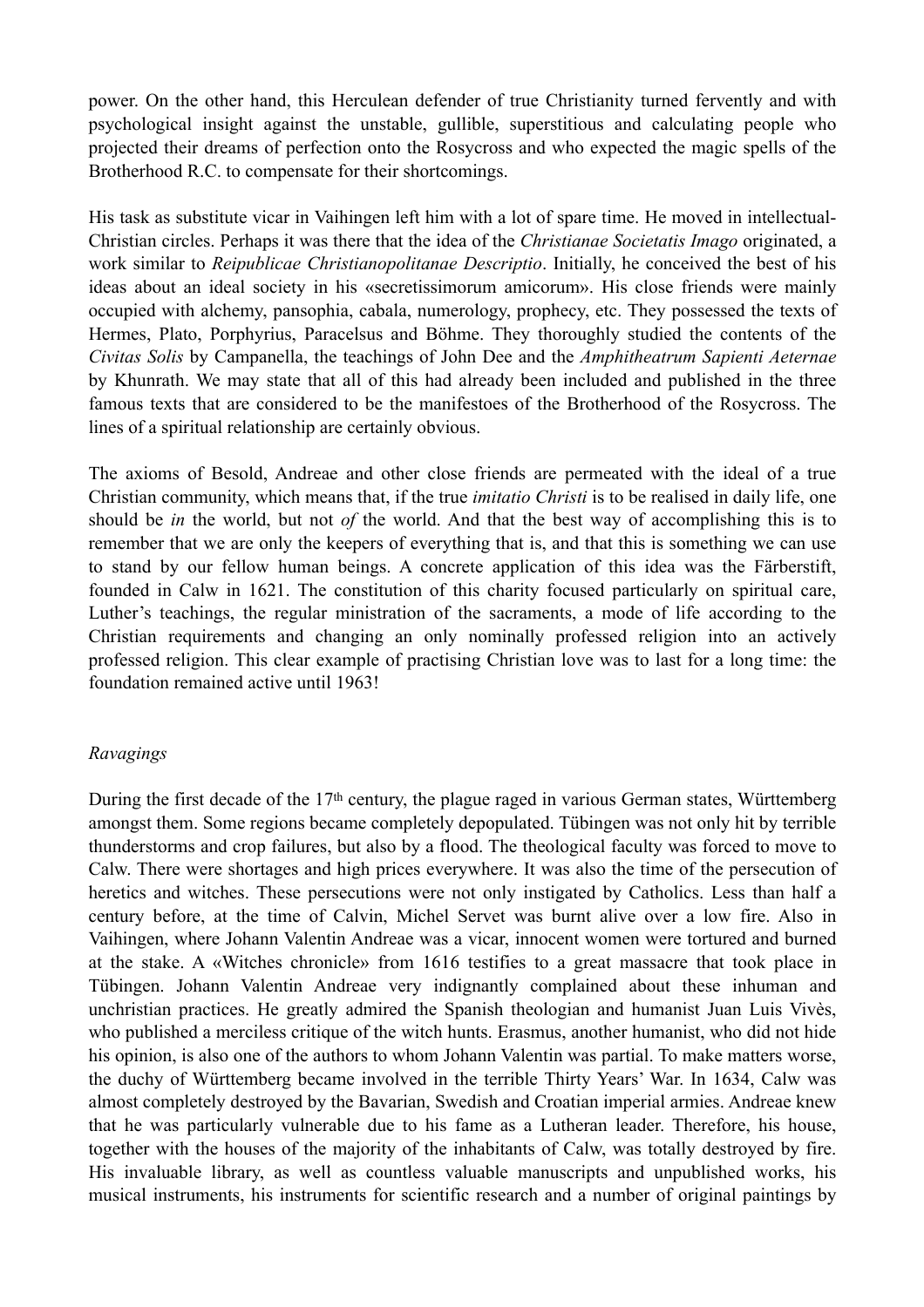power. On the other hand, this Herculean defender of true Christianity turned fervently and with psychological insight against the unstable, gullible, superstitious and calculating people who projected their dreams of perfection onto the Rosycross and who expected the magic spells of the Brotherhood R.C. to compensate for their shortcomings.

His task as substitute vicar in Vaihingen left him with a lot of spare time. He moved in intellectual-Christian circles. Perhaps it was there that the idea of the *Christianae Societatis Imago* originated, a work similar to *Reipublicae Christianopolitanae Descriptio*. Initially, he conceived the best of his ideas about an ideal society in his «secretissimorum amicorum». His close friends were mainly occupied with alchemy, pansophia, cabala, numerology, prophecy, etc. They possessed the texts of Hermes, Plato, Porphyrius, Paracelsus and Böhme. They thoroughly studied the contents of the *Civitas Solis* by Campanella, the teachings of John Dee and the *Amphitheatrum Sapienti Aeternae* by Khunrath. We may state that all of this had already been included and published in the three famous texts that are considered to be the manifestoes of the Brotherhood of the Rosycross. The lines of a spiritual relationship are certainly obvious.

The axioms of Besold, Andreae and other close friends are permeated with the ideal of a true Christian community, which means that, if the true *imitatio Christi* is to be realised in daily life, one should be *in* the world, but not *of* the world. And that the best way of accomplishing this is to remember that we are only the keepers of everything that is, and that this is something we can use to stand by our fellow human beings. A concrete application of this idea was the Färberstift, founded in Calw in 1621. The constitution of this charity focused particularly on spiritual care, Luther's teachings, the regular ministration of the sacraments, a mode of life according to the Christian requirements and changing an only nominally professed religion into an actively professed religion. This clear example of practising Christian love was to last for a long time: the foundation remained active until 1963!

*Ravagings*

During the first decade of the 17th century, the plague raged in various German states, Württemberg amongst them. Some regions became completely depopulated. Tübingen was not only hit by terrible thunderstorms and crop failures, but also by a flood. The theological faculty was forced to move to Calw. There were shortages and high prices everywhere. It was also the time of the persecution of heretics and witches. These persecutions were not only instigated by Catholics. Less than half a century before, at the time of Calvin, Michel Servet was burnt alive over a low fire. Also in Vaihingen, where Johann Valentin Andreae was a vicar, innocent women were tortured and burned at the stake. A «Witches chronicle» from 1616 testifies to a great massacre that took place in Tübingen. Johann Valentin Andreae very indignantly complained about these inhuman and unchristian practices. He greatly admired the Spanish theologian and humanist Juan Luis Vivès, who published a merciless critique of the witch hunts. Erasmus, another humanist, who did not hide his opinion, is also one of the authors to whom Johann Valentin was partial. To make matters worse, the duchy of Württemberg became involved in the terrible Thirty Years' War. In 1634, Calw was almost completely destroyed by the Bavarian, Swedish and Croatian imperial armies. Andreae knew that he was particularly vulnerable due to his fame as a Lutheran leader. Therefore, his house, together with the houses of the majority of the inhabitants of Calw, was totally destroyed by fire. His invaluable library, as well as countless valuable manuscripts and unpublished works, his musical instruments, his instruments for scientific research and a number of original paintings by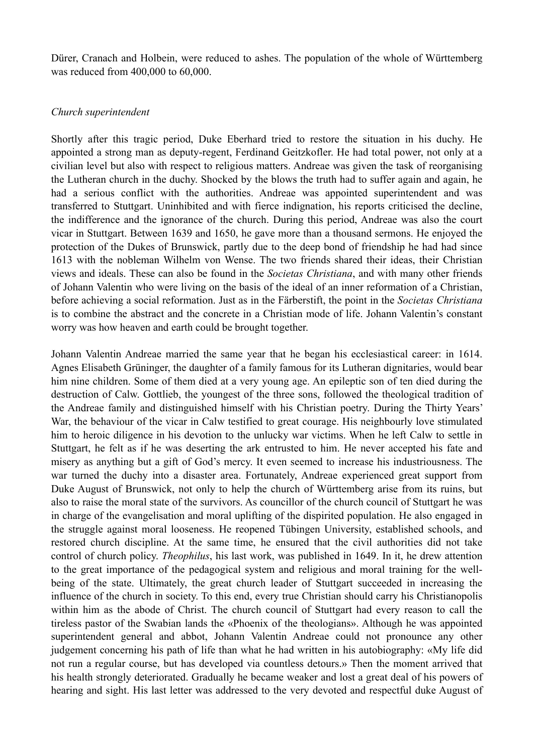Dürer, Cranach and Holbein, were reduced to ashes. The population of the whole of Württemberg was reduced from 400,000 to 60,000.

### *Church superintendent*

Shortly after this tragic period, Duke Eberhard tried to restore the situation in his duchy. He appointed a strong man as deputy-regent, Ferdinand Geitzkofler. He had total power, not only at a civilian level but also with respect to religious matters. Andreae was given the task of reorganising the Lutheran church in the duchy. Shocked by the blows the truth had to suffer again and again, he had a serious conflict with the authorities. Andreae was appointed superintendent and was transferred to Stuttgart. Uninhibited and with fierce indignation, his reports criticised the decline, the indifference and the ignorance of the church. During this period, Andreae was also the court vicar in Stuttgart. Between 1639 and 1650, he gave more than a thousand sermons. He enjoyed the protection of the Dukes of Brunswick, partly due to the deep bond of friendship he had had since 1613 with the nobleman Wilhelm von Wense. The two friends shared their ideas, their Christian views and ideals. These can also be found in the *Societas Christiana*, and with many other friends of Johann Valentin who were living on the basis of the ideal of an inner reformation of a Christian, before achieving a social reformation. Just as in the Färberstift, the point in the *Societas Christiana* is to combine the abstract and the concrete in a Christian mode of life. Johann Valentin's constant worry was how heaven and earth could be brought together.

Johann Valentin Andreae married the same year that he began his ecclesiastical career: in 1614. Agnes Elisabeth Grüninger, the daughter of a family famous for its Lutheran dignitaries, would bear him nine children. Some of them died at a very young age. An epileptic son of ten died during the destruction of Calw. Gottlieb, the youngest of the three sons, followed the theological tradition of the Andreae family and distinguished himself with his Christian poetry. During the Thirty Years' War, the behaviour of the vicar in Calw testified to great courage. His neighbourly love stimulated him to heroic diligence in his devotion to the unlucky war victims. When he left Calw to settle in Stuttgart, he felt as if he was deserting the ark entrusted to him. He never accepted his fate and misery as anything but a gift of God's mercy. It even seemed to increase his industriousness. The war turned the duchy into a disaster area. Fortunately, Andreae experienced great support from Duke August of Brunswick, not only to help the church of Württemberg arise from its ruins, but also to raise the moral state of the survivors. As councillor of the church council of Stuttgart he was in charge of the evangelisation and moral uplifting of the dispirited population. He also engaged in the struggle against moral looseness. He reopened Tübingen University, established schools, and restored church discipline. At the same time, he ensured that the civil authorities did not take control of church policy. *Theophilus*, his last work, was published in 1649. In it, he drew attention to the great importance of the pedagogical system and religious and moral training for the well-being of the state. Ultimately, the great church leader of Stuttgart succeeded in increasing the influence of the church in society. To this end, every true Christian should carry his Christianopolis within him as the abode of Christ. The church council of Stuttgart had every reason to call the tireless pastor of the Swabian lands the «Phoenix of the theologians». Although he was appointed superintendent general and abbot, Johann Valentin Andreae could not pronounce any other judgement concerning his path of life than what he had written in his autobiography: «My life did not run a regular course, but has developed via countless detours.» Then the moment arrived that his health strongly deteriorated. Gradually he became weaker and lost a great deal of his powers of hearing and sight. His last letter was addressed to the very devoted and respectful duke August of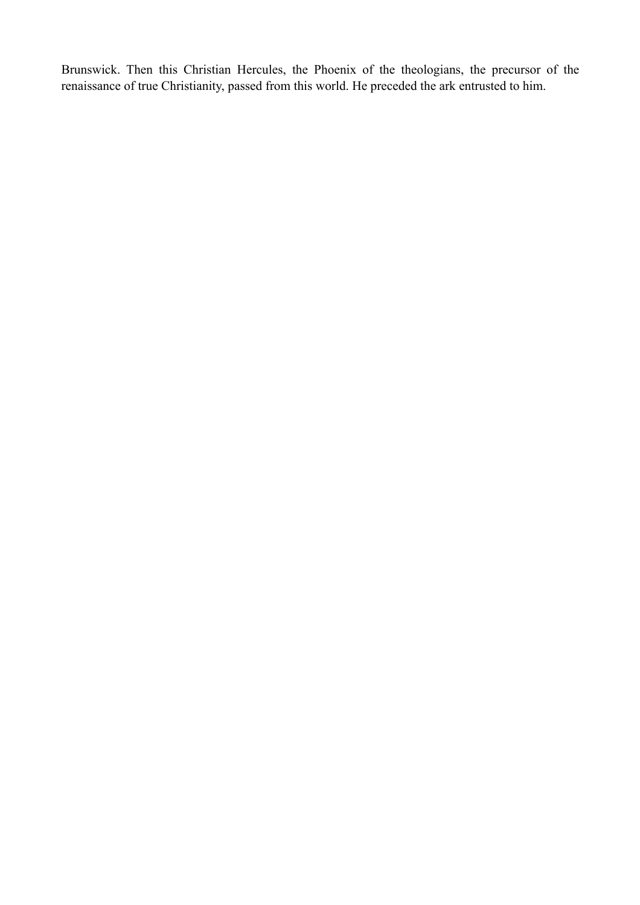Brunswick. Then this Christian Hercules, the Phoenix of the theologians, the precursor of the renaissance of true Christianity, passed from this world. He preceded the ark entrusted to him.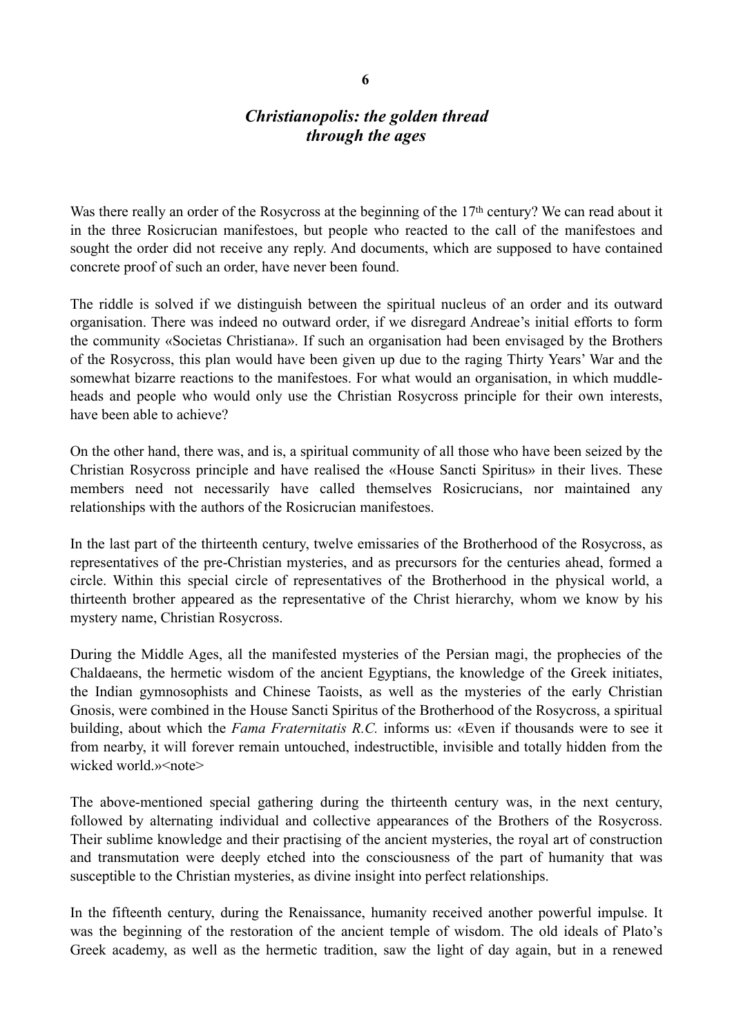# 6

## *Christianopolis: the golden thread through the ages*

Was there really an order of the Rosycross at the beginning of the 17th century? We can read about it in the three Rosicrucian manifestoes, but people who reacted to the call of the manifestoes and sought the order did not receive any reply. And documents, which are supposed to have contained concrete proof of such an order, have never been found.

The riddle is solved if we distinguish between the spiritual nucleus of an order and its outward organisation. There was indeed no outward order, if we disregard Andreae's initial efforts to form the community «Societas Christiana». If such an organisation had been envisaged by the Brothers of the Rosycross, this plan would have been given up due to the raging Thirty Years' War and the somewhat bizarre reactions to the manifestoes. For what would an organisation, in which muddle-heads and people who would only use the Christian Rosycross principle for their own interests, have been able to achieve?

On the other hand, there was, and is, a spiritual community of all those who have been seized by the Christian Rosycross principle and have realised the «House Sancti Spiritus» in their lives. These members need not necessarily have called themselves Rosicrucians, nor maintained any relationships with the authors of the Rosicrucian manifestoes.

In the last part of the thirteenth century, twelve emissaries of the Brotherhood of the Rosycross, as representatives of the pre-Christian mysteries, and as precursors for the centuries ahead, formed a circle. Within this special circle of representatives of the Brotherhood in the physical world, a thirteenth brother appeared as the representative of the Christ hierarchy, whom we know by his mystery name, Christian Rosycross.

During the Middle Ages, all the manifested mysteries of the Persian magi, the prophecies of the Chaldaeans, the hermetic wisdom of the ancient Egyptians, the knowledge of the Greek initiates, the Indian gymnosophists and Chinese Taoists, as well as the mysteries of the early Christian Gnosis, were combined in the House Sancti Spiritus of the Brotherhood of the Rosycross, a spiritual building, about which the *Fama Fraternitatis R.C.* informs us: «Even if thousands were to see it from nearby, it will forever remain untouched, indestructible, invisible and totally hidden from the wicked world.»<note>

The above-mentioned special gathering during the thirteenth century was, in the next century, followed by alternating individual and collective appearances of the Brothers of the Rosycross. Their sublime knowledge and their practising of the ancient mysteries, the royal art of construction and transmutation were deeply etched into the consciousness of the part of humanity that was susceptible to the Christian mysteries, as divine insight into perfect relationships.

In the fifteenth century, during the Renaissance, humanity received another powerful impulse. It was the beginning of the restoration of the ancient temple of wisdom. The old ideals of Plato's Greek academy, as well as the hermetic tradition, saw the light of day again, but in a renewed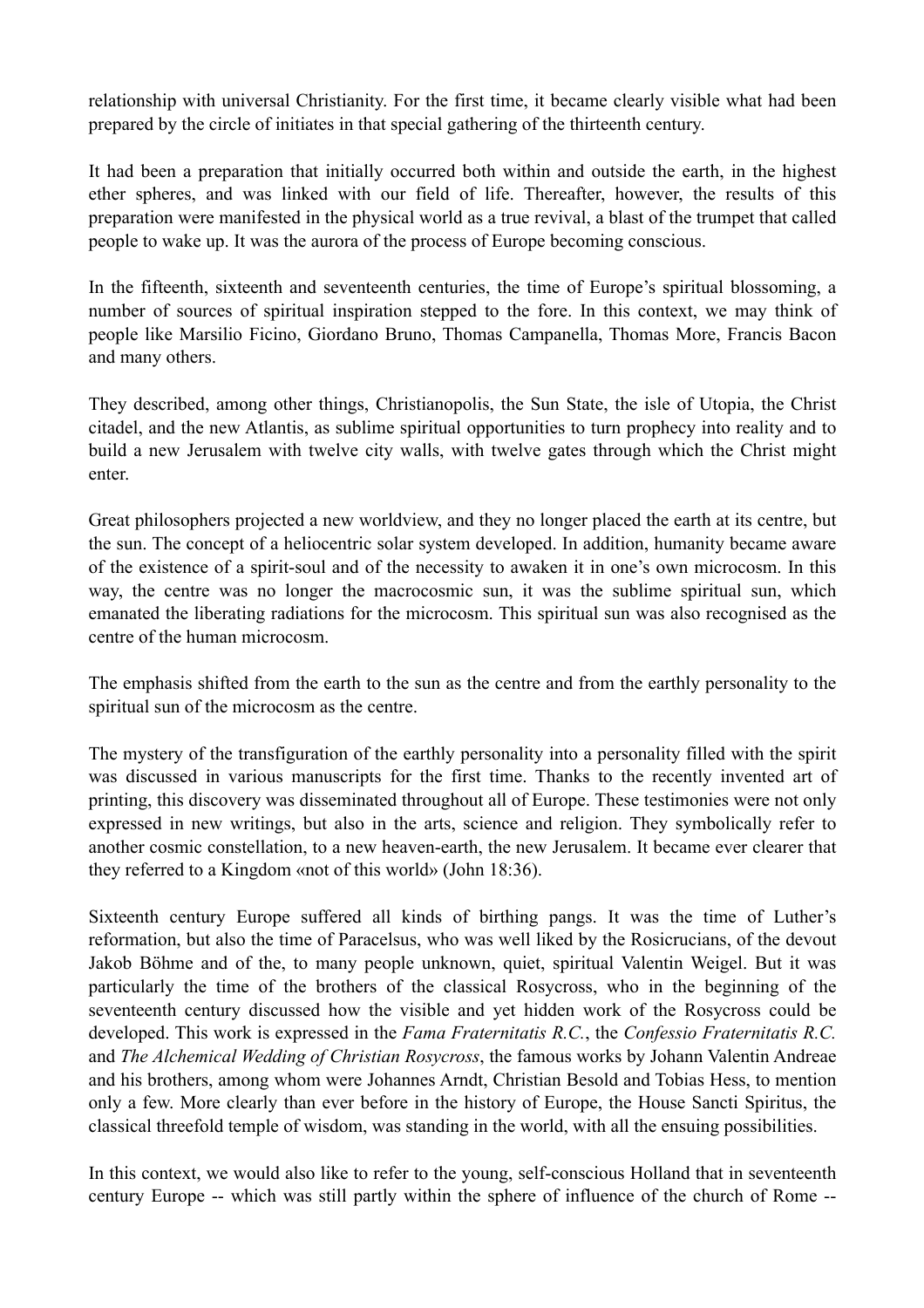relationship with universal Christianity. For the first time, it became clearly visible what had been prepared by the circle of initiates in that special gathering of the thirteenth century.

It had been a preparation that initially occurred both within and outside the earth, in the highest ether spheres, and was linked with our field of life. Thereafter, however, the results of this preparation were manifested in the physical world as a true revival, a blast of the trumpet that called people to wake up. It was the aurora of the process of Europe becoming conscious.

In the fifteenth, sixteenth and seventeenth centuries, the time of Europe's spiritual blossoming, a number of sources of spiritual inspiration stepped to the fore. In this context, we may think of people like Marsilio Ficino, Giordano Bruno, Thomas Campanella, Thomas More, Francis Bacon and many others.

They described, among other things, Christianopolis, the Sun State, the isle of Utopia, the Christ citadel, and the new Atlantis, as sublime spiritual opportunities to turn prophecy into reality and to build a new Jerusalem with twelve city walls, with twelve gates through which the Christ might enter.

Great philosophers projected a new worldview, and they no longer placed the earth at its centre, but the sun. The concept of a heliocentric solar system developed. In addition, humanity became aware of the existence of a spirit-soul and of the necessity to awaken it in one's own microcosm. In this way, the centre was no longer the macrocosmic sun, it was the sublime spiritual sun, which emanated the liberating radiations for the microcosm. This spiritual sun was also recognised as the centre of the human microcosm.

The emphasis shifted from the earth to the sun as the centre and from the earthly personality to the spiritual sun of the microcosm as the centre.

The mystery of the transfiguration of the earthly personality into a personality filled with the spirit was discussed in various manuscripts for the first time. Thanks to the recently invented art of printing, this discovery was disseminated throughout all of Europe. These testimonies were not only expressed in new writings, but also in the arts, science and religion. They symbolically refer to another cosmic constellation, to a new heaven-earth, the new Jerusalem. It became ever clearer that they referred to a Kingdom «not of this world» (John 18:36).

Sixteenth century Europe suffered all kinds of birthing pangs. It was the time of Luther's reformation, but also the time of Paracelsus, who was well liked by the Rosicrucians, of the devout Jakob Böhme and of the, to many people unknown, quiet, spiritual Valentin Weigel. But it was particularly the time of the brothers of the classical Rosycross, who in the beginning of the seventeenth century discussed how the visible and yet hidden work of the Rosycross could be developed. This work is expressed in the *Fama Fraternitatis R.C.*, the *Confessio Fraternitatis R.C.* and *The Alchemical Wedding of Christian Rosycross*, the famous works by Johann Valentin Andreae and his brothers, among whom were Johannes Arndt, Christian Besold and Tobias Hess, to mention only a few. More clearly than ever before in the history of Europe, the House Sancti Spiritus, the classical threefold temple of wisdom, was standing in the world, with all the ensuing possibilities.

In this context, we would also like to refer to the young, self-conscious Holland that in seventeenth century Europe -- which was still partly within the sphere of influence of the church of Rome --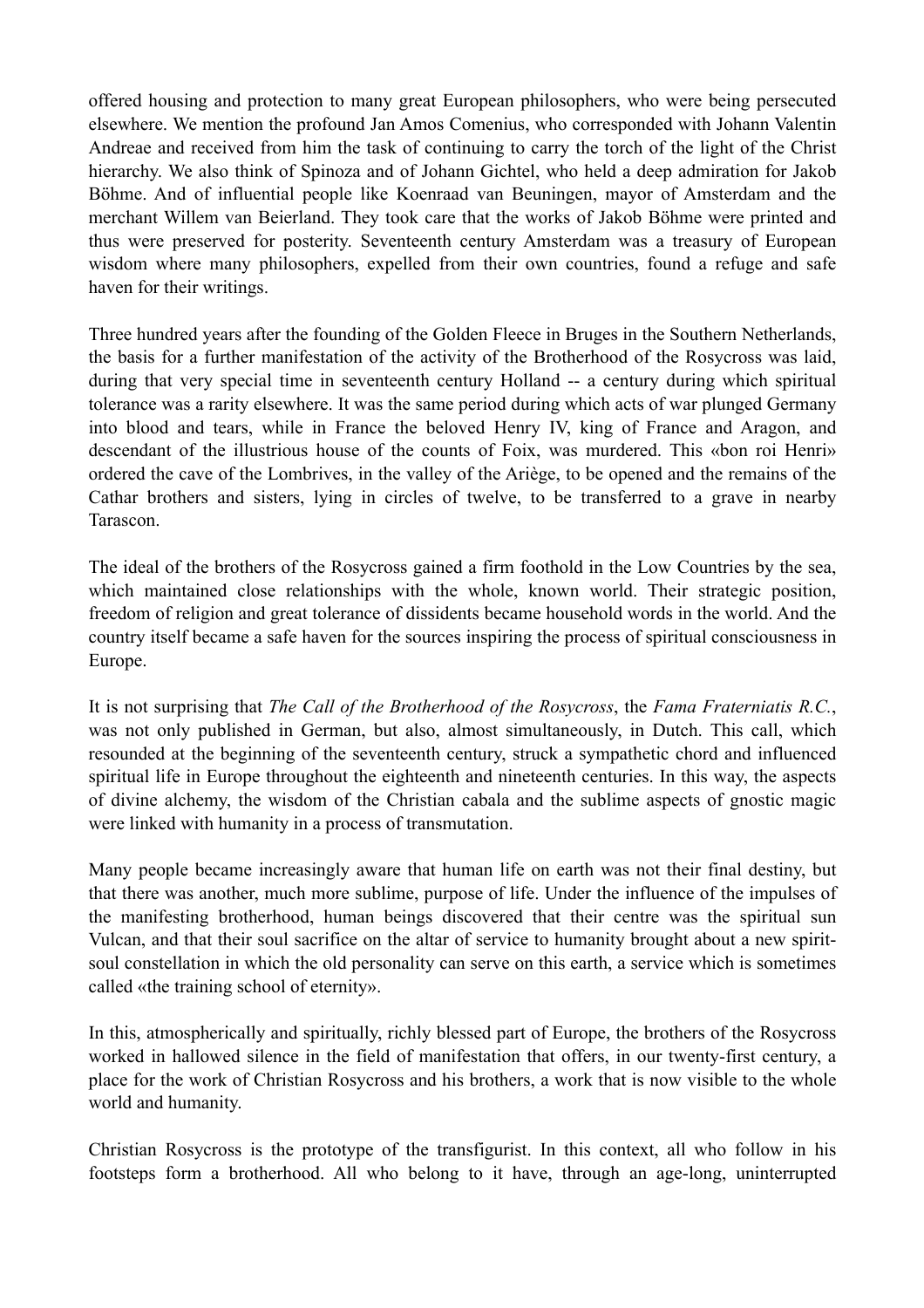offered housing and protection to many great European philosophers, who were being persecuted elsewhere. We mention the profound Jan Amos Comenius, who corresponded with Johann Valentin Andreae and received from him the task of continuing to carry the torch of the light of the Christ hierarchy. We also think of Spinoza and of Johann Gichtel, who held a deep admiration for Jakob Böhme. And of influential people like Koenraad van Beuningen, mayor of Amsterdam and the merchant Willem van Beierland. They took care that the works of Jakob Böhme were printed and thus were preserved for posterity. Seventeenth century Amsterdam was a treasury of European wisdom where many philosophers, expelled from their own countries, found a refuge and safe haven for their writings.

Three hundred years after the founding of the Golden Fleece in Bruges in the Southern Netherlands, the basis for a further manifestation of the activity of the Brotherhood of the Rosycross was laid, during that very special time in seventeenth century Holland -- a century during which spiritual tolerance was a rarity elsewhere. It was the same period during which acts of war plunged Germany into blood and tears, while in France the beloved Henry IV, king of France and Aragon, and descendant of the illustrious house of the counts of Foix, was murdered. This «bon roi Henri» ordered the cave of the Lombrives, in the valley of the Ariège, to be opened and the remains of the Cathar brothers and sisters, lying in circles of twelve, to be transferred to a grave in nearby Tarascon.

The ideal of the brothers of the Rosycross gained a firm foothold in the Low Countries by the sea, which maintained close relationships with the whole, known world. Their strategic position, freedom of religion and great tolerance of dissidents became household words in the world. And the country itself became a safe haven for the sources inspiring the process of spiritual consciousness in Europe.

It is not surprising that *The Call of the Brotherhood of the Rosycross*, the *Fama Fraterniatis R.C.*, was not only published in German, but also, almost simultaneously, in Dutch. This call, which resounded at the beginning of the seventeenth century, struck a sympathetic chord and influenced spiritual life in Europe throughout the eighteenth and nineteenth centuries. In this way, the aspects of divine alchemy, the wisdom of the Christian cabala and the sublime aspects of gnostic magic were linked with humanity in a process of transmutation.

Many people became increasingly aware that human life on earth was not their final destiny, but that there was another, much more sublime, purpose of life. Under the influence of the impulses of the manifesting brotherhood, human beings discovered that their centre was the spiritual sun Vulcan, and that their soul sacrifice on the altar of service to humanity brought about a new spirit-soul constellation in which the old personality can serve on this earth, a service which is sometimes called «the training school of eternity».

In this, atmospherically and spiritually, richly blessed part of Europe, the brothers of the Rosycross worked in hallowed silence in the field of manifestation that offers, in our twenty-first century, a place for the work of Christian Rosycross and his brothers, a work that is now visible to the whole world and humanity.

Christian Rosycross is the prototype of the transfigurist. In this context, all who follow in his footsteps form a brotherhood. All who belong to it have, through an age-long, uninterrupted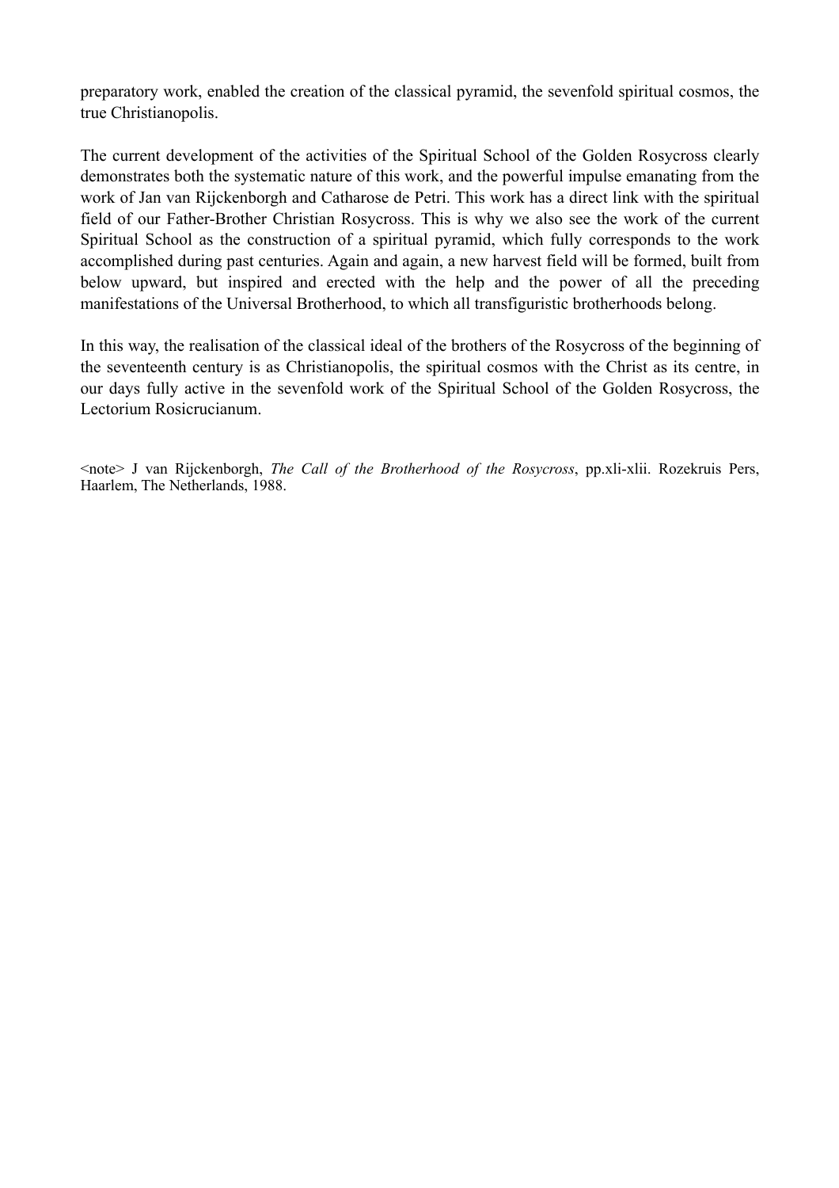preparatory work, enabled the creation of the classical pyramid, the sevenfold spiritual cosmos, the true Christianopolis.

The current development of the activities of the Spiritual School of the Golden Rosycross clearly demonstrates both the systematic nature of this work, and the powerful impulse emanating from the work of Jan van Rijckenborgh and Catharose de Petri. This work has a direct link with the spiritual field of our Father-Brother Christian Rosycross. This is why we also see the work of the current Spiritual School as the construction of a spiritual pyramid, which fully corresponds to the work accomplished during past centuries. Again and again, a new harvest field will be formed, built from below upward, but inspired and erected with the help and the power of all the preceding manifestations of the Universal Brotherhood, to which all transfiguristic brotherhoods belong.

In this way, the realisation of the classical ideal of the brothers of the Rosycross of the beginning of the seventeenth century is as Christianopolis, the spiritual cosmos with the Christ as its centre, in our days fully active in the sevenfold work of the Spiritual School of the Golden Rosycross, the Lectorium Rosicrucianum.

<note> J van Rijckenborgh, *The Call of the Brotherhood of the Rosycross*, pp.xli-xlii. Rozekruis Pers, Haarlem, The Netherlands, 1988.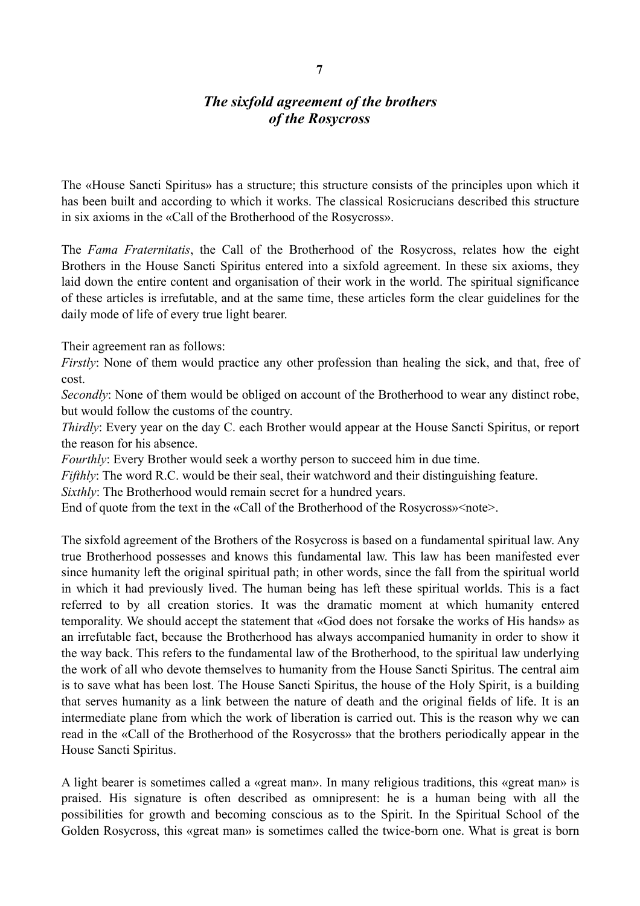# 7

## *The sixfold agreement of the brothers of the Rosycross*

The «House Sancti Spiritus» has a structure; this structure consists of the principles upon which it has been built and according to which it works. The classical Rosicrucians described this structure in six axioms in the «Call of the Brotherhood of the Rosycross».

The *Fama Fraternitatis*, the Call of the Brotherhood of the Rosycross, relates how the eight Brothers in the House Sancti Spiritus entered into a sixfold agreement. In these six axioms, they laid down the entire content and organisation of their work in the world. The spiritual significance of these articles is irrefutable, and at the same time, these articles form the clear guidelines for the daily mode of life of every true light bearer.

Their agreement ran as follows:
*Firstly*: None of them would practice any other profession than healing the sick, and that, free of cost.
*Secondly*: None of them would be obliged on account of the Brotherhood to wear any distinct robe, but would follow the customs of the country.
*Thirdly*: Every year on the day C. each Brother would appear at the House Sancti Spiritus, or report the reason for his absence.
*Fourthly*: Every Brother would seek a worthy person to succeed him in due time.
*Fifthly*: The word R.C. would be their seal, their watchword and their distinguishing feature.
*Sixthly*: The Brotherhood would remain secret for a hundred years.
End of quote from the text in the «Call of the Brotherhood of the Rosycross»<note>.

The sixfold agreement of the Brothers of the Rosycross is based on a fundamental spiritual law. Any true Brotherhood possesses and knows this fundamental law. This law has been manifested ever since humanity left the original spiritual path; in other words, since the fall from the spiritual world in which it had previously lived. The human being has left these spiritual worlds. This is a fact referred to by all creation stories. It was the dramatic moment at which humanity entered temporality. We should accept the statement that «God does not forsake the works of His hands» as an irrefutable fact, because the Brotherhood has always accompanied humanity in order to show it the way back. This refers to the fundamental law of the Brotherhood, to the spiritual law underlying the work of all who devote themselves to humanity from the House Sancti Spiritus. The central aim is to save what has been lost. The House Sancti Spiritus, the house of the Holy Spirit, is a building that serves humanity as a link between the nature of death and the original fields of life. It is an intermediate plane from which the work of liberation is carried out. This is the reason why we can read in the «Call of the Brotherhood of the Rosycross» that the brothers periodically appear in the House Sancti Spiritus.

A light bearer is sometimes called a «great man». In many religious traditions, this «great man» is praised. His signature is often described as omnipresent: he is a human being with all the possibilities for growth and becoming conscious as to the Spirit. In the Spiritual School of the Golden Rosycross, this «great man» is sometimes called the twice-born one. What is great is born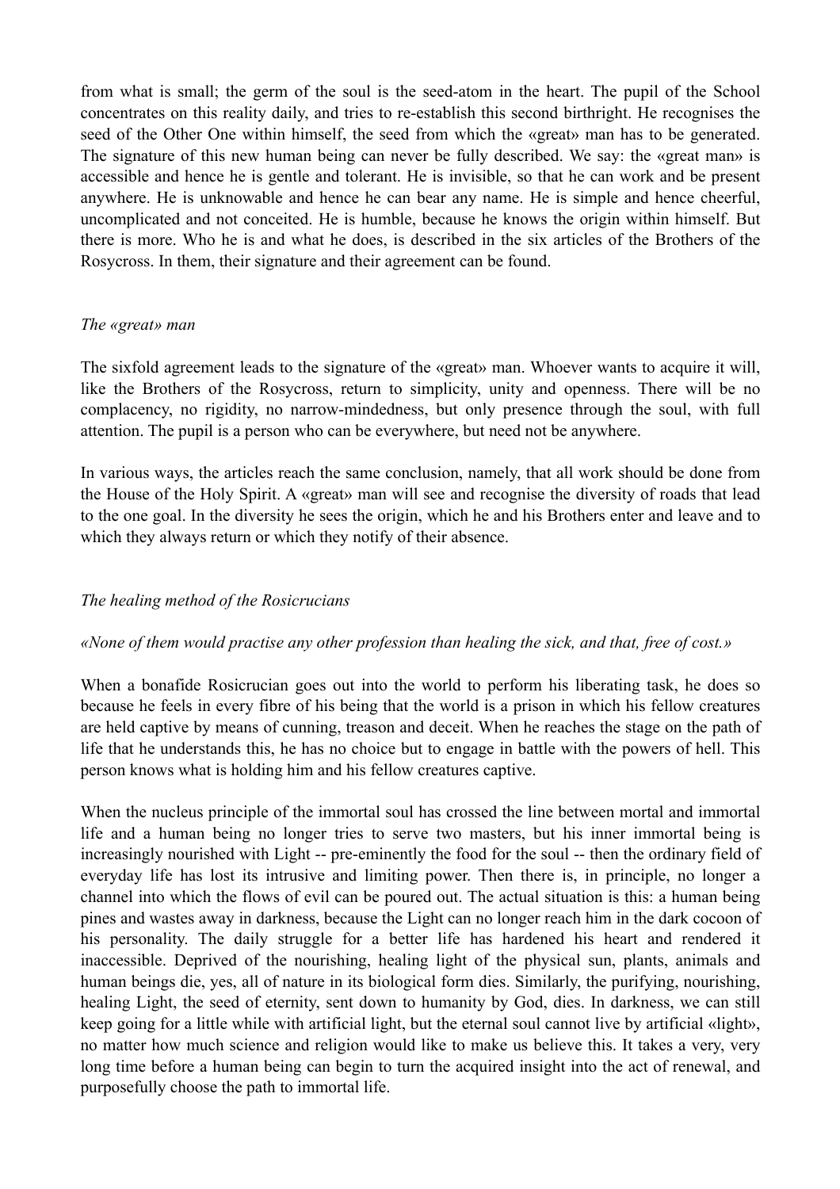from what is small; the germ of the soul is the seed-atom in the heart. The pupil of the School concentrates on this reality daily, and tries to re-establish this second birthright. He recognises the seed of the Other One within himself, the seed from which the «great» man has to be generated. The signature of this new human being can never be fully described. We say: the «great man» is accessible and hence he is gentle and tolerant. He is invisible, so that he can work and be present anywhere. He is unknowable and hence he can bear any name. He is simple and hence cheerful, uncomplicated and not conceited. He is humble, because he knows the origin within himself. But there is more. Who he is and what he does, is described in the six articles of the Brothers of the Rosycross. In them, their signature and their agreement can be found.

*The «great» man*

The sixfold agreement leads to the signature of the «great» man. Whoever wants to acquire it will, like the Brothers of the Rosycross, return to simplicity, unity and openness. There will be no complacency, no rigidity, no narrow-mindedness, but only presence through the soul, with full attention. The pupil is a person who can be everywhere, but need not be anywhere.

In various ways, the articles reach the same conclusion, namely, that all work should be done from the House of the Holy Spirit. A «great» man will see and recognise the diversity of roads that lead to the one goal. In the diversity he sees the origin, which he and his Brothers enter and leave and to which they always return or which they notify of their absence.

*The healing method of the Rosicrucians*

*«None of them would practise any other profession than healing the sick, and that, free of cost.»*

When a bonafide Rosicrucian goes out into the world to perform his liberating task, he does so because he feels in every fibre of his being that the world is a prison in which his fellow creatures are held captive by means of cunning, treason and deceit. When he reaches the stage on the path of life that he understands this, he has no choice but to engage in battle with the powers of hell. This person knows what is holding him and his fellow creatures captive.

When the nucleus principle of the immortal soul has crossed the line between mortal and immortal life and a human being no longer tries to serve two masters, but his inner immortal being is increasingly nourished with Light -- pre-eminently the food for the soul -- then the ordinary field of everyday life has lost its intrusive and limiting power. Then there is, in principle, no longer a channel into which the flows of evil can be poured out. The actual situation is this: a human being pines and wastes away in darkness, because the Light can no longer reach him in the dark cocoon of his personality. The daily struggle for a better life has hardened his heart and rendered it inaccessible. Deprived of the nourishing, healing light of the physical sun, plants, animals and human beings die, yes, all of nature in its biological form dies. Similarly, the purifying, nourishing, healing Light, the seed of eternity, sent down to humanity by God, dies. In darkness, we can still keep going for a little while with artificial light, but the eternal soul cannot live by artificial «light», no matter how much science and religion would like to make us believe this. It takes a very, very long time before a human being can begin to turn the acquired insight into the act of renewal, and purposefully choose the path to immortal life.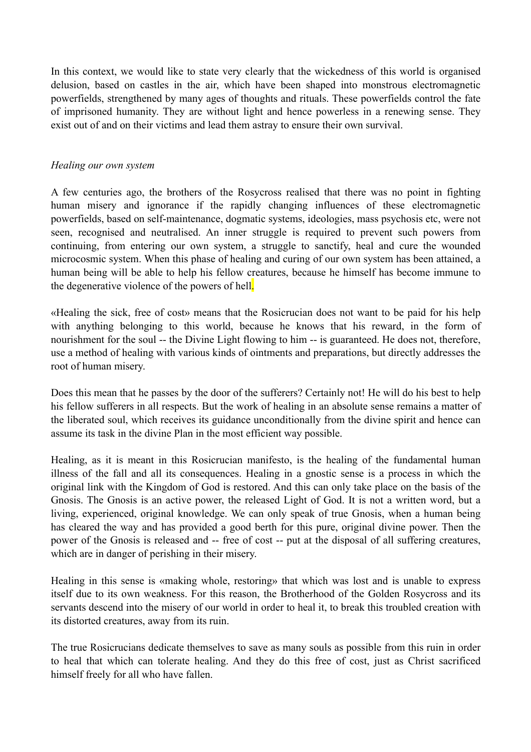In this context, we would like to state very clearly that the wickedness of this world is organised delusion, based on castles in the air, which have been shaped into monstrous electromagnetic powerfields, strengthened by many ages of thoughts and rituals. These powerfields control the fate of imprisoned humanity. They are without light and hence powerless in a renewing sense. They exist out of and on their victims and lead them astray to ensure their own survival.

*Healing our own system*

A few centuries ago, the brothers of the Rosycross realised that there was no point in fighting human misery and ignorance if the rapidly changing influences of these electromagnetic powerfields, based on self-maintenance, dogmatic systems, ideologies, mass psychosis etc, were not seen, recognised and neutralised. An inner struggle is required to prevent such powers from continuing, from entering our own system, a struggle to sanctify, heal and cure the wounded microcosmic system. When this phase of healing and curing of our own system has been attained, a human being will be able to help his fellow creatures, because he himself has become immune to the degenerative violence of the powers of hell.

«Healing the sick, free of cost» means that the Rosicrucian does not want to be paid for his help with anything belonging to this world, because he knows that his reward, in the form of nourishment for the soul -- the Divine Light flowing to him -- is guaranteed. He does not, therefore, use a method of healing with various kinds of ointments and preparations, but directly addresses the root of human misery.

Does this mean that he passes by the door of the sufferers? Certainly not! He will do his best to help his fellow sufferers in all respects. But the work of healing in an absolute sense remains a matter of the liberated soul, which receives its guidance unconditionally from the divine spirit and hence can assume its task in the divine Plan in the most efficient way possible.

Healing, as it is meant in this Rosicrucian manifesto, is the healing of the fundamental human illness of the fall and all its consequences. Healing in a gnostic sense is a process in which the original link with the Kingdom of God is restored. And this can only take place on the basis of the Gnosis. The Gnosis is an active power, the released Light of God. It is not a written word, but a living, experienced, original knowledge. We can only speak of true Gnosis, when a human being has cleared the way and has provided a good berth for this pure, original divine power. Then the power of the Gnosis is released and -- free of cost -- put at the disposal of all suffering creatures, which are in danger of perishing in their misery.

Healing in this sense is «making whole, restoring» that which was lost and is unable to express itself due to its own weakness. For this reason, the Brotherhood of the Golden Rosycross and its servants descend into the misery of our world in order to heal it, to break this troubled creation with its distorted creatures, away from its ruin.

The true Rosicrucians dedicate themselves to save as many souls as possible from this ruin in order to heal that which can tolerate healing. And they do this free of cost, just as Christ sacrificed himself freely for all who have fallen.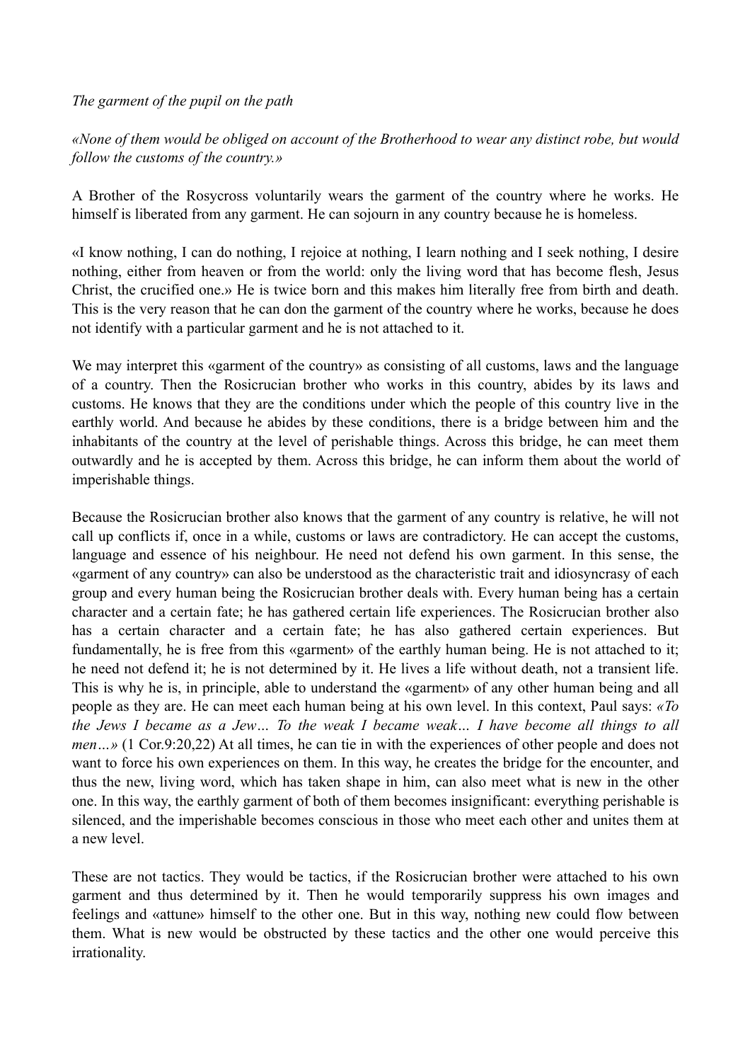*The garment of the pupil on the path*

*«None of them would be obliged on account of the Brotherhood to wear any distinct robe, but would follow the customs of the country.»*

A Brother of the Rosycross voluntarily wears the garment of the country where he works. He himself is liberated from any garment. He can sojourn in any country because he is homeless.

«I know nothing, I can do nothing, I rejoice at nothing, I learn nothing and I seek nothing, I desire nothing, either from heaven or from the world: only the living word that has become flesh, Jesus Christ, the crucified one.» He is twice born and this makes him literally free from birth and death. This is the very reason that he can don the garment of the country where he works, because he does not identify with a particular garment and he is not attached to it.

We may interpret this «garment of the country» as consisting of all customs, laws and the language of a country. Then the Rosicrucian brother who works in this country, abides by its laws and customs. He knows that they are the conditions under which the people of this country live in the earthly world. And because he abides by these conditions, there is a bridge between him and the inhabitants of the country at the level of perishable things. Across this bridge, he can meet them outwardly and he is accepted by them. Across this bridge, he can inform them about the world of imperishable things.

Because the Rosicrucian brother also knows that the garment of any country is relative, he will not call up conflicts if, once in a while, customs or laws are contradictory. He can accept the customs, language and essence of his neighbour. He need not defend his own garment. In this sense, the «garment of any country» can also be understood as the characteristic trait and idiosyncrasy of each group and every human being the Rosicrucian brother deals with. Every human being has a certain character and a certain fate; he has gathered certain life experiences. The Rosicrucian brother also has a certain character and a certain fate; he has also gathered certain experiences. But fundamentally, he is free from this «garment» of the earthly human being. He is not attached to it; he need not defend it; he is not determined by it. He lives a life without death, not a transient life. This is why he is, in principle, able to understand the «garment» of any other human being and all people as they are. He can meet each human being at his own level. In this context, Paul says: *«To the Jews I became as a Jew… To the weak I became weak… I have become all things to all men…»* (1 Cor.9:20,22) At all times, he can tie in with the experiences of other people and does not want to force his own experiences on them. In this way, he creates the bridge for the encounter, and thus the new, living word, which has taken shape in him, can also meet what is new in the other one. In this way, the earthly garment of both of them becomes insignificant: everything perishable is silenced, and the imperishable becomes conscious in those who meet each other and unites them at a new level.

These are not tactics. They would be tactics, if the Rosicrucian brother were attached to his own garment and thus determined by it. Then he would temporarily suppress his own images and feelings and «attune» himself to the other one. But in this way, nothing new could flow between them. What is new would be obstructed by these tactics and the other one would perceive this irrationality.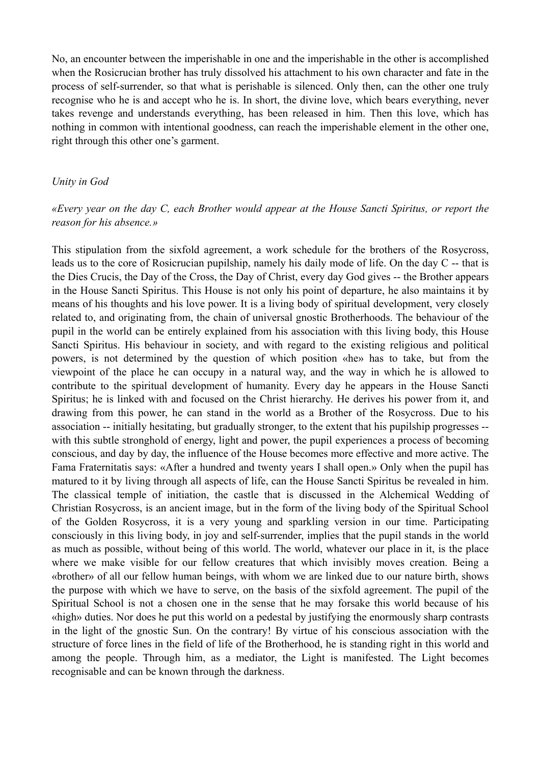No, an encounter between the imperishable in one and the imperishable in the other is accomplished when the Rosicrucian brother has truly dissolved his attachment to his own character and fate in the process of self-surrender, so that what is perishable is silenced. Only then, can the other one truly recognise who he is and accept who he is. In short, the divine love, which bears everything, never takes revenge and understands everything, has been released in him. Then this love, which has nothing in common with intentional goodness, can reach the imperishable element in the other one, right through this other one's garment.

*Unity in God*

*«Every year on the day C, each Brother would appear at the House Sancti Spiritus, or report the reason for his absence.»*

This stipulation from the sixfold agreement, a work schedule for the brothers of the Rosycross, leads us to the core of Rosicrucian pupilship, namely his daily mode of life. On the day C -- that is the Dies Crucis, the Day of the Cross, the Day of Christ, every day God gives -- the Brother appears in the House Sancti Spiritus. This House is not only his point of departure, he also maintains it by means of his thoughts and his love power. It is a living body of spiritual development, very closely related to, and originating from, the chain of universal gnostic Brotherhoods. The behaviour of the pupil in the world can be entirely explained from his association with this living body, this House Sancti Spiritus. His behaviour in society, and with regard to the existing religious and political powers, is not determined by the question of which position «he» has to take, but from the viewpoint of the place he can occupy in a natural way, and the way in which he is allowed to contribute to the spiritual development of humanity. Every day he appears in the House Sancti Spiritus; he is linked with and focused on the Christ hierarchy. He derives his power from it, and drawing from this power, he can stand in the world as a Brother of the Rosycross. Due to his association -- initially hesitating, but gradually stronger, to the extent that his pupilship progresses -- with this subtle stronghold of energy, light and power, the pupil experiences a process of becoming conscious, and day by day, the influence of the House becomes more effective and more active. The Fama Fraternitatis says: «After a hundred and twenty years I shall open.» Only when the pupil has matured to it by living through all aspects of life, can the House Sancti Spiritus be revealed in him. The classical temple of initiation, the castle that is discussed in the Alchemical Wedding of Christian Rosycross, is an ancient image, but in the form of the living body of the Spiritual School of the Golden Rosycross, it is a very young and sparkling version in our time. Participating consciously in this living body, in joy and self-surrender, implies that the pupil stands in the world as much as possible, without being of this world. The world, whatever our place in it, is the place where we make visible for our fellow creatures that which invisibly moves creation. Being a «brother» of all our fellow human beings, with whom we are linked due to our nature birth, shows the purpose with which we have to serve, on the basis of the sixfold agreement. The pupil of the Spiritual School is not a chosen one in the sense that he may forsake this world because of his «high» duties. Nor does he put this world on a pedestal by justifying the enormously sharp contrasts in the light of the gnostic Sun. On the contrary! By virtue of his conscious association with the structure of force lines in the field of life of the Brotherhood, he is standing right in this world and among the people. Through him, as a mediator, the Light is manifested. The Light becomes recognisable and can be known through the darkness.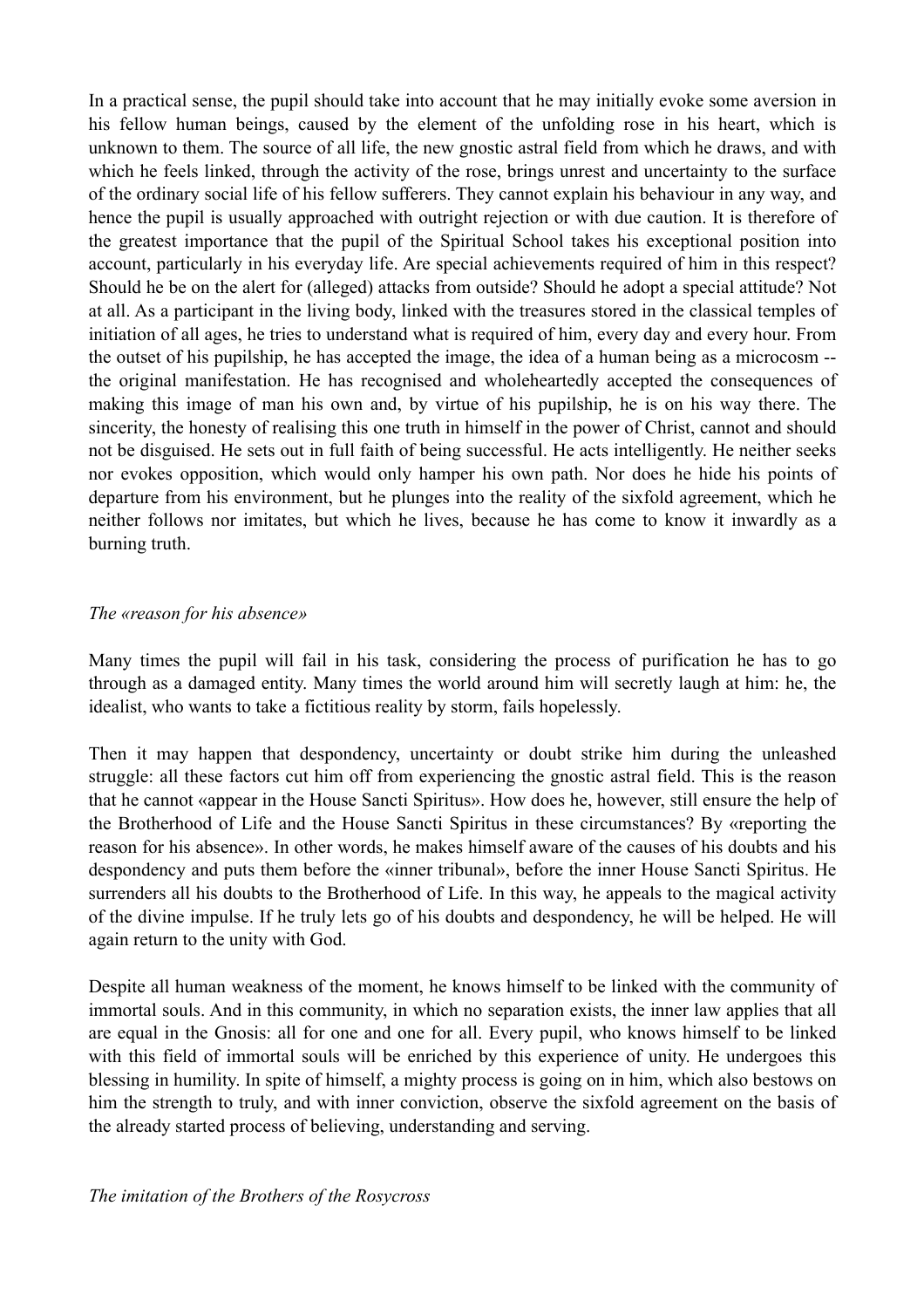In a practical sense, the pupil should take into account that he may initially evoke some aversion in his fellow human beings, caused by the element of the unfolding rose in his heart, which is unknown to them. The source of all life, the new gnostic astral field from which he draws, and with which he feels linked, through the activity of the rose, brings unrest and uncertainty to the surface of the ordinary social life of his fellow sufferers. They cannot explain his behaviour in any way, and hence the pupil is usually approached with outright rejection or with due caution. It is therefore of the greatest importance that the pupil of the Spiritual School takes his exceptional position into account, particularly in his everyday life. Are special achievements required of him in this respect? Should he be on the alert for (alleged) attacks from outside? Should he adopt a special attitude? Not at all. As a participant in the living body, linked with the treasures stored in the classical temples of initiation of all ages, he tries to understand what is required of him, every day and every hour. From the outset of his pupilship, he has accepted the image, the idea of a human being as a microcosm -- the original manifestation. He has recognised and wholeheartedly accepted the consequences of making this image of man his own and, by virtue of his pupilship, he is on his way there. The sincerity, the honesty of realising this one truth in himself in the power of Christ, cannot and should not be disguised. He sets out in full faith of being successful. He acts intelligently. He neither seeks nor evokes opposition, which would only hamper his own path. Nor does he hide his points of departure from his environment, but he plunges into the reality of the sixfold agreement, which he neither follows nor imitates, but which he lives, because he has come to know it inwardly as a burning truth.

*The «reason for his absence»*

Many times the pupil will fail in his task, considering the process of purification he has to go through as a damaged entity. Many times the world around him will secretly laugh at him: he, the idealist, who wants to take a fictitious reality by storm, fails hopelessly.

Then it may happen that despondency, uncertainty or doubt strike him during the unleashed struggle: all these factors cut him off from experiencing the gnostic astral field. This is the reason that he cannot «appear in the House Sancti Spiritus». How does he, however, still ensure the help of the Brotherhood of Life and the House Sancti Spiritus in these circumstances? By «reporting the reason for his absence». In other words, he makes himself aware of the causes of his doubts and his despondency and puts them before the «inner tribunal», before the inner House Sancti Spiritus. He surrenders all his doubts to the Brotherhood of Life. In this way, he appeals to the magical activity of the divine impulse. If he truly lets go of his doubts and despondency, he will be helped. He will again return to the unity with God.

Despite all human weakness of the moment, he knows himself to be linked with the community of immortal souls. And in this community, in which no separation exists, the inner law applies that all are equal in the Gnosis: all for one and one for all. Every pupil, who knows himself to be linked with this field of immortal souls will be enriched by this experience of unity. He undergoes this blessing in humility. In spite of himself, a mighty process is going on in him, which also bestows on him the strength to truly, and with inner conviction, observe the sixfold agreement on the basis of the already started process of believing, understanding and serving.

*The imitation of the Brothers of the Rosycross*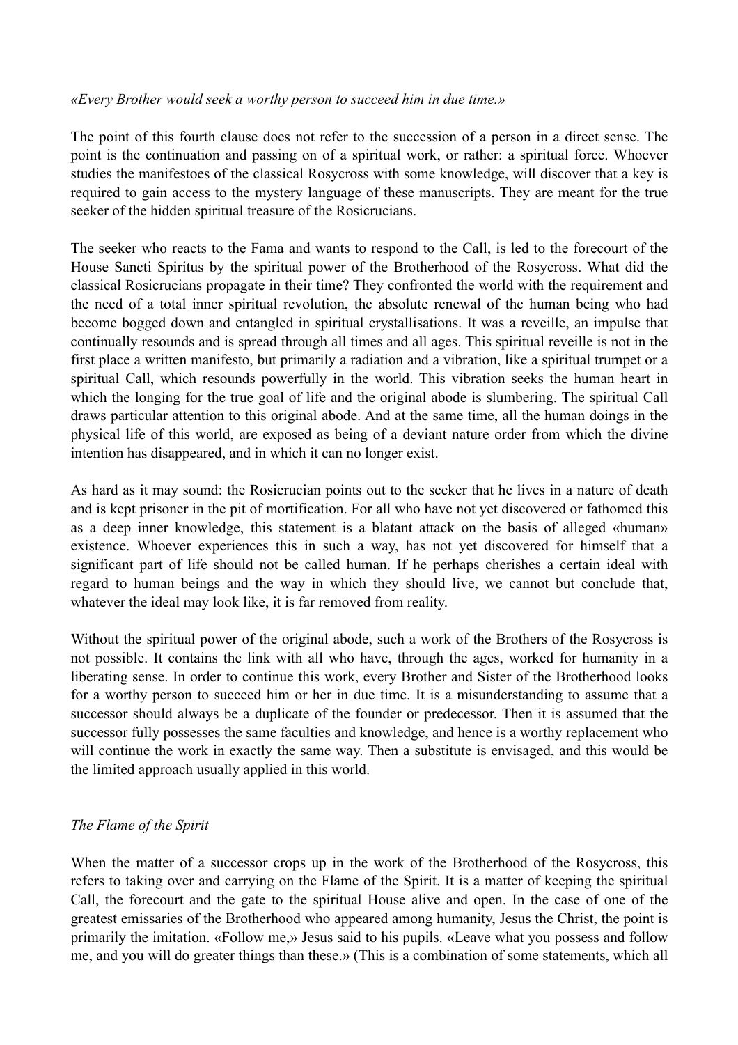*«Every Brother would seek a worthy person to succeed him in due time.»*

The point of this fourth clause does not refer to the succession of a person in a direct sense. The point is the continuation and passing on of a spiritual work, or rather: a spiritual force. Whoever studies the manifestoes of the classical Rosycross with some knowledge, will discover that a key is required to gain access to the mystery language of these manuscripts. They are meant for the true seeker of the hidden spiritual treasure of the Rosicrucians.

The seeker who reacts to the Fama and wants to respond to the Call, is led to the forecourt of the House Sancti Spiritus by the spiritual power of the Brotherhood of the Rosycross. What did the classical Rosicrucians propagate in their time? They confronted the world with the requirement and the need of a total inner spiritual revolution, the absolute renewal of the human being who had become bogged down and entangled in spiritual crystallisations. It was a reveille, an impulse that continually resounds and is spread through all times and all ages. This spiritual reveille is not in the first place a written manifesto, but primarily a radiation and a vibration, like a spiritual trumpet or a spiritual Call, which resounds powerfully in the world. This vibration seeks the human heart in which the longing for the true goal of life and the original abode is slumbering. The spiritual Call draws particular attention to this original abode. And at the same time, all the human doings in the physical life of this world, are exposed as being of a deviant nature order from which the divine intention has disappeared, and in which it can no longer exist.

As hard as it may sound: the Rosicrucian points out to the seeker that he lives in a nature of death and is kept prisoner in the pit of mortification. For all who have not yet discovered or fathomed this as a deep inner knowledge, this statement is a blatant attack on the basis of alleged «human» existence. Whoever experiences this in such a way, has not yet discovered for himself that a significant part of life should not be called human. If he perhaps cherishes a certain ideal with regard to human beings and the way in which they should live, we cannot but conclude that, whatever the ideal may look like, it is far removed from reality.

Without the spiritual power of the original abode, such a work of the Brothers of the Rosycross is not possible. It contains the link with all who have, through the ages, worked for humanity in a liberating sense. In order to continue this work, every Brother and Sister of the Brotherhood looks for a worthy person to succeed him or her in due time. It is a misunderstanding to assume that a successor should always be a duplicate of the founder or predecessor. Then it is assumed that the successor fully possesses the same faculties and knowledge, and hence is a worthy replacement who will continue the work in exactly the same way. Then a substitute is envisaged, and this would be the limited approach usually applied in this world.

*The Flame of the Spirit*

When the matter of a successor crops up in the work of the Brotherhood of the Rosycross, this refers to taking over and carrying on the Flame of the Spirit. It is a matter of keeping the spiritual Call, the forecourt and the gate to the spiritual House alive and open. In the case of one of the greatest emissaries of the Brotherhood who appeared among humanity, Jesus the Christ, the point is primarily the imitation. «Follow me,» Jesus said to his pupils. «Leave what you possess and follow me, and you will do greater things than these.» (This is a combination of some statements, which all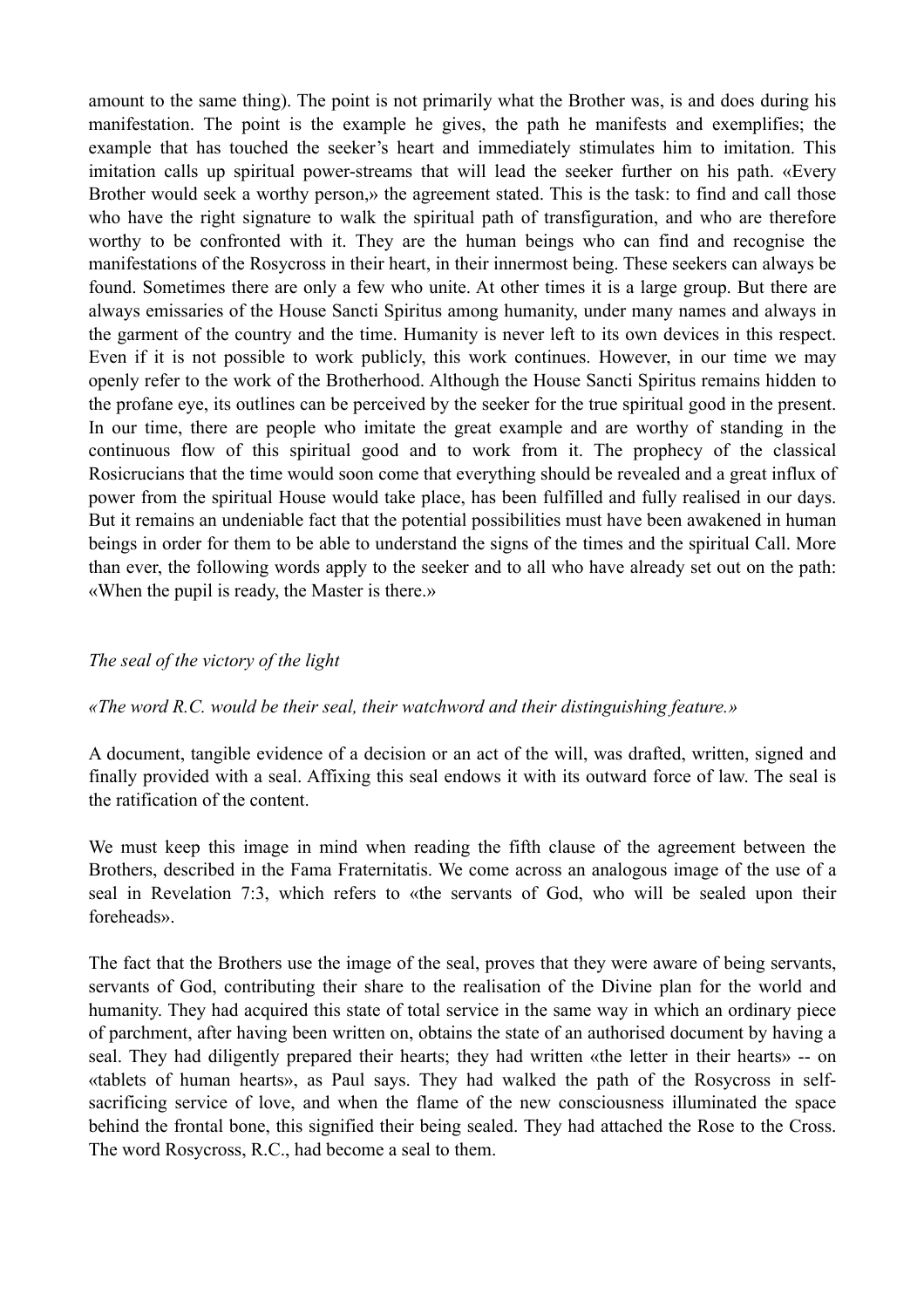amount to the same thing). The point is not primarily what the Brother was, is and does during his manifestation. The point is the example he gives, the path he manifests and exemplifies; the example that has touched the seeker's heart and immediately stimulates him to imitation. This imitation calls up spiritual power-streams that will lead the seeker further on his path. «Every Brother would seek a worthy person,» the agreement stated. This is the task: to find and call those who have the right signature to walk the spiritual path of transfiguration, and who are therefore worthy to be confronted with it. They are the human beings who can find and recognise the manifestations of the Rosycross in their heart, in their innermost being. These seekers can always be found. Sometimes there are only a few who unite. At other times it is a large group. But there are always emissaries of the House Sancti Spiritus among humanity, under many names and always in the garment of the country and the time. Humanity is never left to its own devices in this respect. Even if it is not possible to work publicly, this work continues. However, in our time we may openly refer to the work of the Brotherhood. Although the House Sancti Spiritus remains hidden to the profane eye, its outlines can be perceived by the seeker for the true spiritual good in the present. In our time, there are people who imitate the great example and are worthy of standing in the continuous flow of this spiritual good and to work from it. The prophecy of the classical Rosicrucians that the time would soon come that everything should be revealed and a great influx of power from the spiritual House would take place, has been fulfilled and fully realised in our days. But it remains an undeniable fact that the potential possibilities must have been awakened in human beings in order for them to be able to understand the signs of the times and the spiritual Call. More than ever, the following words apply to the seeker and to all who have already set out on the path: «When the pupil is ready, the Master is there.»

*The seal of the victory of the light*

*«The word R.C. would be their seal, their watchword and their distinguishing feature.»*

A document, tangible evidence of a decision or an act of the will, was drafted, written, signed and finally provided with a seal. Affixing this seal endows it with its outward force of law. The seal is the ratification of the content.

We must keep this image in mind when reading the fifth clause of the agreement between the Brothers, described in the Fama Fraternitatis. We come across an analogous image of the use of a seal in Revelation 7:3, which refers to «the servants of God, who will be sealed upon their foreheads».

The fact that the Brothers use the image of the seal, proves that they were aware of being servants, servants of God, contributing their share to the realisation of the Divine plan for the world and humanity. They had acquired this state of total service in the same way in which an ordinary piece of parchment, after having been written on, obtains the state of an authorised document by having a seal. They had diligently prepared their hearts; they had written «the letter in their hearts» -- on «tablets of human hearts», as Paul says. They had walked the path of the Rosycross in self-sacrificing service of love, and when the flame of the new consciousness illuminated the space behind the frontal bone, this signified their being sealed. They had attached the Rose to the Cross. The word Rosycross, R.C., had become a seal to them.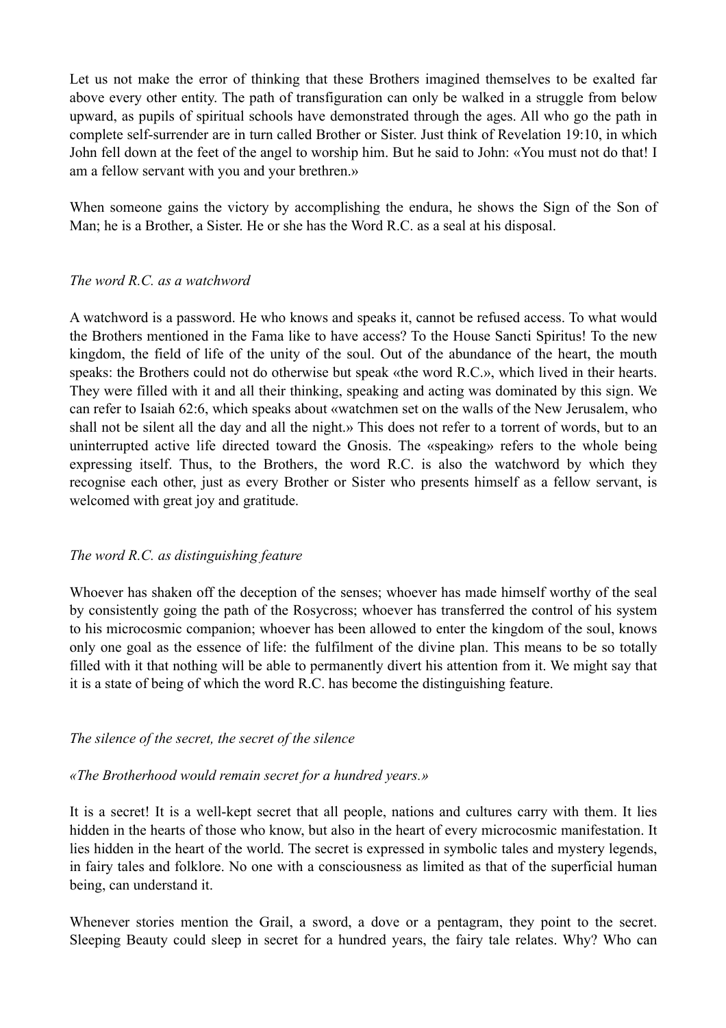Let us not make the error of thinking that these Brothers imagined themselves to be exalted far above every other entity. The path of transfiguration can only be walked in a struggle from below upward, as pupils of spiritual schools have demonstrated through the ages. All who go the path in complete self-surrender are in turn called Brother or Sister. Just think of Revelation 19:10, in which John fell down at the feet of the angel to worship him. But he said to John: «You must not do that! I am a fellow servant with you and your brethren.»

When someone gains the victory by accomplishing the endura, he shows the Sign of the Son of Man; he is a Brother, a Sister. He or she has the Word R.C. as a seal at his disposal.

### *The word R.C. as a watchword*

A watchword is a password. He who knows and speaks it, cannot be refused access. To what would the Brothers mentioned in the Fama like to have access? To the House Sancti Spiritus! To the new kingdom, the field of life of the unity of the soul. Out of the abundance of the heart, the mouth speaks: the Brothers could not do otherwise but speak «the word R.C.», which lived in their hearts. They were filled with it and all their thinking, speaking and acting was dominated by this sign. We can refer to Isaiah 62:6, which speaks about «watchmen set on the walls of the New Jerusalem, who shall not be silent all the day and all the night.» This does not refer to a torrent of words, but to an uninterrupted active life directed toward the Gnosis. The «speaking» refers to the whole being expressing itself. Thus, to the Brothers, the word R.C. is also the watchword by which they recognise each other, just as every Brother or Sister who presents himself as a fellow servant, is welcomed with great joy and gratitude.

### *The word R.C. as distinguishing feature*

Whoever has shaken off the deception of the senses; whoever has made himself worthy of the seal by consistently going the path of the Rosycross; whoever has transferred the control of his system to his microcosmic companion; whoever has been allowed to enter the kingdom of the soul, knows only one goal as the essence of life: the fulfilment of the divine plan. This means to be so totally filled with it that nothing will be able to permanently divert his attention from it. We might say that it is a state of being of which the word R.C. has become the distinguishing feature.

### *The silence of the secret, the secret of the silence*

*«The Brotherhood would remain secret for a hundred years.»*

It is a secret! It is a well-kept secret that all people, nations and cultures carry with them. It lies hidden in the hearts of those who know, but also in the heart of every microcosmic manifestation. It lies hidden in the heart of the world. The secret is expressed in symbolic tales and mystery legends, in fairy tales and folklore. No one with a consciousness as limited as that of the superficial human being, can understand it.

Whenever stories mention the Grail, a sword, a dove or a pentagram, they point to the secret. Sleeping Beauty could sleep in secret for a hundred years, the fairy tale relates. Why? Who can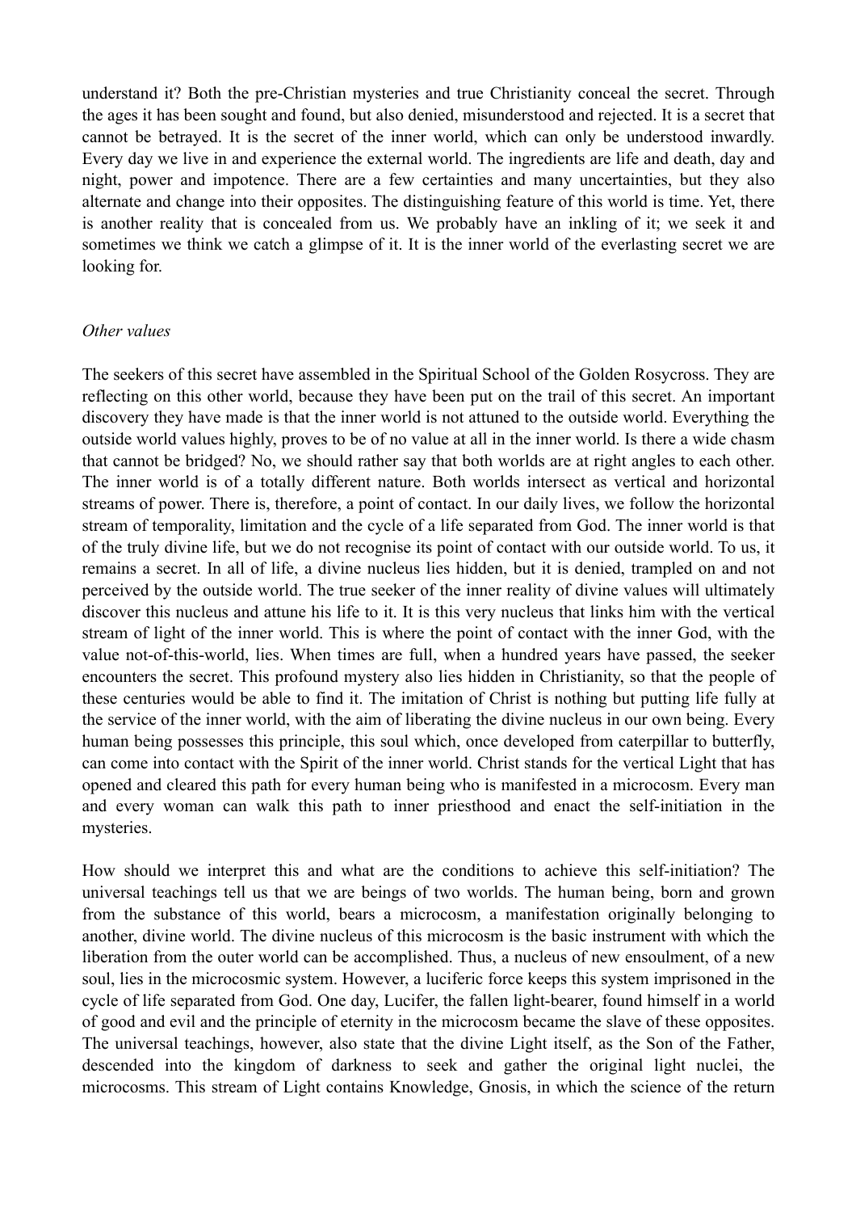understand it? Both the pre-Christian mysteries and true Christianity conceal the secret. Through the ages it has been sought and found, but also denied, misunderstood and rejected. It is a secret that cannot be betrayed. It is the secret of the inner world, which can only be understood inwardly. Every day we live in and experience the external world. The ingredients are life and death, day and night, power and impotence. There are a few certainties and many uncertainties, but they also alternate and change into their opposites. The distinguishing feature of this world is time. Yet, there is another reality that is concealed from us. We probably have an inkling of it; we seek it and sometimes we think we catch a glimpse of it. It is the inner world of the everlasting secret we are looking for.

*Other values*

The seekers of this secret have assembled in the Spiritual School of the Golden Rosycross. They are reflecting on this other world, because they have been put on the trail of this secret. An important discovery they have made is that the inner world is not attuned to the outside world. Everything the outside world values highly, proves to be of no value at all in the inner world. Is there a wide chasm that cannot be bridged? No, we should rather say that both worlds are at right angles to each other. The inner world is of a totally different nature. Both worlds intersect as vertical and horizontal streams of power. There is, therefore, a point of contact. In our daily lives, we follow the horizontal stream of temporality, limitation and the cycle of a life separated from God. The inner world is that of the truly divine life, but we do not recognise its point of contact with our outside world. To us, it remains a secret. In all of life, a divine nucleus lies hidden, but it is denied, trampled on and not perceived by the outside world. The true seeker of the inner reality of divine values will ultimately discover this nucleus and attune his life to it. It is this very nucleus that links him with the vertical stream of light of the inner world. This is where the point of contact with the inner God, with the value not-of-this-world, lies. When times are full, when a hundred years have passed, the seeker encounters the secret. This profound mystery also lies hidden in Christianity, so that the people of these centuries would be able to find it. The imitation of Christ is nothing but putting life fully at the service of the inner world, with the aim of liberating the divine nucleus in our own being. Every human being possesses this principle, this soul which, once developed from caterpillar to butterfly, can come into contact with the Spirit of the inner world. Christ stands for the vertical Light that has opened and cleared this path for every human being who is manifested in a microcosm. Every man and every woman can walk this path to inner priesthood and enact the self-initiation in the mysteries.

How should we interpret this and what are the conditions to achieve this self-initiation? The universal teachings tell us that we are beings of two worlds. The human being, born and grown from the substance of this world, bears a microcosm, a manifestation originally belonging to another, divine world. The divine nucleus of this microcosm is the basic instrument with which the liberation from the outer world can be accomplished. Thus, a nucleus of new ensoulment, of a new soul, lies in the microcosmic system. However, a luciferic force keeps this system imprisoned in the cycle of life separated from God. One day, Lucifer, the fallen light-bearer, found himself in a world of good and evil and the principle of eternity in the microcosm became the slave of these opposites. The universal teachings, however, also state that the divine Light itself, as the Son of the Father, descended into the kingdom of darkness to seek and gather the original light nuclei, the microcosms. This stream of Light contains Knowledge, Gnosis, in which the science of the return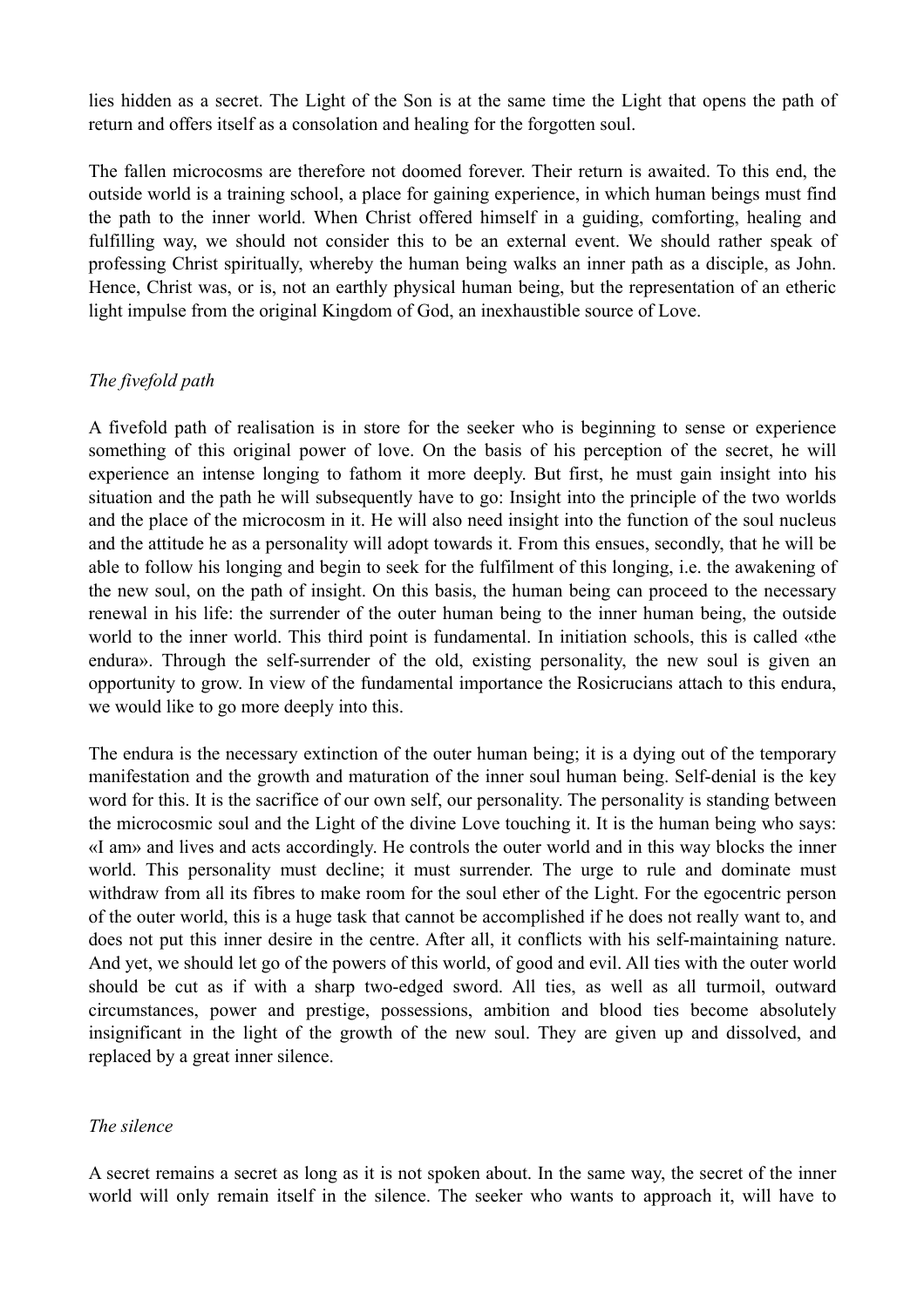lies hidden as a secret. The Light of the Son is at the same time the Light that opens the path of return and offers itself as a consolation and healing for the forgotten soul.

The fallen microcosms are therefore not doomed forever. Their return is awaited. To this end, the outside world is a training school, a place for gaining experience, in which human beings must find the path to the inner world. When Christ offered himself in a guiding, comforting, healing and fulfilling way, we should not consider this to be an external event. We should rather speak of professing Christ spiritually, whereby the human being walks an inner path as a disciple, as John. Hence, Christ was, or is, not an earthly physical human being, but the representation of an etheric light impulse from the original Kingdom of God, an inexhaustible source of Love.

*The fivefold path*

A fivefold path of realisation is in store for the seeker who is beginning to sense or experience something of this original power of love. On the basis of his perception of the secret, he will experience an intense longing to fathom it more deeply. But first, he must gain insight into his situation and the path he will subsequently have to go: Insight into the principle of the two worlds and the place of the microcosm in it. He will also need insight into the function of the soul nucleus and the attitude he as a personality will adopt towards it. From this ensues, secondly, that he will be able to follow his longing and begin to seek for the fulfilment of this longing, i.e. the awakening of the new soul, on the path of insight. On this basis, the human being can proceed to the necessary renewal in his life: the surrender of the outer human being to the inner human being, the outside world to the inner world. This third point is fundamental. In initiation schools, this is called «the endura». Through the self-surrender of the old, existing personality, the new soul is given an opportunity to grow. In view of the fundamental importance the Rosicrucians attach to this endura, we would like to go more deeply into this.

The endura is the necessary extinction of the outer human being; it is a dying out of the temporary manifestation and the growth and maturation of the inner soul human being. Self-denial is the key word for this. It is the sacrifice of our own self, our personality. The personality is standing between the microcosmic soul and the Light of the divine Love touching it. It is the human being who says: «I am» and lives and acts accordingly. He controls the outer world and in this way blocks the inner world. This personality must decline; it must surrender. The urge to rule and dominate must withdraw from all its fibres to make room for the soul ether of the Light. For the egocentric person of the outer world, this is a huge task that cannot be accomplished if he does not really want to, and does not put this inner desire in the centre. After all, it conflicts with his self-maintaining nature. And yet, we should let go of the powers of this world, of good and evil. All ties with the outer world should be cut as if with a sharp two-edged sword. All ties, as well as all turmoil, outward circumstances, power and prestige, possessions, ambition and blood ties become absolutely insignificant in the light of the growth of the new soul. They are given up and dissolved, and replaced by a great inner silence.

*The silence*

A secret remains a secret as long as it is not spoken about. In the same way, the secret of the inner world will only remain itself in the silence. The seeker who wants to approach it, will have to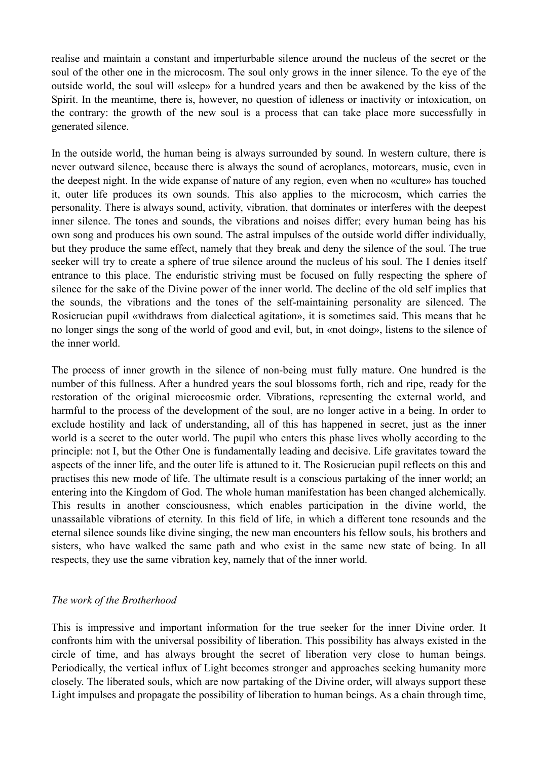realise and maintain a constant and imperturbable silence around the nucleus of the secret or the soul of the other one in the microcosm. The soul only grows in the inner silence. To the eye of the outside world, the soul will «sleep» for a hundred years and then be awakened by the kiss of the Spirit. In the meantime, there is, however, no question of idleness or inactivity or intoxication, on the contrary: the growth of the new soul is a process that can take place more successfully in generated silence.

In the outside world, the human being is always surrounded by sound. In western culture, there is never outward silence, because there is always the sound of aeroplanes, motorcars, music, even in the deepest night. In the wide expanse of nature of any region, even when no «culture» has touched it, outer life produces its own sounds. This also applies to the microcosm, which carries the personality. There is always sound, activity, vibration, that dominates or interferes with the deepest inner silence. The tones and sounds, the vibrations and noises differ; every human being has his own song and produces his own sound. The astral impulses of the outside world differ individually, but they produce the same effect, namely that they break and deny the silence of the soul. The true seeker will try to create a sphere of true silence around the nucleus of his soul. The I denies itself entrance to this place. The enduristic striving must be focused on fully respecting the sphere of silence for the sake of the Divine power of the inner world. The decline of the old self implies that the sounds, the vibrations and the tones of the self-maintaining personality are silenced. The Rosicrucian pupil «withdraws from dialectical agitation», it is sometimes said. This means that he no longer sings the song of the world of good and evil, but, in «not doing», listens to the silence of the inner world.

The process of inner growth in the silence of non-being must fully mature. One hundred is the number of this fullness. After a hundred years the soul blossoms forth, rich and ripe, ready for the restoration of the original microcosmic order. Vibrations, representing the external world, and harmful to the process of the development of the soul, are no longer active in a being. In order to exclude hostility and lack of understanding, all of this has happened in secret, just as the inner world is a secret to the outer world. The pupil who enters this phase lives wholly according to the principle: not I, but the Other One is fundamentally leading and decisive. Life gravitates toward the aspects of the inner life, and the outer life is attuned to it. The Rosicrucian pupil reflects on this and practises this new mode of life. The ultimate result is a conscious partaking of the inner world; an entering into the Kingdom of God. The whole human manifestation has been changed alchemically. This results in another consciousness, which enables participation in the divine world, the unassailable vibrations of eternity. In this field of life, in which a different tone resounds and the eternal silence sounds like divine singing, the new man encounters his fellow souls, his brothers and sisters, who have walked the same path and who exist in the same new state of being. In all respects, they use the same vibration key, namely that of the inner world.

*The work of the Brotherhood*

This is impressive and important information for the true seeker for the inner Divine order. It confronts him with the universal possibility of liberation. This possibility has always existed in the circle of time, and has always brought the secret of liberation very close to human beings. Periodically, the vertical influx of Light becomes stronger and approaches seeking humanity more closely. The liberated souls, which are now partaking of the Divine order, will always support these Light impulses and propagate the possibility of liberation to human beings. As a chain through time,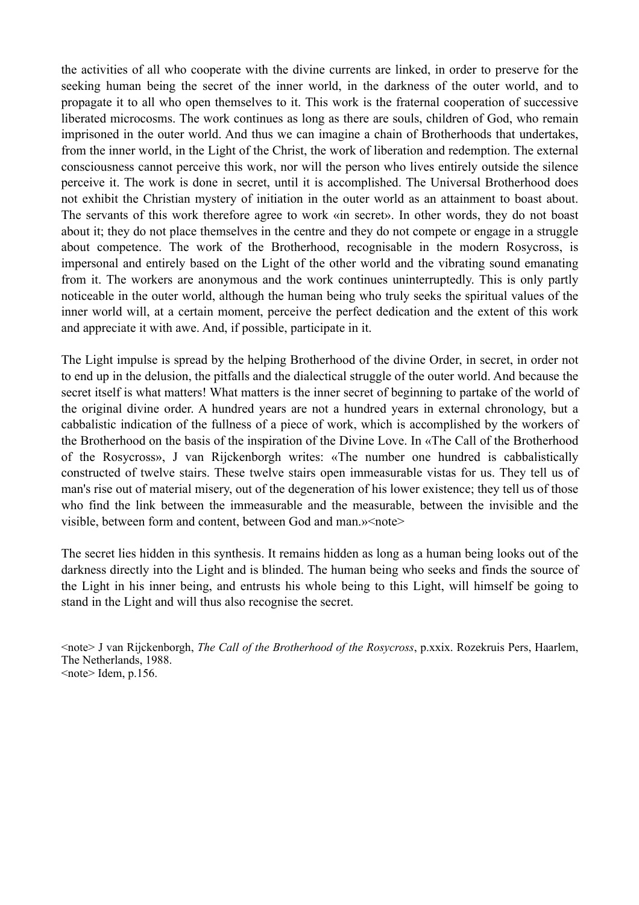the activities of all who cooperate with the divine currents are linked, in order to preserve for the seeking human being the secret of the inner world, in the darkness of the outer world, and to propagate it to all who open themselves to it. This work is the fraternal cooperation of successive liberated microcosms. The work continues as long as there are souls, children of God, who remain imprisoned in the outer world. And thus we can imagine a chain of Brotherhoods that undertakes, from the inner world, in the Light of the Christ, the work of liberation and redemption. The external consciousness cannot perceive this work, nor will the person who lives entirely outside the silence perceive it. The work is done in secret, until it is accomplished. The Universal Brotherhood does not exhibit the Christian mystery of initiation in the outer world as an attainment to boast about. The servants of this work therefore agree to work «in secret». In other words, they do not boast about it; they do not place themselves in the centre and they do not compete or engage in a struggle about competence. The work of the Brotherhood, recognisable in the modern Rosycross, is impersonal and entirely based on the Light of the other world and the vibrating sound emanating from it. The workers are anonymous and the work continues uninterruptedly. This is only partly noticeable in the outer world, although the human being who truly seeks the spiritual values of the inner world will, at a certain moment, perceive the perfect dedication and the extent of this work and appreciate it with awe. And, if possible, participate in it.

The Light impulse is spread by the helping Brotherhood of the divine Order, in secret, in order not to end up in the delusion, the pitfalls and the dialectical struggle of the outer world. And because the secret itself is what matters! What matters is the inner secret of beginning to partake of the world of the original divine order. A hundred years are not a hundred years in external chronology, but a cabbalistic indication of the fullness of a piece of work, which is accomplished by the workers of the Brotherhood on the basis of the inspiration of the Divine Love. In «The Call of the Brotherhood of the Rosycross», J van Rijckenborgh writes: «The number one hundred is cabbalistically constructed of twelve stairs. These twelve stairs open immeasurable vistas for us. They tell us of man's rise out of material misery, out of the degeneration of his lower existence; they tell us of those who find the link between the immeasurable and the measurable, between the invisible and the visible, between form and content, between God and man.»<note>

The secret lies hidden in this synthesis. It remains hidden as long as a human being looks out of the darkness directly into the Light and is blinded. The human being who seeks and finds the source of the Light in his inner being, and entrusts his whole being to this Light, will himself be going to stand in the Light and will thus also recognise the secret.

<note> J van Rijckenborgh, *The Call of the Brotherhood of the Rosycross*, p.xxix. Rozekruis Pers, Haarlem, The Netherlands, 1988.
<note> Idem, p.156.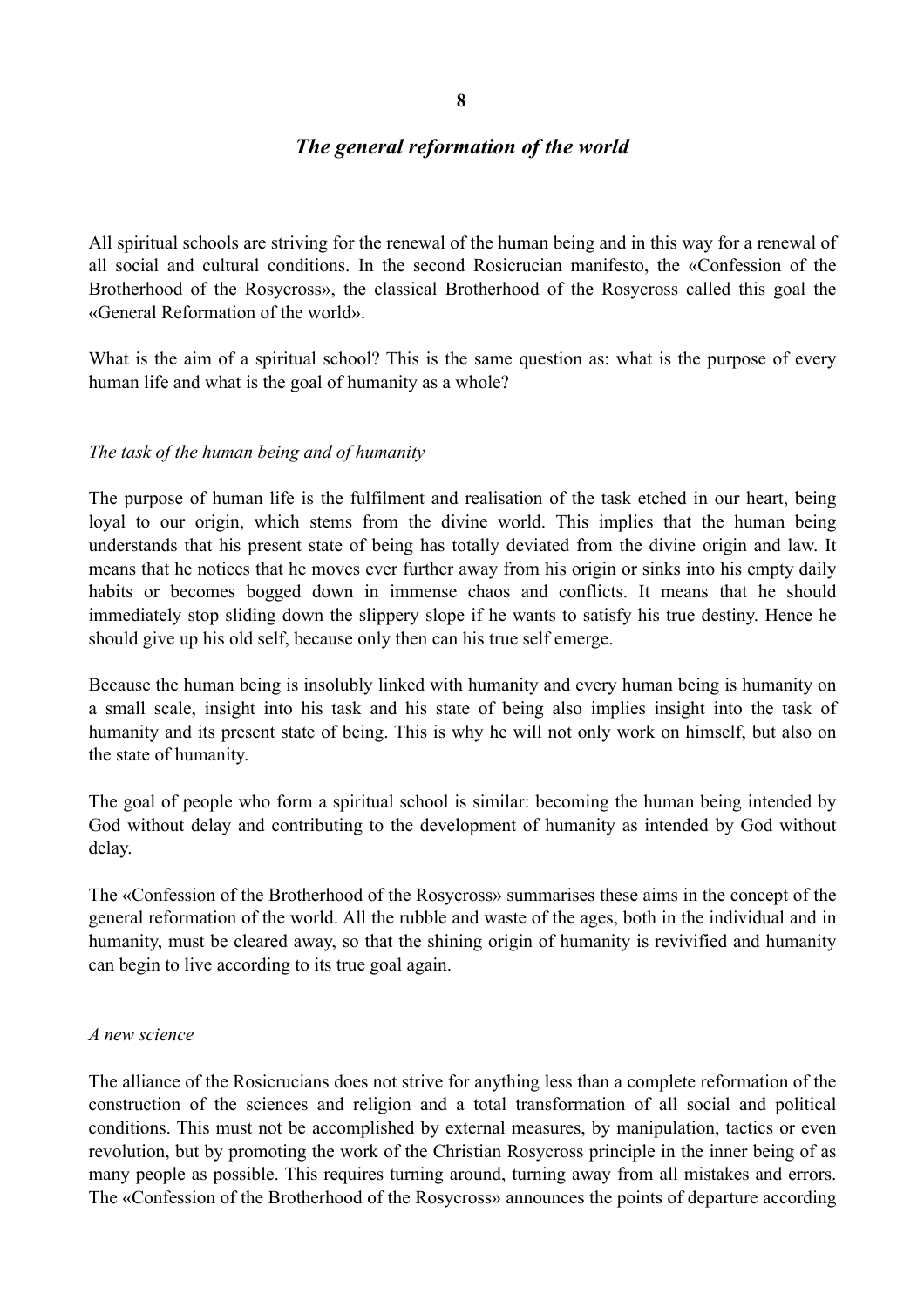# 8

## *The general reformation of the world*

All spiritual schools are striving for the renewal of the human being and in this way for a renewal of all social and cultural conditions. In the second Rosicrucian manifesto, the «Confession of the Brotherhood of the Rosycross», the classical Brotherhood of the Rosycross called this goal the «General Reformation of the world».

What is the aim of a spiritual school? This is the same question as: what is the purpose of every human life and what is the goal of humanity as a whole?

### *The task of the human being and of humanity*

The purpose of human life is the fulfilment and realisation of the task etched in our heart, being loyal to our origin, which stems from the divine world. This implies that the human being understands that his present state of being has totally deviated from the divine origin and law. It means that he notices that he moves ever further away from his origin or sinks into his empty daily habits or becomes bogged down in immense chaos and conflicts. It means that he should immediately stop sliding down the slippery slope if he wants to satisfy his true destiny. Hence he should give up his old self, because only then can his true self emerge.

Because the human being is insolubly linked with humanity and every human being is humanity on a small scale, insight into his task and his state of being also implies insight into the task of humanity and its present state of being. This is why he will not only work on himself, but also on the state of humanity.

The goal of people who form a spiritual school is similar: becoming the human being intended by God without delay and contributing to the development of humanity as intended by God without delay.

The «Confession of the Brotherhood of the Rosycross» summarises these aims in the concept of the general reformation of the world. All the rubble and waste of the ages, both in the individual and in humanity, must be cleared away, so that the shining origin of humanity is revivified and humanity can begin to live according to its true goal again.

### *A new science*

The alliance of the Rosicrucians does not strive for anything less than a complete reformation of the construction of the sciences and religion and a total transformation of all social and political conditions. This must not be accomplished by external measures, by manipulation, tactics or even revolution, but by promoting the work of the Christian Rosycross principle in the inner being of as many people as possible. This requires turning around, turning away from all mistakes and errors. The «Confession of the Brotherhood of the Rosycross» announces the points of departure according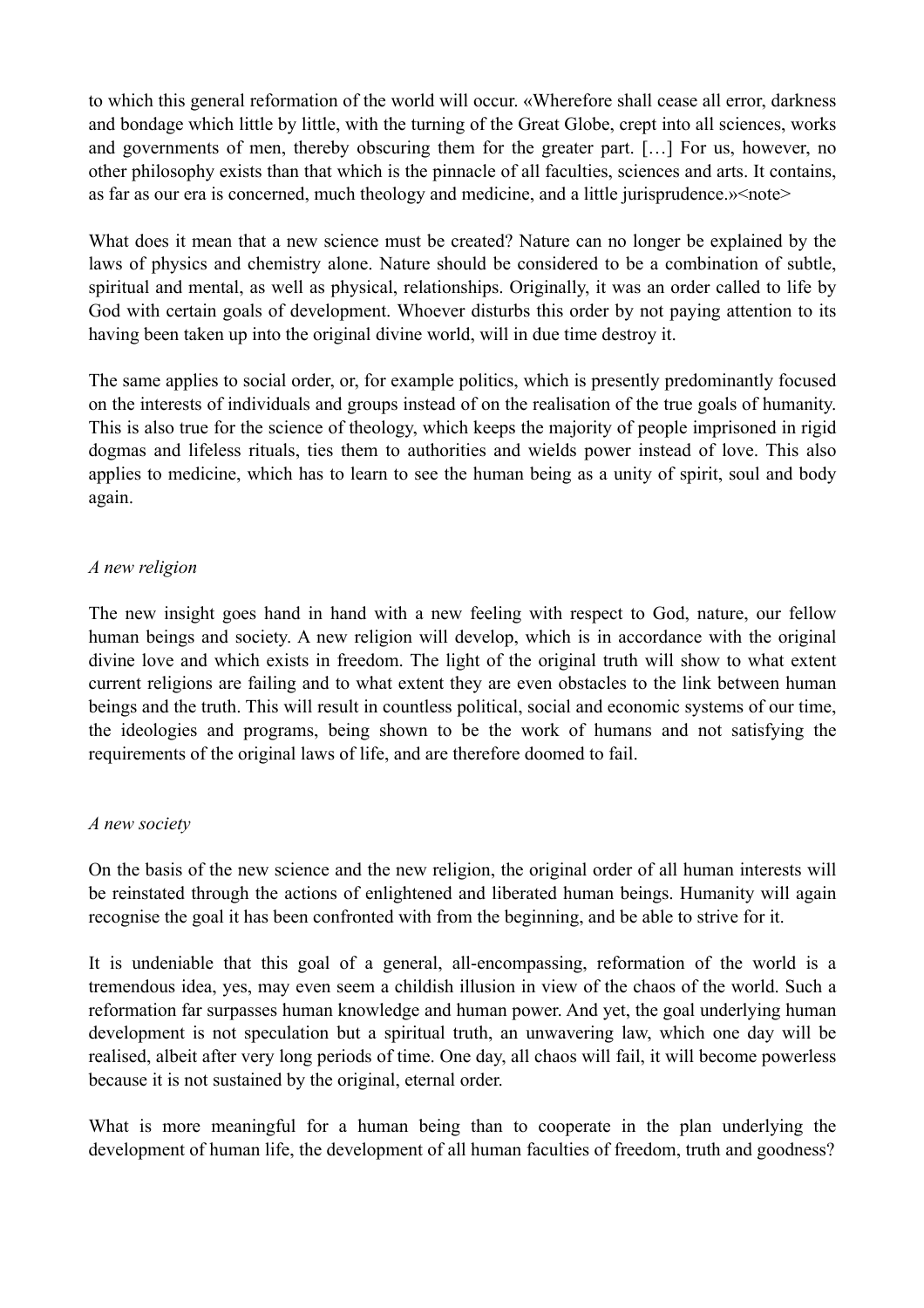to which this general reformation of the world will occur. «Wherefore shall cease all error, darkness and bondage which little by little, with the turning of the Great Globe, crept into all sciences, works and governments of men, thereby obscuring them for the greater part. […] For us, however, no other philosophy exists than that which is the pinnacle of all faculties, sciences and arts. It contains, as far as our era is concerned, much theology and medicine, and a little jurisprudence.»<note>

What does it mean that a new science must be created? Nature can no longer be explained by the laws of physics and chemistry alone. Nature should be considered to be a combination of subtle, spiritual and mental, as well as physical, relationships. Originally, it was an order called to life by God with certain goals of development. Whoever disturbs this order by not paying attention to its having been taken up into the original divine world, will in due time destroy it.

The same applies to social order, or, for example politics, which is presently predominantly focused on the interests of individuals and groups instead of on the realisation of the true goals of humanity. This is also true for the science of theology, which keeps the majority of people imprisoned in rigid dogmas and lifeless rituals, ties them to authorities and wields power instead of love. This also applies to medicine, which has to learn to see the human being as a unity of spirit, soul and body again.

*A new religion*

The new insight goes hand in hand with a new feeling with respect to God, nature, our fellow human beings and society. A new religion will develop, which is in accordance with the original divine love and which exists in freedom. The light of the original truth will show to what extent current religions are failing and to what extent they are even obstacles to the link between human beings and the truth. This will result in countless political, social and economic systems of our time, the ideologies and programs, being shown to be the work of humans and not satisfying the requirements of the original laws of life, and are therefore doomed to fail.

*A new society*

On the basis of the new science and the new religion, the original order of all human interests will be reinstated through the actions of enlightened and liberated human beings. Humanity will again recognise the goal it has been confronted with from the beginning, and be able to strive for it.

It is undeniable that this goal of a general, all-encompassing, reformation of the world is a tremendous idea, yes, may even seem a childish illusion in view of the chaos of the world. Such a reformation far surpasses human knowledge and human power. And yet, the goal underlying human development is not speculation but a spiritual truth, an unwavering law, which one day will be realised, albeit after very long periods of time. One day, all chaos will fail, it will become powerless because it is not sustained by the original, eternal order.

What is more meaningful for a human being than to cooperate in the plan underlying the development of human life, the development of all human faculties of freedom, truth and goodness?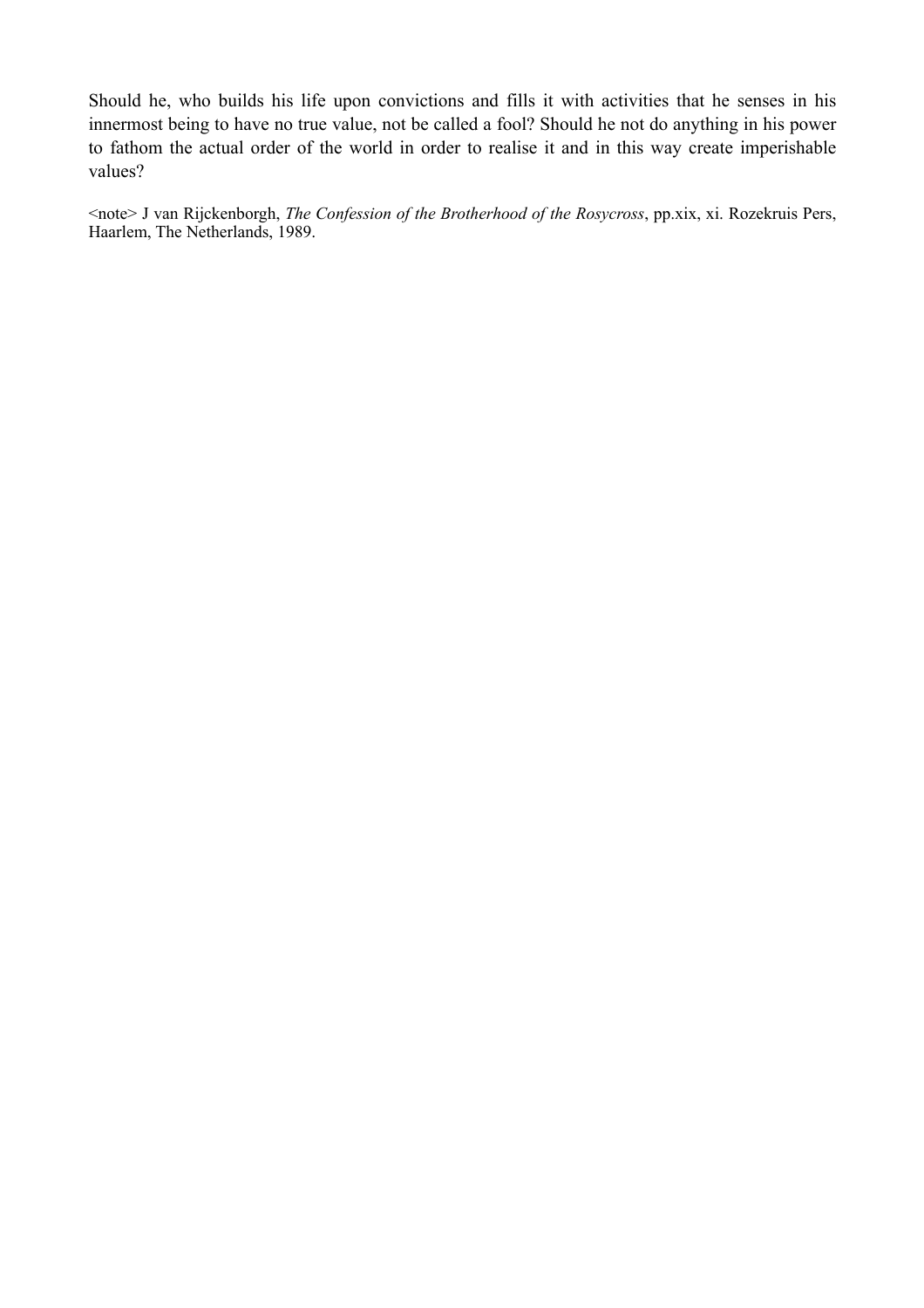Should he, who builds his life upon convictions and fills it with activities that he senses in his innermost being to have no true value, not be called a fool? Should he not do anything in his power to fathom the actual order of the world in order to realise it and in this way create imperishable values?

<note> J van Rijckenborgh, *The Confession of the Brotherhood of the Rosycross*, pp.xix, xi. Rozekruis Pers, Haarlem, The Netherlands, 1989.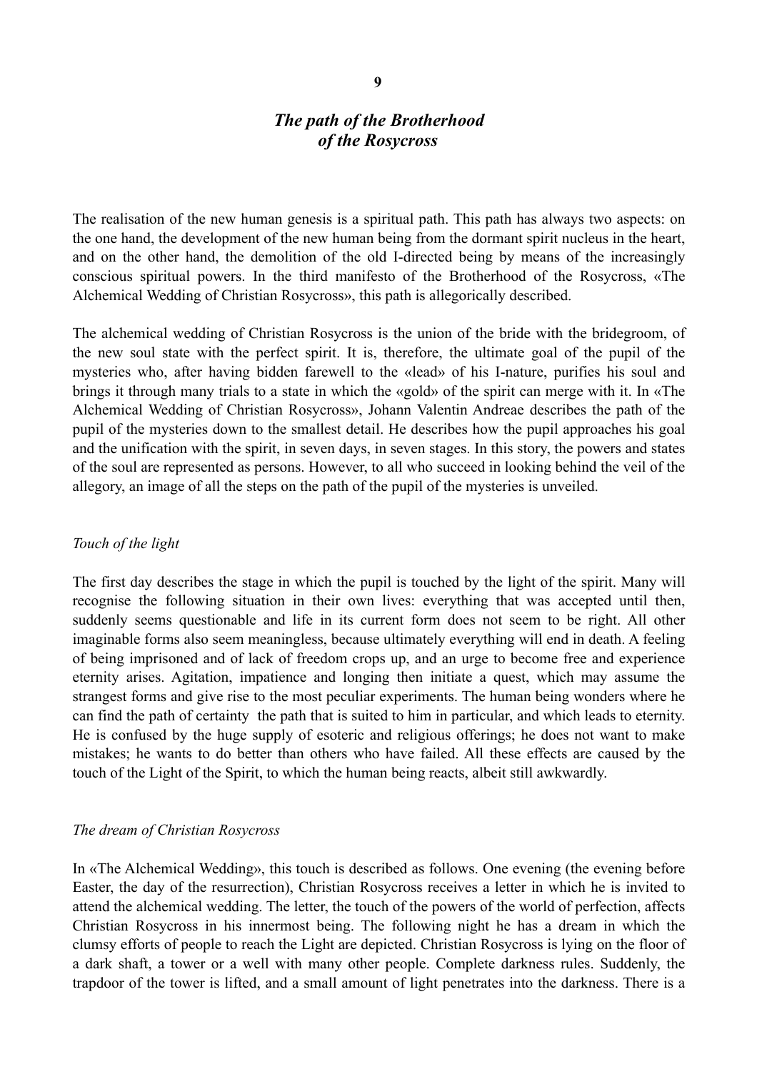## 9

# *The path of the Brotherhood of the Rosycross*

The realisation of the new human genesis is a spiritual path. This path has always two aspects: on the one hand, the development of the new human being from the dormant spirit nucleus in the heart, and on the other hand, the demolition of the old I-directed being by means of the increasingly conscious spiritual powers. In the third manifesto of the Brotherhood of the Rosycross, «The Alchemical Wedding of Christian Rosycross», this path is allegorically described.

The alchemical wedding of Christian Rosycross is the union of the bride with the bridegroom, of the new soul state with the perfect spirit. It is, therefore, the ultimate goal of the pupil of the mysteries who, after having bidden farewell to the «lead» of his I-nature, purifies his soul and brings it through many trials to a state in which the «gold» of the spirit can merge with it. In «The Alchemical Wedding of Christian Rosycross», Johann Valentin Andreae describes the path of the pupil of the mysteries down to the smallest detail. He describes how the pupil approaches his goal and the unification with the spirit, in seven days, in seven stages. In this story, the powers and states of the soul are represented as persons. However, to all who succeed in looking behind the veil of the allegory, an image of all the steps on the path of the pupil of the mysteries is unveiled.

*Touch of the light*

The first day describes the stage in which the pupil is touched by the light of the spirit. Many will recognise the following situation in their own lives: everything that was accepted until then, suddenly seems questionable and life in its current form does not seem to be right. All other imaginable forms also seem meaningless, because ultimately everything will end in death. A feeling of being imprisoned and of lack of freedom crops up, and an urge to become free and experience eternity arises. Agitation, impatience and longing then initiate a quest, which may assume the strangest forms and give rise to the most peculiar experiments. The human being wonders where he can find the path of certainty  the path that is suited to him in particular, and which leads to eternity. He is confused by the huge supply of esoteric and religious offerings; he does not want to make mistakes; he wants to do better than others who have failed. All these effects are caused by the touch of the Light of the Spirit, to which the human being reacts, albeit still awkwardly.

*The dream of Christian Rosycross*

In «The Alchemical Wedding», this touch is described as follows. One evening (the evening before Easter, the day of the resurrection), Christian Rosycross receives a letter in which he is invited to attend the alchemical wedding. The letter, the touch of the powers of the world of perfection, affects Christian Rosycross in his innermost being. The following night he has a dream in which the clumsy efforts of people to reach the Light are depicted. Christian Rosycross is lying on the floor of a dark shaft, a tower or a well with many other people. Complete darkness rules. Suddenly, the trapdoor of the tower is lifted, and a small amount of light penetrates into the darkness. There is a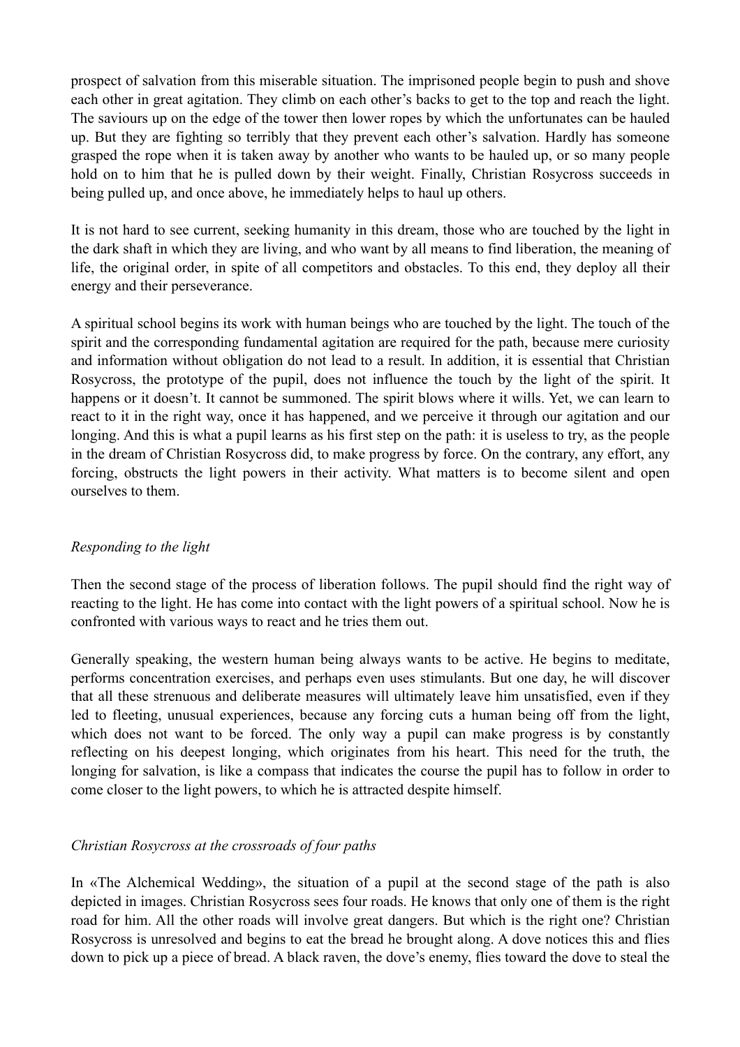prospect of salvation from this miserable situation. The imprisoned people begin to push and shove each other in great agitation. They climb on each other's backs to get to the top and reach the light. The saviours up on the edge of the tower then lower ropes by which the unfortunates can be hauled up. But they are fighting so terribly that they prevent each other's salvation. Hardly has someone grasped the rope when it is taken away by another who wants to be hauled up, or so many people hold on to him that he is pulled down by their weight. Finally, Christian Rosycross succeeds in being pulled up, and once above, he immediately helps to haul up others.

It is not hard to see current, seeking humanity in this dream, those who are touched by the light in the dark shaft in which they are living, and who want by all means to find liberation, the meaning of life, the original order, in spite of all competitors and obstacles. To this end, they deploy all their energy and their perseverance.

A spiritual school begins its work with human beings who are touched by the light. The touch of the spirit and the corresponding fundamental agitation are required for the path, because mere curiosity and information without obligation do not lead to a result. In addition, it is essential that Christian Rosycross, the prototype of the pupil, does not influence the touch by the light of the spirit. It happens or it doesn't. It cannot be summoned. The spirit blows where it wills. Yet, we can learn to react to it in the right way, once it has happened, and we perceive it through our agitation and our longing. And this is what a pupil learns as his first step on the path: it is useless to try, as the people in the dream of Christian Rosycross did, to make progress by force. On the contrary, any effort, any forcing, obstructs the light powers in their activity. What matters is to become silent and open ourselves to them.

### *Responding to the light*

Then the second stage of the process of liberation follows. The pupil should find the right way of reacting to the light. He has come into contact with the light powers of a spiritual school. Now he is confronted with various ways to react and he tries them out.

Generally speaking, the western human being always wants to be active. He begins to meditate, performs concentration exercises, and perhaps even uses stimulants. But one day, he will discover that all these strenuous and deliberate measures will ultimately leave him unsatisfied, even if they led to fleeting, unusual experiences, because any forcing cuts a human being off from the light, which does not want to be forced. The only way a pupil can make progress is by constantly reflecting on his deepest longing, which originates from his heart. This need for the truth, the longing for salvation, is like a compass that indicates the course the pupil has to follow in order to come closer to the light powers, to which he is attracted despite himself.

### *Christian Rosycross at the crossroads of four paths*

In «The Alchemical Wedding», the situation of a pupil at the second stage of the path is also depicted in images. Christian Rosycross sees four roads. He knows that only one of them is the right road for him. All the other roads will involve great dangers. But which is the right one? Christian Rosycross is unresolved and begins to eat the bread he brought along. A dove notices this and flies down to pick up a piece of bread. A black raven, the dove's enemy, flies toward the dove to steal the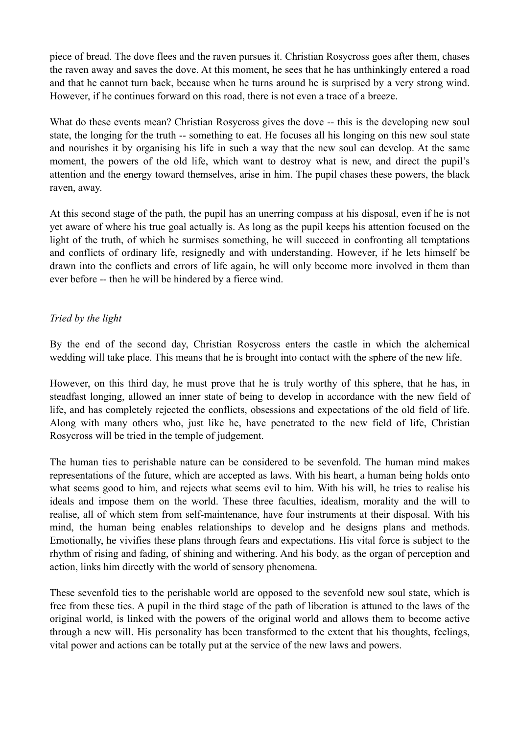piece of bread. The dove flees and the raven pursues it. Christian Rosycross goes after them, chases the raven away and saves the dove. At this moment, he sees that he has unthinkingly entered a road and that he cannot turn back, because when he turns around he is surprised by a very strong wind. However, if he continues forward on this road, there is not even a trace of a breeze.

What do these events mean? Christian Rosycross gives the dove -- this is the developing new soul state, the longing for the truth -- something to eat. He focuses all his longing on this new soul state and nourishes it by organising his life in such a way that the new soul can develop. At the same moment, the powers of the old life, which want to destroy what is new, and direct the pupil's attention and the energy toward themselves, arise in him. The pupil chases these powers, the black raven, away.

At this second stage of the path, the pupil has an unerring compass at his disposal, even if he is not yet aware of where his true goal actually is. As long as the pupil keeps his attention focused on the light of the truth, of which he surmises something, he will succeed in confronting all temptations and conflicts of ordinary life, resignedly and with understanding. However, if he lets himself be drawn into the conflicts and errors of life again, he will only become more involved in them than ever before -- then he will be hindered by a fierce wind.

*Tried by the light*

By the end of the second day, Christian Rosycross enters the castle in which the alchemical wedding will take place. This means that he is brought into contact with the sphere of the new life.

However, on this third day, he must prove that he is truly worthy of this sphere, that he has, in steadfast longing, allowed an inner state of being to develop in accordance with the new field of life, and has completely rejected the conflicts, obsessions and expectations of the old field of life. Along with many others who, just like he, have penetrated to the new field of life, Christian Rosycross will be tried in the temple of judgement.

The human ties to perishable nature can be considered to be sevenfold. The human mind makes representations of the future, which are accepted as laws. With his heart, a human being holds onto what seems good to him, and rejects what seems evil to him. With his will, he tries to realise his ideals and impose them on the world. These three faculties, idealism, morality and the will to realise, all of which stem from self-maintenance, have four instruments at their disposal. With his mind, the human being enables relationships to develop and he designs plans and methods. Emotionally, he vivifies these plans through fears and expectations. His vital force is subject to the rhythm of rising and fading, of shining and withering. And his body, as the organ of perception and action, links him directly with the world of sensory phenomena.

These sevenfold ties to the perishable world are opposed to the sevenfold new soul state, which is free from these ties. A pupil in the third stage of the path of liberation is attuned to the laws of the original world, is linked with the powers of the original world and allows them to become active through a new will. His personality has been transformed to the extent that his thoughts, feelings, vital power and actions can be totally put at the service of the new laws and powers.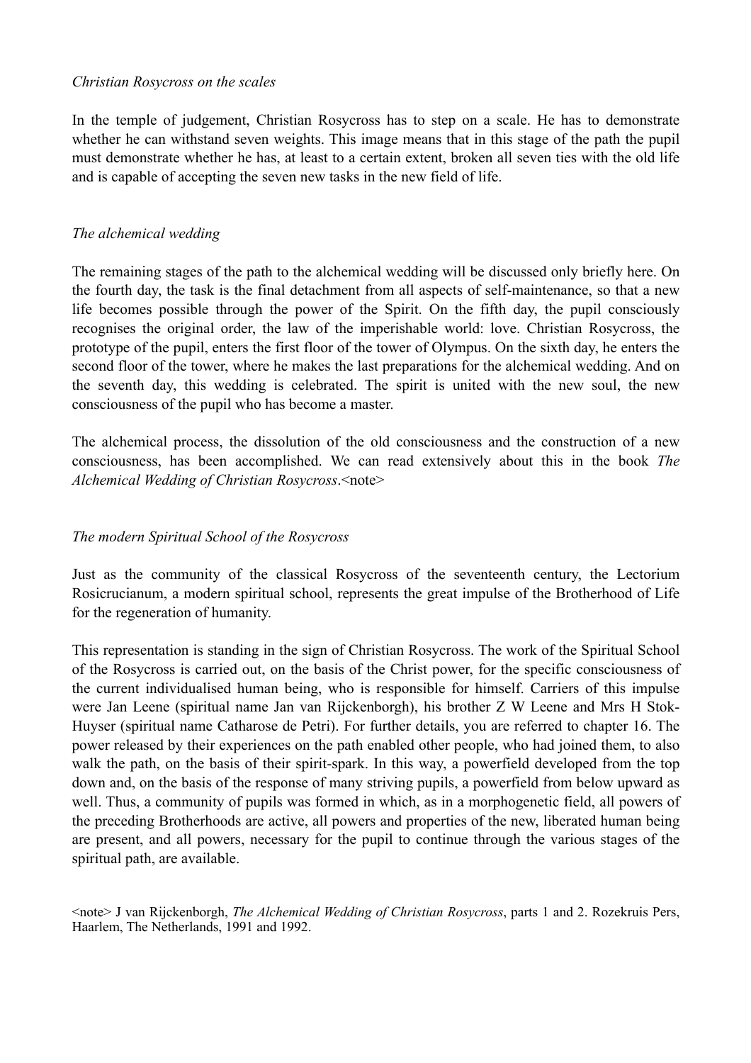*Christian Rosycross on the scales*

In the temple of judgement, Christian Rosycross has to step on a scale. He has to demonstrate whether he can withstand seven weights. This image means that in this stage of the path the pupil must demonstrate whether he has, at least to a certain extent, broken all seven ties with the old life and is capable of accepting the seven new tasks in the new field of life.

*The alchemical wedding*

The remaining stages of the path to the alchemical wedding will be discussed only briefly here. On the fourth day, the task is the final detachment from all aspects of self-maintenance, so that a new life becomes possible through the power of the Spirit. On the fifth day, the pupil consciously recognises the original order, the law of the imperishable world: love. Christian Rosycross, the prototype of the pupil, enters the first floor of the tower of Olympus. On the sixth day, he enters the second floor of the tower, where he makes the last preparations for the alchemical wedding. And on the seventh day, this wedding is celebrated. The spirit is united with the new soul, the new consciousness of the pupil who has become a master.

The alchemical process, the dissolution of the old consciousness and the construction of a new consciousness, has been accomplished. We can read extensively about this in the book *The Alchemical Wedding of Christian Rosycross*.<note>

*The modern Spiritual School of the Rosycross*

Just as the community of the classical Rosycross of the seventeenth century, the Lectorium Rosicrucianum, a modern spiritual school, represents the great impulse of the Brotherhood of Life for the regeneration of humanity.

This representation is standing in the sign of Christian Rosycross. The work of the Spiritual School of the Rosycross is carried out, on the basis of the Christ power, for the specific consciousness of the current individualised human being, who is responsible for himself. Carriers of this impulse were Jan Leene (spiritual name Jan van Rijckenborgh), his brother Z W Leene and Mrs H Stok-Huyser (spiritual name Catharose de Petri). For further details, you are referred to chapter 16. The power released by their experiences on the path enabled other people, who had joined them, to also walk the path, on the basis of their spirit-spark. In this way, a powerfield developed from the top down and, on the basis of the response of many striving pupils, a powerfield from below upward as well. Thus, a community of pupils was formed in which, as in a morphogenetic field, all powers of the preceding Brotherhoods are active, all powers and properties of the new, liberated human being are present, and all powers, necessary for the pupil to continue through the various stages of the spiritual path, are available.

<note> J van Rijckenborgh, *The Alchemical Wedding of Christian Rosycross*, parts 1 and 2. Rozekruis Pers, Haarlem, The Netherlands, 1991 and 1992.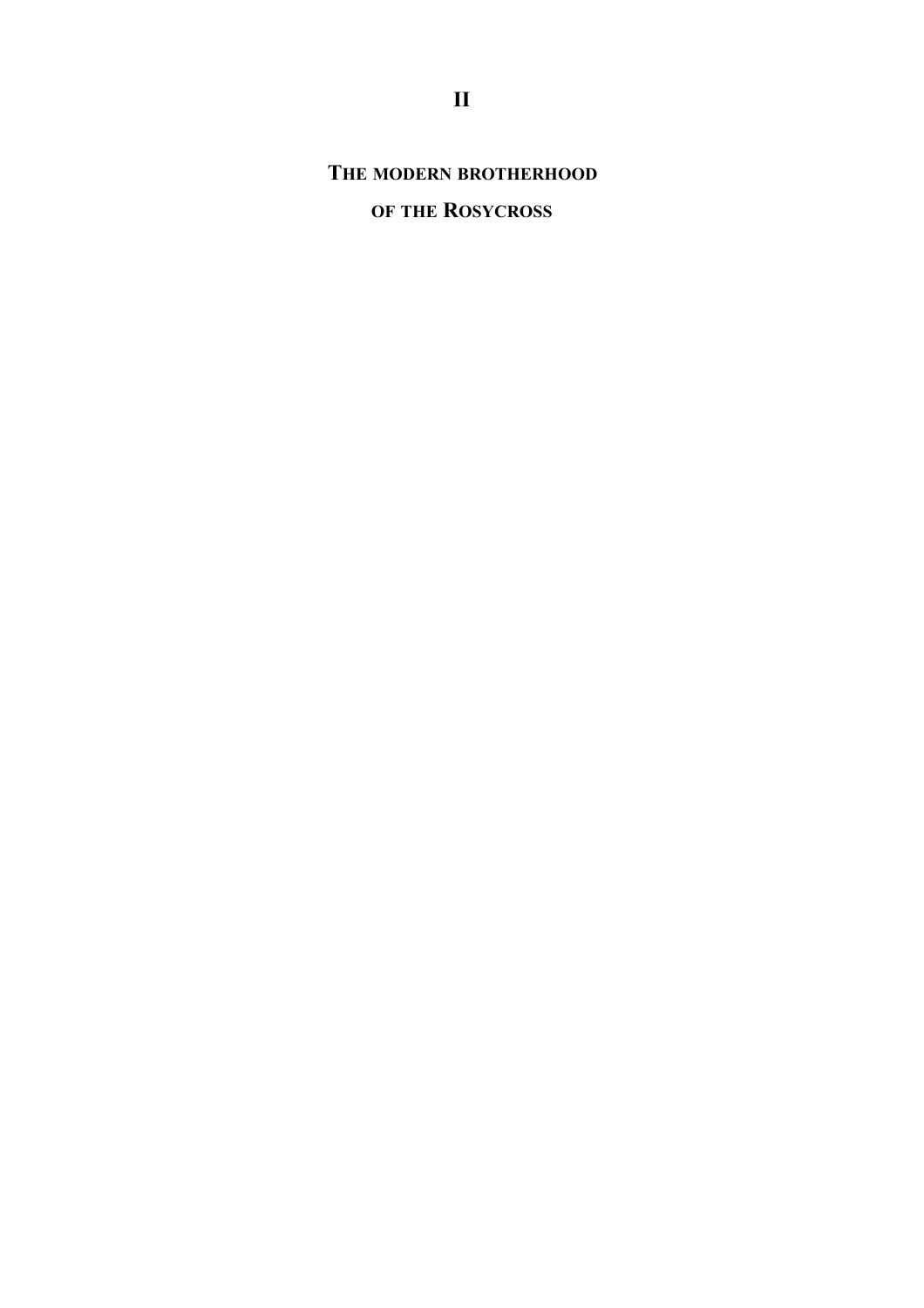# II

## The modern brotherhood of the Rosycross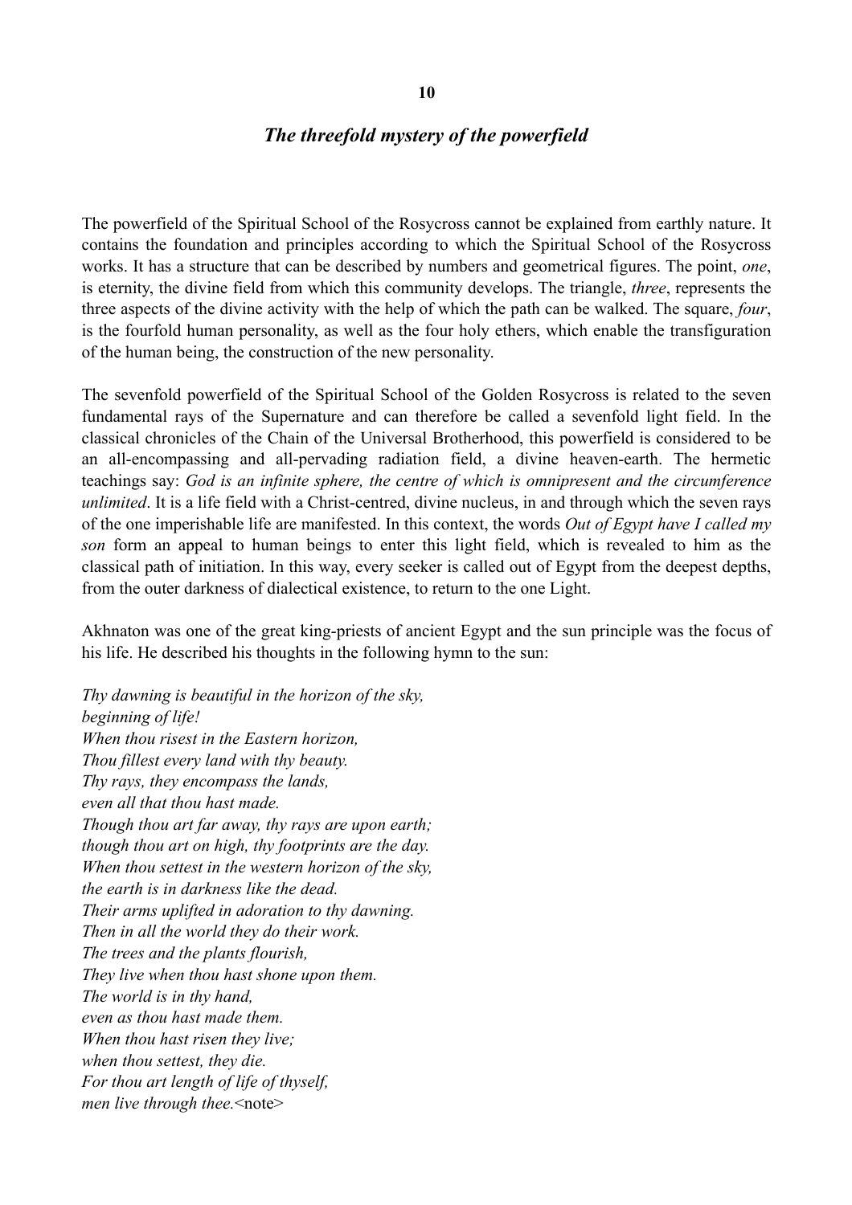## 10

## *The threefold mystery of the powerfield*

The powerfield of the Spiritual School of the Rosycross cannot be explained from earthly nature. It contains the foundation and principles according to which the Spiritual School of the Rosycross works. It has a structure that can be described by numbers and geometrical figures. The point, *one*, is eternity, the divine field from which this community develops. The triangle, *three*, represents the three aspects of the divine activity with the help of which the path can be walked. The square, *four*, is the fourfold human personality, as well as the four holy ethers, which enable the transfiguration of the human being, the construction of the new personality.

The sevenfold powerfield of the Spiritual School of the Golden Rosycross is related to the seven fundamental rays of the Supernature and can therefore be called a sevenfold light field. In the classical chronicles of the Chain of the Universal Brotherhood, this powerfield is considered to be an all-encompassing and all-pervading radiation field, a divine heaven-earth. The hermetic teachings say: *God is an infinite sphere, the centre of which is omnipresent and the circumference unlimited*. It is a life field with a Christ-centred, divine nucleus, in and through which the seven rays of the one imperishable life are manifested. In this context, the words *Out of Egypt have I called my son* form an appeal to human beings to enter this light field, which is revealed to him as the classical path of initiation. In this way, every seeker is called out of Egypt from the deepest depths, from the outer darkness of dialectical existence, to return to the one Light.

Akhnaton was one of the great king-priests of ancient Egypt and the sun principle was the focus of his life. He described his thoughts in the following hymn to the sun:

*Thy dawning is beautiful in the horizon of the sky,*
*beginning of life!*
*When thou risest in the Eastern horizon,*
*Thou fillest every land with thy beauty.*
*Thy rays, they encompass the lands,*
*even all that thou hast made.*
*Though thou art far away, thy rays are upon earth;*
*though thou art on high, thy footprints are the day.*
*When thou settest in the western horizon of the sky,*
*the earth is in darkness like the dead.*
*Their arms uplifted in adoration to thy dawning.*
*Then in all the world they do their work.*
*The trees and the plants flourish,*
*They live when thou hast shone upon them.*
*The world is in thy hand,*
*even as thou hast made them.*
*When thou hast risen they live;*
*when thou settest, they die.*
*For thou art length of life of thyself,*
*men live through thee.*<note>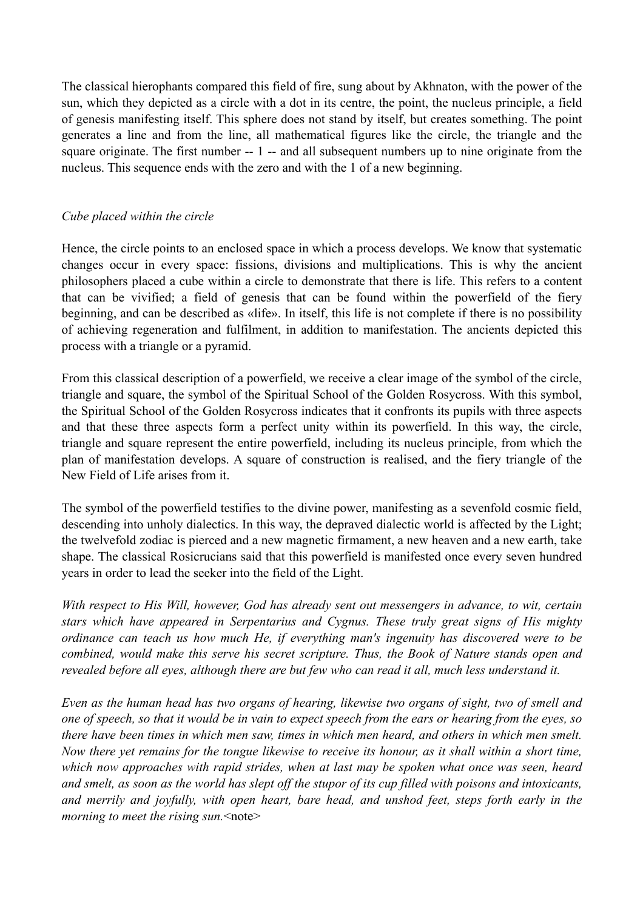The classical hierophants compared this field of fire, sung about by Akhnaton, with the power of the sun, which they depicted as a circle with a dot in its centre, the point, the nucleus principle, a field of genesis manifesting itself. This sphere does not stand by itself, but creates something. The point generates a line and from the line, all mathematical figures like the circle, the triangle and the square originate. The first number -- 1 -- and all subsequent numbers up to nine originate from the nucleus. This sequence ends with the zero and with the 1 of a new beginning.

*Cube placed within the circle*

Hence, the circle points to an enclosed space in which a process develops. We know that systematic changes occur in every space: fissions, divisions and multiplications. This is why the ancient philosophers placed a cube within a circle to demonstrate that there is life. This refers to a content that can be vivified; a field of genesis that can be found within the powerfield of the fiery beginning, and can be described as «life». In itself, this life is not complete if there is no possibility of achieving regeneration and fulfilment, in addition to manifestation. The ancients depicted this process with a triangle or a pyramid.

From this classical description of a powerfield, we receive a clear image of the symbol of the circle, triangle and square, the symbol of the Spiritual School of the Golden Rosycross. With this symbol, the Spiritual School of the Golden Rosycross indicates that it confronts its pupils with three aspects and that these three aspects form a perfect unity within its powerfield. In this way, the circle, triangle and square represent the entire powerfield, including its nucleus principle, from which the plan of manifestation develops. A square of construction is realised, and the fiery triangle of the New Field of Life arises from it.

The symbol of the powerfield testifies to the divine power, manifesting as a sevenfold cosmic field, descending into unholy dialectics. In this way, the depraved dialectic world is affected by the Light; the twelvefold zodiac is pierced and a new magnetic firmament, a new heaven and a new earth, take shape. The classical Rosicrucians said that this powerfield is manifested once every seven hundred years in order to lead the seeker into the field of the Light.

*With respect to His Will, however, God has already sent out messengers in advance, to wit, certain stars which have appeared in Serpentarius and Cygnus. These truly great signs of His mighty ordinance can teach us how much He, if everything man's ingenuity has discovered were to be combined, would make this serve his secret scripture. Thus, the Book of Nature stands open and revealed before all eyes, although there are but few who can read it all, much less understand it.*

*Even as the human head has two organs of hearing, likewise two organs of sight, two of smell and one of speech, so that it would be in vain to expect speech from the ears or hearing from the eyes, so there have been times in which men saw, times in which men heard, and others in which men smelt. Now there yet remains for the tongue likewise to receive its honour, as it shall within a short time, which now approaches with rapid strides, when at last may be spoken what once was seen, heard and smelt, as soon as the world has slept off the stupor of its cup filled with poisons and intoxicants, and merrily and joyfully, with open heart, bare head, and unshod feet, steps forth early in the morning to meet the rising sun.*<note>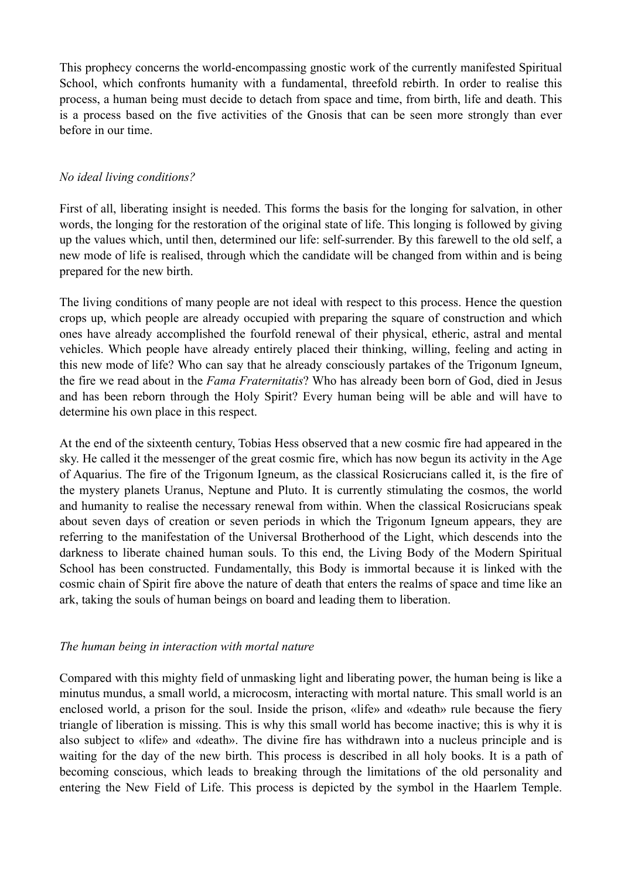This prophecy concerns the world-encompassing gnostic work of the currently manifested Spiritual School, which confronts humanity with a fundamental, threefold rebirth. In order to realise this process, a human being must decide to detach from space and time, from birth, life and death. This is a process based on the five activities of the Gnosis that can be seen more strongly than ever before in our time.

### *No ideal living conditions?*

First of all, liberating insight is needed. This forms the basis for the longing for salvation, in other words, the longing for the restoration of the original state of life. This longing is followed by giving up the values which, until then, determined our life: self-surrender. By this farewell to the old self, a new mode of life is realised, through which the candidate will be changed from within and is being prepared for the new birth.

The living conditions of many people are not ideal with respect to this process. Hence the question crops up, which people are already occupied with preparing the square of construction and which ones have already accomplished the fourfold renewal of their physical, etheric, astral and mental vehicles. Which people have already entirely placed their thinking, willing, feeling and acting in this new mode of life? Who can say that he already consciously partakes of the Trigonum Igneum, the fire we read about in the *Fama Fraternitatis*? Who has already been born of God, died in Jesus and has been reborn through the Holy Spirit? Every human being will be able and will have to determine his own place in this respect.

At the end of the sixteenth century, Tobias Hess observed that a new cosmic fire had appeared in the sky. He called it the messenger of the great cosmic fire, which has now begun its activity in the Age of Aquarius. The fire of the Trigonum Igneum, as the classical Rosicrucians called it, is the fire of the mystery planets Uranus, Neptune and Pluto. It is currently stimulating the cosmos, the world and humanity to realise the necessary renewal from within. When the classical Rosicrucians speak about seven days of creation or seven periods in which the Trigonum Igneum appears, they are referring to the manifestation of the Universal Brotherhood of the Light, which descends into the darkness to liberate chained human souls. To this end, the Living Body of the Modern Spiritual School has been constructed. Fundamentally, this Body is immortal because it is linked with the cosmic chain of Spirit fire above the nature of death that enters the realms of space and time like an ark, taking the souls of human beings on board and leading them to liberation.

### *The human being in interaction with mortal nature*

Compared with this mighty field of unmasking light and liberating power, the human being is like a minutus mundus, a small world, a microcosm, interacting with mortal nature. This small world is an enclosed world, a prison for the soul. Inside the prison, «life» and «death» rule because the fiery triangle of liberation is missing. This is why this small world has become inactive; this is why it is also subject to «life» and «death». The divine fire has withdrawn into a nucleus principle and is waiting for the day of the new birth. This process is described in all holy books. It is a path of becoming conscious, which leads to breaking through the limitations of the old personality and entering the New Field of Life. This process is depicted by the symbol in the Haarlem Temple.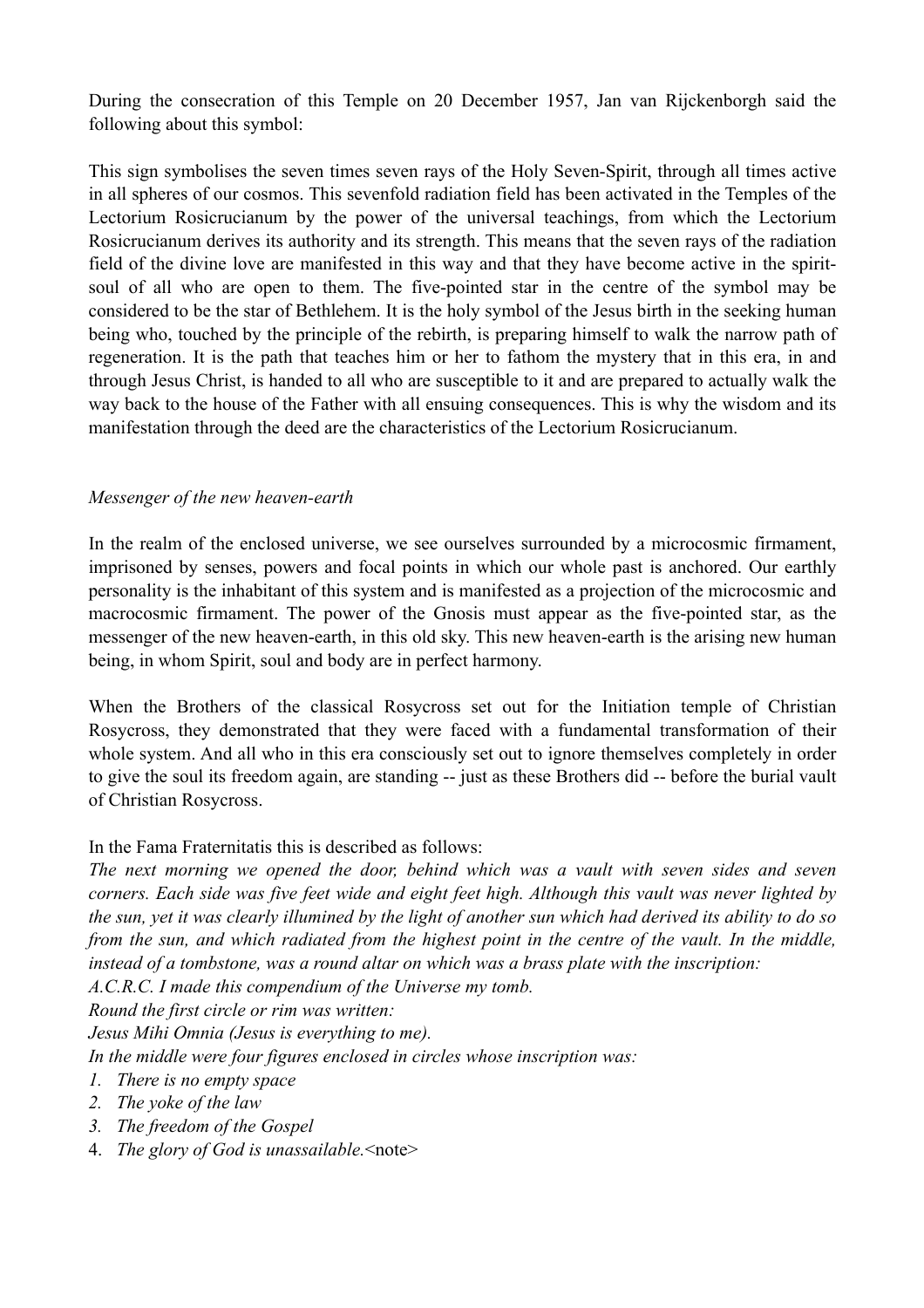During the consecration of this Temple on 20 December 1957, Jan van Rijckenborgh said the following about this symbol:

This sign symbolises the seven times seven rays of the Holy Seven-Spirit, through all times active in all spheres of our cosmos. This sevenfold radiation field has been activated in the Temples of the Lectorium Rosicrucianum by the power of the universal teachings, from which the Lectorium Rosicrucianum derives its authority and its strength. This means that the seven rays of the radiation field of the divine love are manifested in this way and that they have become active in the spirit-soul of all who are open to them. The five-pointed star in the centre of the symbol may be considered to be the star of Bethlehem. It is the holy symbol of the Jesus birth in the seeking human being who, touched by the principle of the rebirth, is preparing himself to walk the narrow path of regeneration. It is the path that teaches him or her to fathom the mystery that in this era, in and through Jesus Christ, is handed to all who are susceptible to it and are prepared to actually walk the way back to the house of the Father with all ensuing consequences. This is why the wisdom and its manifestation through the deed are the characteristics of the Lectorium Rosicrucianum.

*Messenger of the new heaven-earth*

In the realm of the enclosed universe, we see ourselves surrounded by a microcosmic firmament, imprisoned by senses, powers and focal points in which our whole past is anchored. Our earthly personality is the inhabitant of this system and is manifested as a projection of the microcosmic and macrocosmic firmament. The power of the Gnosis must appear as the five-pointed star, as the messenger of the new heaven-earth, in this old sky. This new heaven-earth is the arising new human being, in whom Spirit, soul and body are in perfect harmony.

When the Brothers of the classical Rosycross set out for the Initiation temple of Christian Rosycross, they demonstrated that they were faced with a fundamental transformation of their whole system. And all who in this era consciously set out to ignore themselves completely in order to give the soul its freedom again, are standing -- just as these Brothers did -- before the burial vault of Christian Rosycross.

In the Fama Fraternitatis this is described as follows:
*The next morning we opened the door, behind which was a vault with seven sides and seven corners. Each side was five feet wide and eight feet high. Although this vault was never lighted by the sun, yet it was clearly illumined by the light of another sun which had derived its ability to do so from the sun, and which radiated from the highest point in the centre of the vault. In the middle, instead of a tombstone, was a round altar on which was a brass plate with the inscription:*
*A.C.R.C. I made this compendium of the Universe my tomb.*
*Round the first circle or rim was written:*
*Jesus Mihi Omnia (Jesus is everything to me).*
*In the middle were four figures enclosed in circles whose inscription was:*

1. *There is no empty space*
2. *The yoke of the law*
3. *The freedom of the Gospel*
4. *The glory of God is unassailable.*<note>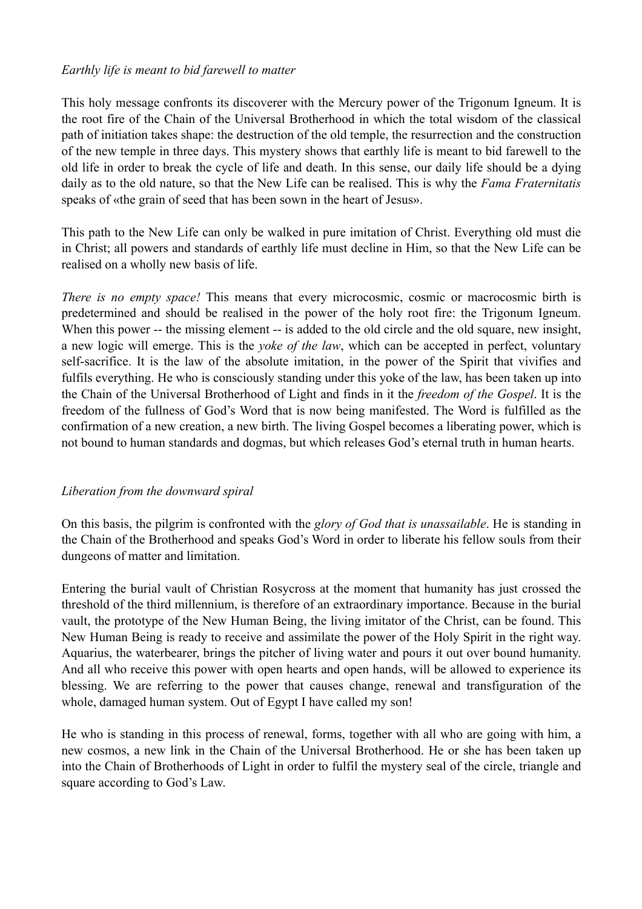*Earthly life is meant to bid farewell to matter*

This holy message confronts its discoverer with the Mercury power of the Trigonum Igneum. It is the root fire of the Chain of the Universal Brotherhood in which the total wisdom of the classical path of initiation takes shape: the destruction of the old temple, the resurrection and the construction of the new temple in three days. This mystery shows that earthly life is meant to bid farewell to the old life in order to break the cycle of life and death. In this sense, our daily life should be a dying daily as to the old nature, so that the New Life can be realised. This is why the *Fama Fraternitatis* speaks of «the grain of seed that has been sown in the heart of Jesus».

This path to the New Life can only be walked in pure imitation of Christ. Everything old must die in Christ; all powers and standards of earthly life must decline in Him, so that the New Life can be realised on a wholly new basis of life.

*There is no empty space!* This means that every microcosmic, cosmic or macrocosmic birth is predetermined and should be realised in the power of the holy root fire: the Trigonum Igneum. When this power -- the missing element -- is added to the old circle and the old square, new insight, a new logic will emerge. This is the *yoke of the law*, which can be accepted in perfect, voluntary self-sacrifice. It is the law of the absolute imitation, in the power of the Spirit that vivifies and fulfils everything. He who is consciously standing under this yoke of the law, has been taken up into the Chain of the Universal Brotherhood of Light and finds in it the *freedom of the Gospel*. It is the freedom of the fullness of God's Word that is now being manifested. The Word is fulfilled as the confirmation of a new creation, a new birth. The living Gospel becomes a liberating power, which is not bound to human standards and dogmas, but which releases God's eternal truth in human hearts.

*Liberation from the downward spiral*

On this basis, the pilgrim is confronted with the *glory of God that is unassailable*. He is standing in the Chain of the Brotherhood and speaks God's Word in order to liberate his fellow souls from their dungeons of matter and limitation.

Entering the burial vault of Christian Rosycross at the moment that humanity has just crossed the threshold of the third millennium, is therefore of an extraordinary importance. Because in the burial vault, the prototype of the New Human Being, the living imitator of the Christ, can be found. This New Human Being is ready to receive and assimilate the power of the Holy Spirit in the right way. Aquarius, the waterbearer, brings the pitcher of living water and pours it out over bound humanity. And all who receive this power with open hearts and open hands, will be allowed to experience its blessing. We are referring to the power that causes change, renewal and transfiguration of the whole, damaged human system. Out of Egypt I have called my son!

He who is standing in this process of renewal, forms, together with all who are going with him, a new cosmos, a new link in the Chain of the Universal Brotherhood. He or she has been taken up into the Chain of Brotherhoods of Light in order to fulfil the mystery seal of the circle, triangle and square according to God's Law.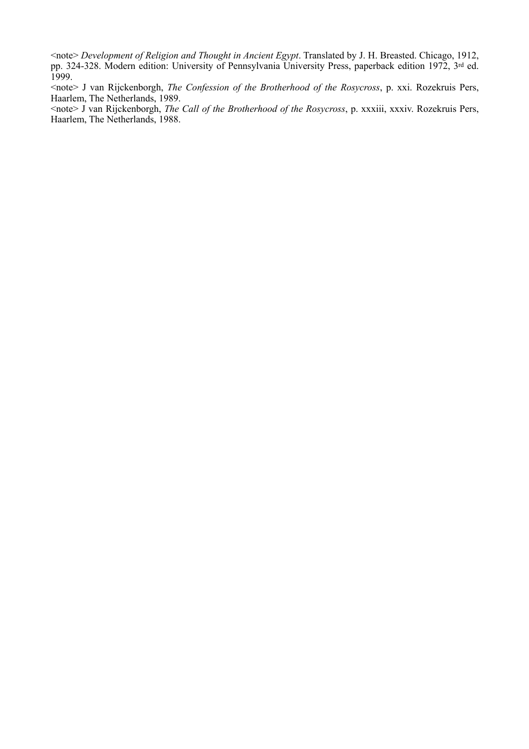<note> *Development of Religion and Thought in Ancient Egypt*. Translated by J. H. Breasted. Chicago, 1912, pp. 324-328. Modern edition: University of Pennsylvania University Press, paperback edition 1972, 3rd ed. 1999.

<note> J van Rijckenborgh, *The Confession of the Brotherhood of the Rosycross*, p. xxi. Rozekruis Pers, Haarlem, The Netherlands, 1989.

<note> J van Rijckenborgh, *The Call of the Brotherhood of the Rosycross*, p. xxxiii, xxxiv. Rozekruis Pers, Haarlem, The Netherlands, 1988.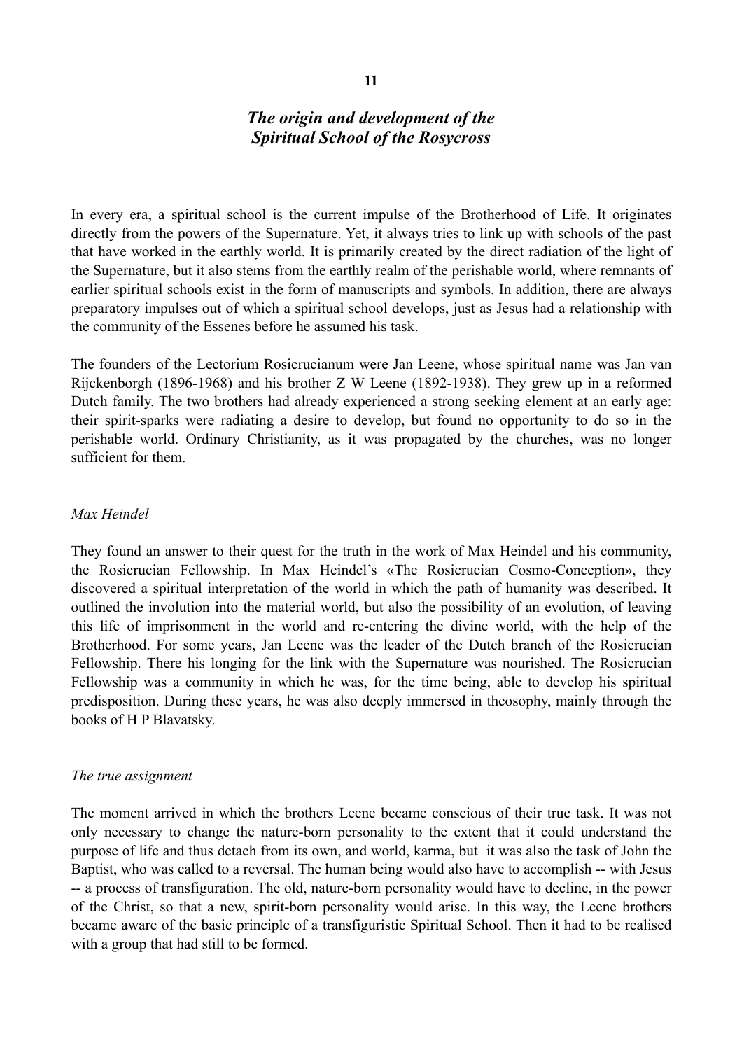## 11

## *The origin and development of the Spiritual School of the Rosycross*

In every era, a spiritual school is the current impulse of the Brotherhood of Life. It originates directly from the powers of the Supernature. Yet, it always tries to link up with schools of the past that have worked in the earthly world. It is primarily created by the direct radiation of the light of the Supernature, but it also stems from the earthly realm of the perishable world, where remnants of earlier spiritual schools exist in the form of manuscripts and symbols. In addition, there are always preparatory impulses out of which a spiritual school develops, just as Jesus had a relationship with the community of the Essenes before he assumed his task.

The founders of the Lectorium Rosicrucianum were Jan Leene, whose spiritual name was Jan van Rijckenborgh (1896-1968) and his brother Z W Leene (1892-1938). They grew up in a reformed Dutch family. The two brothers had already experienced a strong seeking element at an early age: their spirit-sparks were radiating a desire to develop, but found no opportunity to do so in the perishable world. Ordinary Christianity, as it was propagated by the churches, was no longer sufficient for them.

### *Max Heindel*

They found an answer to their quest for the truth in the work of Max Heindel and his community, the Rosicrucian Fellowship. In Max Heindel's «The Rosicrucian Cosmo-Conception», they discovered a spiritual interpretation of the world in which the path of humanity was described. It outlined the involution into the material world, but also the possibility of an evolution, of leaving this life of imprisonment in the world and re-entering the divine world, with the help of the Brotherhood. For some years, Jan Leene was the leader of the Dutch branch of the Rosicrucian Fellowship. There his longing for the link with the Supernature was nourished. The Rosicrucian Fellowship was a community in which he was, for the time being, able to develop his spiritual predisposition. During these years, he was also deeply immersed in theosophy, mainly through the books of H P Blavatsky.

### *The true assignment*

The moment arrived in which the brothers Leene became conscious of their true task. It was not only necessary to change the nature-born personality to the extent that it could understand the purpose of life and thus detach from its own, and world, karma, but it was also the task of John the Baptist, who was called to a reversal. The human being would also have to accomplish -- with Jesus -- a process of transfiguration. The old, nature-born personality would have to decline, in the power of the Christ, so that a new, spirit-born personality would arise. In this way, the Leene brothers became aware of the basic principle of a transfiguristic Spiritual School. Then it had to be realised with a group that had still to be formed.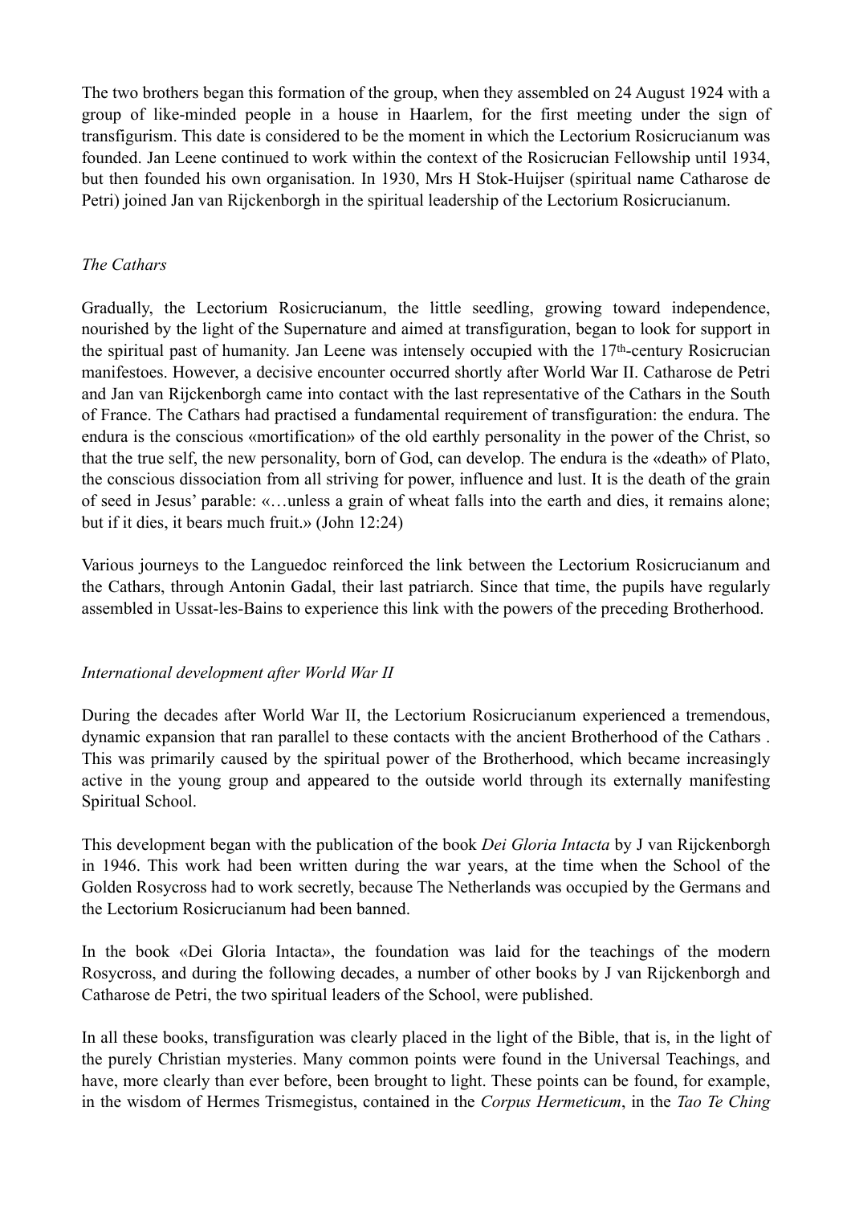The two brothers began this formation of the group, when they assembled on 24 August 1924 with a group of like-minded people in a house in Haarlem, for the first meeting under the sign of transfigurism. This date is considered to be the moment in which the Lectorium Rosicrucianum was founded. Jan Leene continued to work within the context of the Rosicrucian Fellowship until 1934, but then founded his own organisation. In 1930, Mrs H Stok-Huijser (spiritual name Catharose de Petri) joined Jan van Rijckenborgh in the spiritual leadership of the Lectorium Rosicrucianum.

*The Cathars*

Gradually, the Lectorium Rosicrucianum, the little seedling, growing toward independence, nourished by the light of the Supernature and aimed at transfiguration, began to look for support in the spiritual past of humanity. Jan Leene was intensely occupied with the 17th-century Rosicrucian manifestoes. However, a decisive encounter occurred shortly after World War II. Catharose de Petri and Jan van Rijckenborgh came into contact with the last representative of the Cathars in the South of France. The Cathars had practised a fundamental requirement of transfiguration: the endura. The endura is the conscious «mortification» of the old earthly personality in the power of the Christ, so that the true self, the new personality, born of God, can develop. The endura is the «death» of Plato, the conscious dissociation from all striving for power, influence and lust. It is the death of the grain of seed in Jesus' parable: «…unless a grain of wheat falls into the earth and dies, it remains alone; but if it dies, it bears much fruit.» (John 12:24)

Various journeys to the Languedoc reinforced the link between the Lectorium Rosicrucianum and the Cathars, through Antonin Gadal, their last patriarch. Since that time, the pupils have regularly assembled in Ussat-les-Bains to experience this link with the powers of the preceding Brotherhood.

*International development after World War II*

During the decades after World War II, the Lectorium Rosicrucianum experienced a tremendous, dynamic expansion that ran parallel to these contacts with the ancient Brotherhood of the Cathars . This was primarily caused by the spiritual power of the Brotherhood, which became increasingly active in the young group and appeared to the outside world through its externally manifesting Spiritual School.

This development began with the publication of the book *Dei Gloria Intacta* by J van Rijckenborgh in 1946. This work had been written during the war years, at the time when the School of the Golden Rosycross had to work secretly, because The Netherlands was occupied by the Germans and the Lectorium Rosicrucianum had been banned.

In the book «Dei Gloria Intacta», the foundation was laid for the teachings of the modern Rosycross, and during the following decades, a number of other books by J van Rijckenborgh and Catharose de Petri, the two spiritual leaders of the School, were published.

In all these books, transfiguration was clearly placed in the light of the Bible, that is, in the light of the purely Christian mysteries. Many common points were found in the Universal Teachings, and have, more clearly than ever before, been brought to light. These points can be found, for example, in the wisdom of Hermes Trismegistus, contained in the *Corpus Hermeticum*, in the *Tao Te Ching*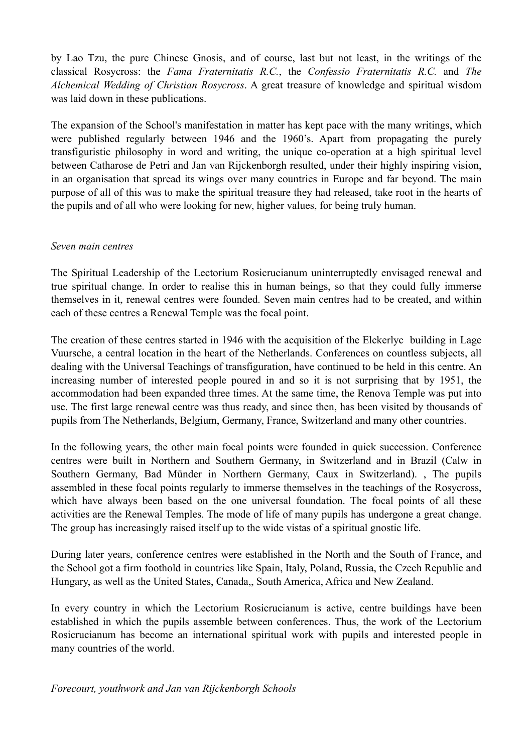by Lao Tzu, the pure Chinese Gnosis, and of course, last but not least, in the writings of the classical Rosycross: the *Fama Fraternitatis R.C.*, the *Confessio Fraternitatis R.C.* and *The Alchemical Wedding of Christian Rosycross*. A great treasure of knowledge and spiritual wisdom was laid down in these publications.

The expansion of the School's manifestation in matter has kept pace with the many writings, which were published regularly between 1946 and the 1960's. Apart from propagating the purely transfiguristic philosophy in word and writing, the unique co-operation at a high spiritual level between Catharose de Petri and Jan van Rijckenborgh resulted, under their highly inspiring vision, in an organisation that spread its wings over many countries in Europe and far beyond. The main purpose of all of this was to make the spiritual treasure they had released, take root in the hearts of the pupils and of all who were looking for new, higher values, for being truly human.

*Seven main centres*

The Spiritual Leadership of the Lectorium Rosicrucianum uninterruptedly envisaged renewal and true spiritual change. In order to realise this in human beings, so that they could fully immerse themselves in it, renewal centres were founded. Seven main centres had to be created, and within each of these centres a Renewal Temple was the focal point.

The creation of these centres started in 1946 with the acquisition of the Elckerlyc building in Lage Vuursche, a central location in the heart of the Netherlands. Conferences on countless subjects, all dealing with the Universal Teachings of transfiguration, have continued to be held in this centre. An increasing number of interested people poured in and so it is not surprising that by 1951, the accommodation had been expanded three times. At the same time, the Renova Temple was put into use. The first large renewal centre was thus ready, and since then, has been visited by thousands of pupils from The Netherlands, Belgium, Germany, France, Switzerland and many other countries.

In the following years, the other main focal points were founded in quick succession. Conference centres were built in Northern and Southern Germany, in Switzerland and in Brazil (Calw in Southern Germany, Bad Münder in Northern Germany, Caux in Switzerland). , The pupils assembled in these focal points regularly to immerse themselves in the teachings of the Rosycross, which have always been based on the one universal foundation. The focal points of all these activities are the Renewal Temples. The mode of life of many pupils has undergone a great change. The group has increasingly raised itself up to the wide vistas of a spiritual gnostic life.

During later years, conference centres were established in the North and the South of France, and the School got a firm foothold in countries like Spain, Italy, Poland, Russia, the Czech Republic and Hungary, as well as the United States, Canada,, South America, Africa and New Zealand.

In every country in which the Lectorium Rosicrucianum is active, centre buildings have been established in which the pupils assemble between conferences. Thus, the work of the Lectorium Rosicrucianum has become an international spiritual work with pupils and interested people in many countries of the world.

*Forecourt, youthwork and Jan van Rijckenborgh Schools*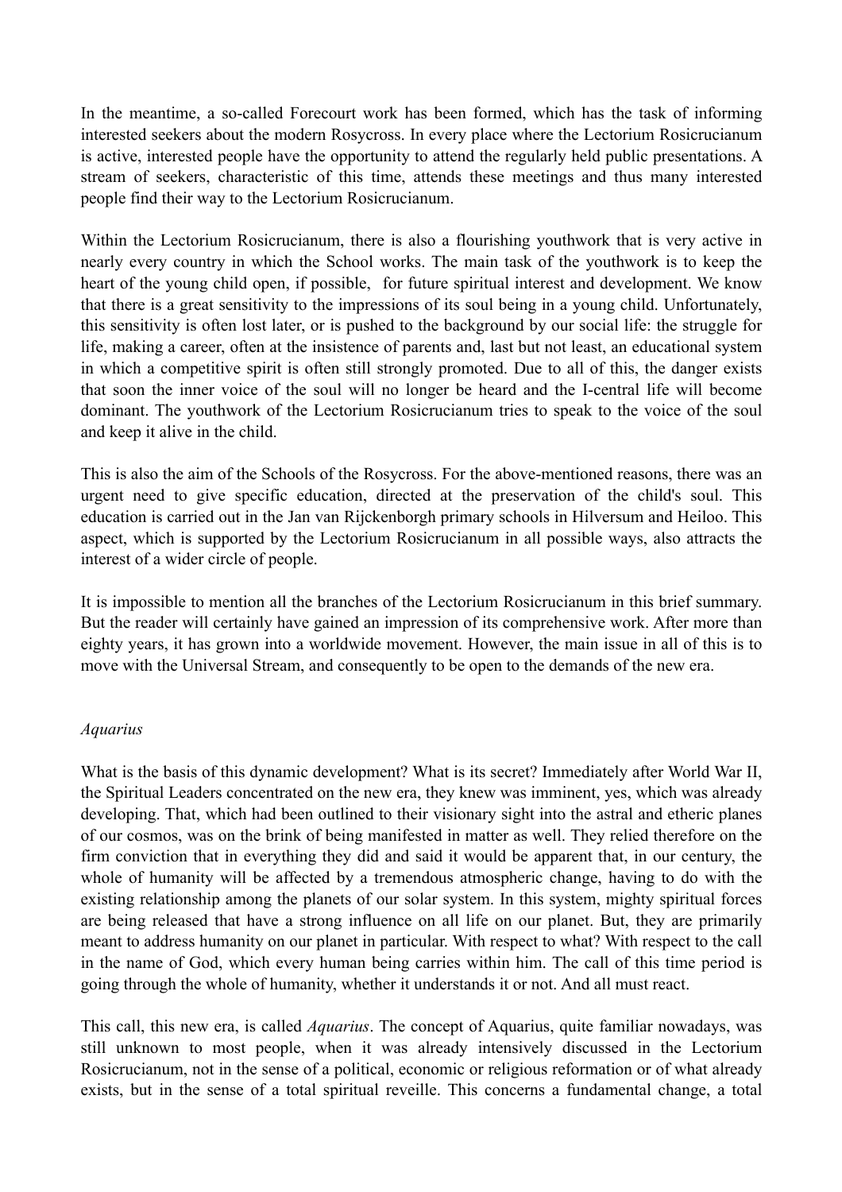In the meantime, a so-called Forecourt work has been formed, which has the task of informing interested seekers about the modern Rosycross. In every place where the Lectorium Rosicrucianum is active, interested people have the opportunity to attend the regularly held public presentations. A stream of seekers, characteristic of this time, attends these meetings and thus many interested people find their way to the Lectorium Rosicrucianum.

Within the Lectorium Rosicrucianum, there is also a flourishing youthwork that is very active in nearly every country in which the School works. The main task of the youthwork is to keep the heart of the young child open, if possible, for future spiritual interest and development. We know that there is a great sensitivity to the impressions of its soul being in a young child. Unfortunately, this sensitivity is often lost later, or is pushed to the background by our social life: the struggle for life, making a career, often at the insistence of parents and, last but not least, an educational system in which a competitive spirit is often still strongly promoted. Due to all of this, the danger exists that soon the inner voice of the soul will no longer be heard and the I-central life will become dominant. The youthwork of the Lectorium Rosicrucianum tries to speak to the voice of the soul and keep it alive in the child.

This is also the aim of the Schools of the Rosycross. For the above-mentioned reasons, there was an urgent need to give specific education, directed at the preservation of the child's soul. This education is carried out in the Jan van Rijckenborgh primary schools in Hilversum and Heiloo. This aspect, which is supported by the Lectorium Rosicrucianum in all possible ways, also attracts the interest of a wider circle of people.

It is impossible to mention all the branches of the Lectorium Rosicrucianum in this brief summary. But the reader will certainly have gained an impression of its comprehensive work. After more than eighty years, it has grown into a worldwide movement. However, the main issue in all of this is to move with the Universal Stream, and consequently to be open to the demands of the new era.

*Aquarius*

What is the basis of this dynamic development? What is its secret? Immediately after World War II, the Spiritual Leaders concentrated on the new era, they knew was imminent, yes, which was already developing. That, which had been outlined to their visionary sight into the astral and etheric planes of our cosmos, was on the brink of being manifested in matter as well. They relied therefore on the firm conviction that in everything they did and said it would be apparent that, in our century, the whole of humanity will be affected by a tremendous atmospheric change, having to do with the existing relationship among the planets of our solar system. In this system, mighty spiritual forces are being released that have a strong influence on all life on our planet. But, they are primarily meant to address humanity on our planet in particular. With respect to what? With respect to the call in the name of God, which every human being carries within him. The call of this time period is going through the whole of humanity, whether it understands it or not. And all must react.

This call, this new era, is called *Aquarius*. The concept of Aquarius, quite familiar nowadays, was still unknown to most people, when it was already intensively discussed in the Lectorium Rosicrucianum, not in the sense of a political, economic or religious reformation or of what already exists, but in the sense of a total spiritual reveille. This concerns a fundamental change, a total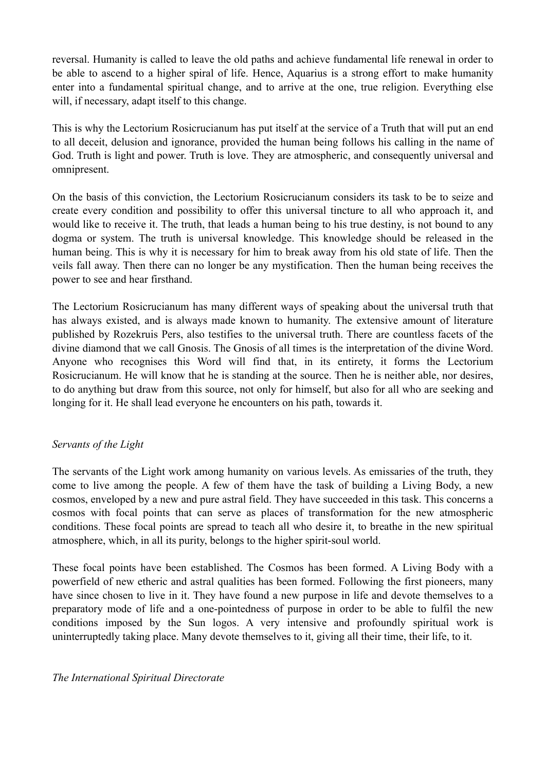reversal. Humanity is called to leave the old paths and achieve fundamental life renewal in order to be able to ascend to a higher spiral of life. Hence, Aquarius is a strong effort to make humanity enter into a fundamental spiritual change, and to arrive at the one, true religion. Everything else will, if necessary, adapt itself to this change.

This is why the Lectorium Rosicrucianum has put itself at the service of a Truth that will put an end to all deceit, delusion and ignorance, provided the human being follows his calling in the name of God. Truth is light and power. Truth is love. They are atmospheric, and consequently universal and omnipresent.

On the basis of this conviction, the Lectorium Rosicrucianum considers its task to be to seize and create every condition and possibility to offer this universal tincture to all who approach it, and would like to receive it. The truth, that leads a human being to his true destiny, is not bound to any dogma or system. The truth is universal knowledge. This knowledge should be released in the human being. This is why it is necessary for him to break away from his old state of life. Then the veils fall away. Then there can no longer be any mystification. Then the human being receives the power to see and hear firsthand.

The Lectorium Rosicrucianum has many different ways of speaking about the universal truth that has always existed, and is always made known to humanity. The extensive amount of literature published by Rozekruis Pers, also testifies to the universal truth. There are countless facets of the divine diamond that we call Gnosis. The Gnosis of all times is the interpretation of the divine Word. Anyone who recognises this Word will find that, in its entirety, it forms the Lectorium Rosicrucianum. He will know that he is standing at the source. Then he is neither able, nor desires, to do anything but draw from this source, not only for himself, but also for all who are seeking and longing for it. He shall lead everyone he encounters on his path, towards it.

*Servants of the Light*

The servants of the Light work among humanity on various levels. As emissaries of the truth, they come to live among the people. A few of them have the task of building a Living Body, a new cosmos, enveloped by a new and pure astral field. They have succeeded in this task. This concerns a cosmos with focal points that can serve as places of transformation for the new atmospheric conditions. These focal points are spread to teach all who desire it, to breathe in the new spiritual atmosphere, which, in all its purity, belongs to the higher spirit-soul world.

These focal points have been established. The Cosmos has been formed. A Living Body with a powerfield of new etheric and astral qualities has been formed. Following the first pioneers, many have since chosen to live in it. They have found a new purpose in life and devote themselves to a preparatory mode of life and a one-pointedness of purpose in order to be able to fulfil the new conditions imposed by the Sun logos. A very intensive and profoundly spiritual work is uninterruptedly taking place. Many devote themselves to it, giving all their time, their life, to it.

*The International Spiritual Directorate*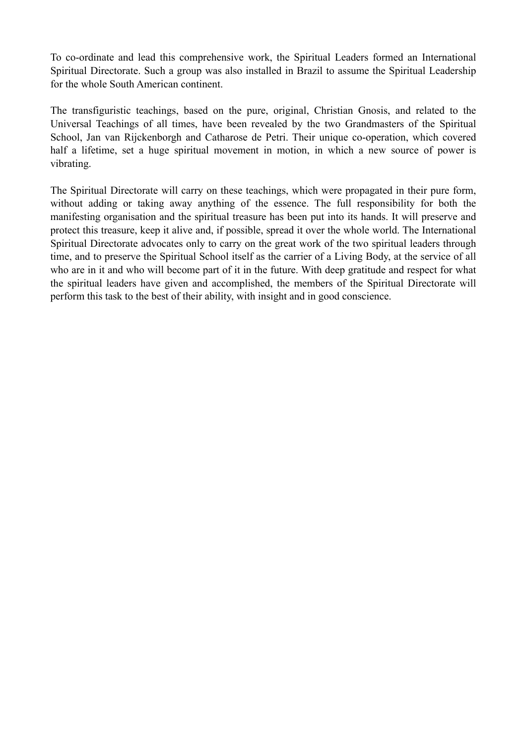To co-ordinate and lead this comprehensive work, the Spiritual Leaders formed an International Spiritual Directorate. Such a group was also installed in Brazil to assume the Spiritual Leadership for the whole South American continent.

The transfiguristic teachings, based on the pure, original, Christian Gnosis, and related to the Universal Teachings of all times, have been revealed by the two Grandmasters of the Spiritual School, Jan van Rijckenborgh and Catharose de Petri. Their unique co-operation, which covered half a lifetime, set a huge spiritual movement in motion, in which a new source of power is vibrating.

The Spiritual Directorate will carry on these teachings, which were propagated in their pure form, without adding or taking away anything of the essence. The full responsibility for both the manifesting organisation and the spiritual treasure has been put into its hands. It will preserve and protect this treasure, keep it alive and, if possible, spread it over the whole world. The International Spiritual Directorate advocates only to carry on the great work of the two spiritual leaders through time, and to preserve the Spiritual School itself as the carrier of a Living Body, at the service of all who are in it and who will become part of it in the future. With deep gratitude and respect for what the spiritual leaders have given and accomplished, the members of the Spiritual Directorate will perform this task to the best of their ability, with insight and in good conscience.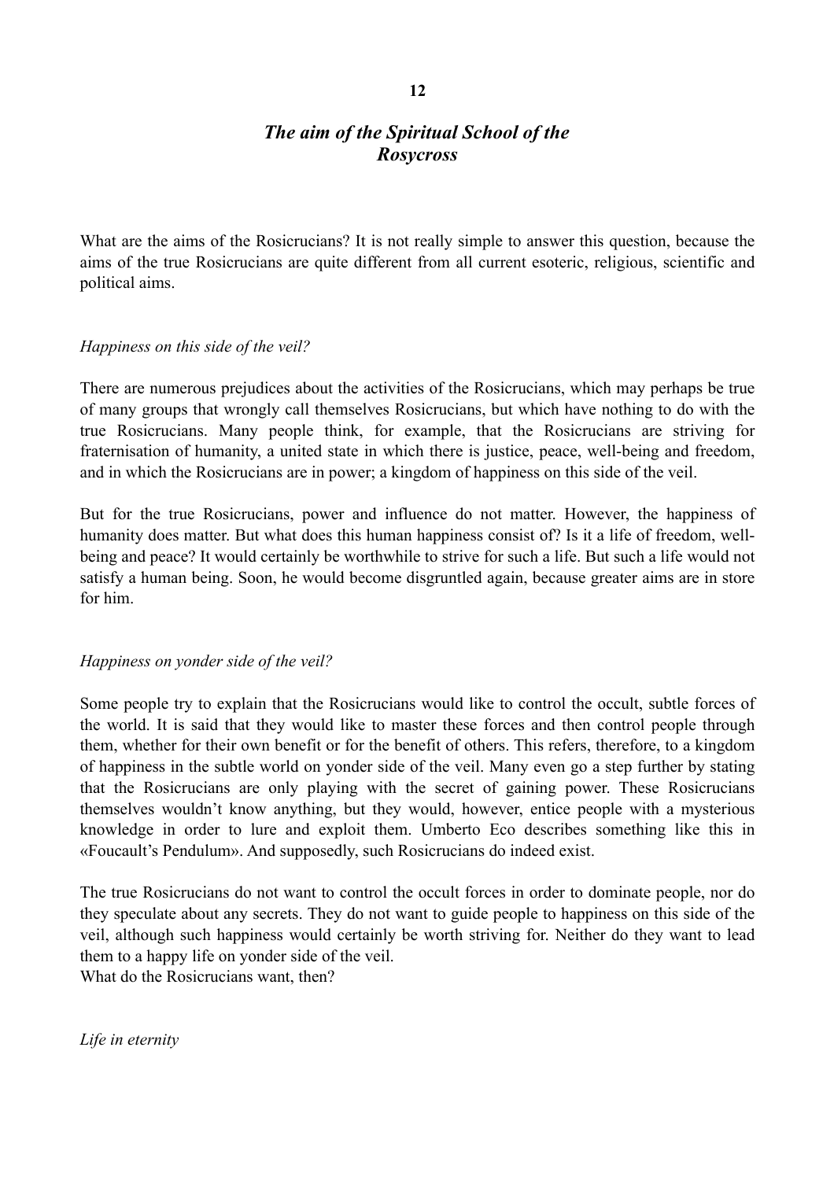# 12

## *The aim of the Spiritual School of the Rosycross*

What are the aims of the Rosicrucians? It is not really simple to answer this question, because the aims of the true Rosicrucians are quite different from all current esoteric, religious, scientific and political aims.

### *Happiness on this side of the veil?*

There are numerous prejudices about the activities of the Rosicrucians, which may perhaps be true of many groups that wrongly call themselves Rosicrucians, but which have nothing to do with the true Rosicrucians. Many people think, for example, that the Rosicrucians are striving for fraternisation of humanity, a united state in which there is justice, peace, well-being and freedom, and in which the Rosicrucians are in power; a kingdom of happiness on this side of the veil.

But for the true Rosicrucians, power and influence do not matter. However, the happiness of humanity does matter. But what does this human happiness consist of? Is it a life of freedom, well-being and peace? It would certainly be worthwhile to strive for such a life. But such a life would not satisfy a human being. Soon, he would become disgruntled again, because greater aims are in store for him.

### *Happiness on yonder side of the veil?*

Some people try to explain that the Rosicrucians would like to control the occult, subtle forces of the world. It is said that they would like to master these forces and then control people through them, whether for their own benefit or for the benefit of others. This refers, therefore, to a kingdom of happiness in the subtle world on yonder side of the veil. Many even go a step further by stating that the Rosicrucians are only playing with the secret of gaining power. These Rosicrucians themselves wouldn't know anything, but they would, however, entice people with a mysterious knowledge in order to lure and exploit them. Umberto Eco describes something like this in «Foucault's Pendulum». And supposedly, such Rosicrucians do indeed exist.

The true Rosicrucians do not want to control the occult forces in order to dominate people, nor do they speculate about any secrets. They do not want to guide people to happiness on this side of the veil, although such happiness would certainly be worth striving for. Neither do they want to lead them to a happy life on yonder side of the veil.
What do the Rosicrucians want, then?

### *Life in eternity*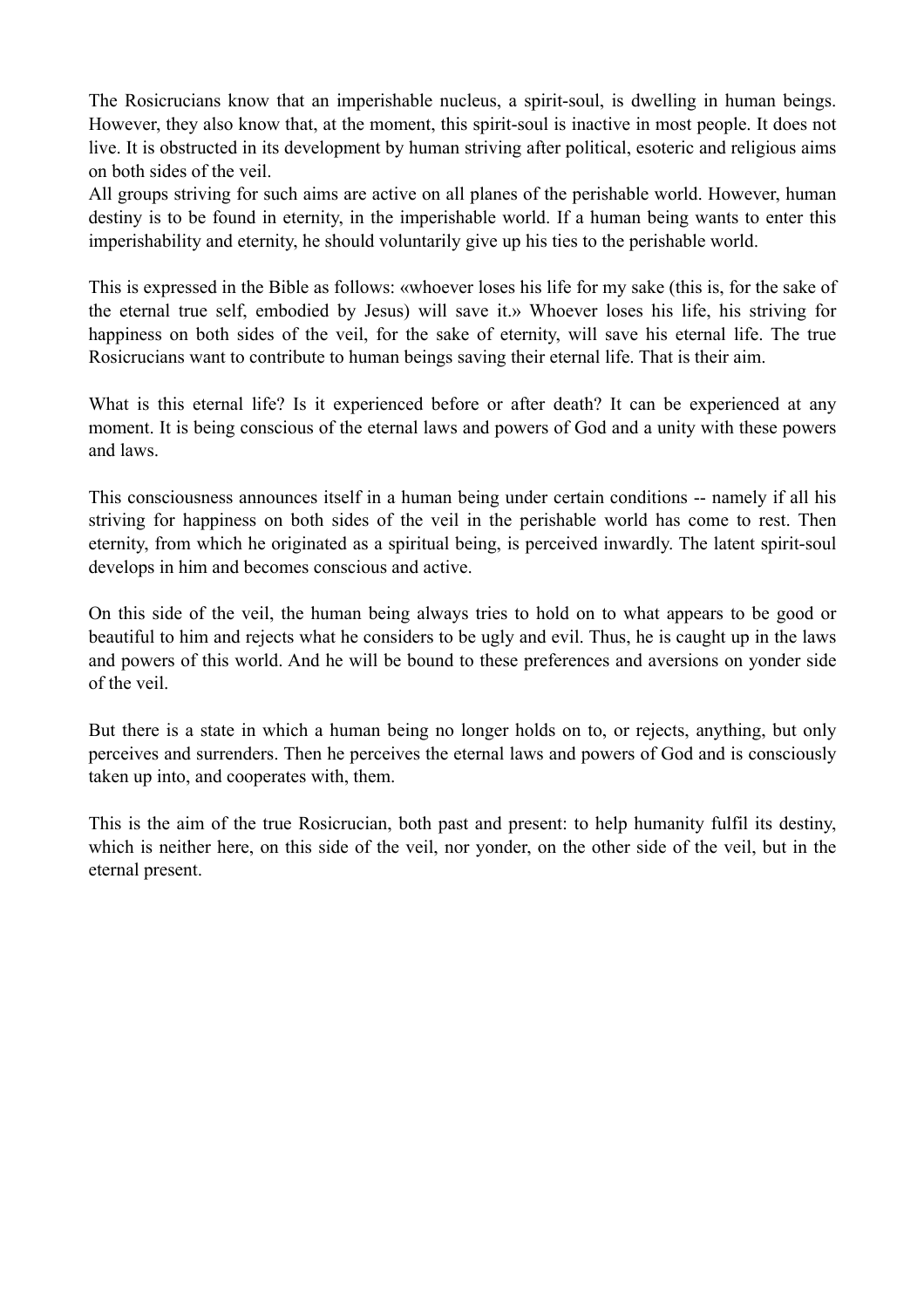The Rosicrucians know that an imperishable nucleus, a spirit-soul, is dwelling in human beings. However, they also know that, at the moment, this spirit-soul is inactive in most people. It does not live. It is obstructed in its development by human striving after political, esoteric and religious aims on both sides of the veil.
All groups striving for such aims are active on all planes of the perishable world. However, human destiny is to be found in eternity, in the imperishable world. If a human being wants to enter this imperishability and eternity, he should voluntarily give up his ties to the perishable world.

This is expressed in the Bible as follows: «whoever loses his life for my sake (this is, for the sake of the eternal true self, embodied by Jesus) will save it.» Whoever loses his life, his striving for happiness on both sides of the veil, for the sake of eternity, will save his eternal life. The true Rosicrucians want to contribute to human beings saving their eternal life. That is their aim.

What is this eternal life? Is it experienced before or after death? It can be experienced at any moment. It is being conscious of the eternal laws and powers of God and a unity with these powers and laws.

This consciousness announces itself in a human being under certain conditions -- namely if all his striving for happiness on both sides of the veil in the perishable world has come to rest. Then eternity, from which he originated as a spiritual being, is perceived inwardly. The latent spirit-soul develops in him and becomes conscious and active.

On this side of the veil, the human being always tries to hold on to what appears to be good or beautiful to him and rejects what he considers to be ugly and evil. Thus, he is caught up in the laws and powers of this world. And he will be bound to these preferences and aversions on yonder side of the veil.

But there is a state in which a human being no longer holds on to, or rejects, anything, but only perceives and surrenders. Then he perceives the eternal laws and powers of God and is consciously taken up into, and cooperates with, them.

This is the aim of the true Rosicrucian, both past and present: to help humanity fulfil its destiny, which is neither here, on this side of the veil, nor yonder, on the other side of the veil, but in the eternal present.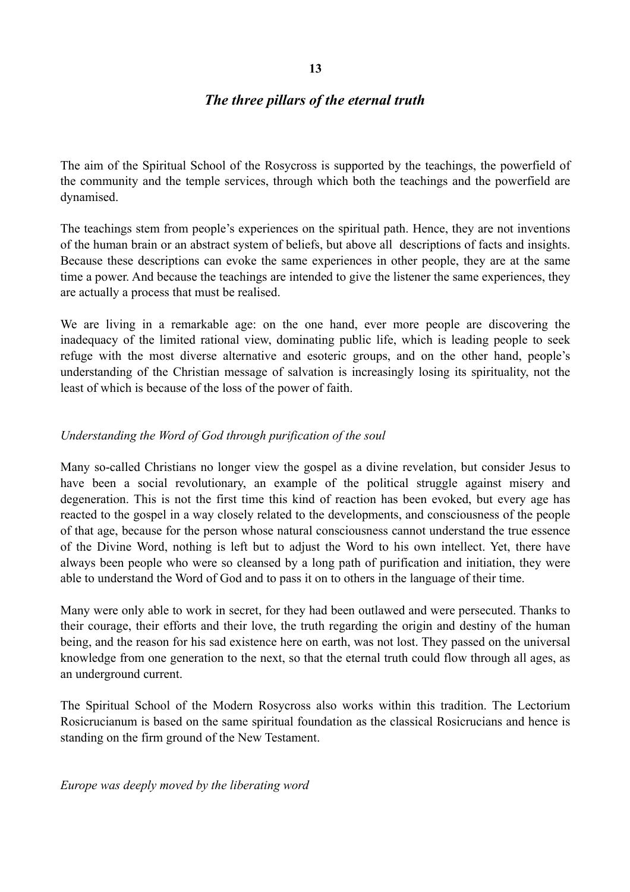## 13

## *The three pillars of the eternal truth*

The aim of the Spiritual School of the Rosycross is supported by the teachings, the powerfield of the community and the temple services, through which both the teachings and the powerfield are dynamised.

The teachings stem from people's experiences on the spiritual path. Hence, they are not inventions of the human brain or an abstract system of beliefs, but above all descriptions of facts and insights. Because these descriptions can evoke the same experiences in other people, they are at the same time a power. And because the teachings are intended to give the listener the same experiences, they are actually a process that must be realised.

We are living in a remarkable age: on the one hand, ever more people are discovering the inadequacy of the limited rational view, dominating public life, which is leading people to seek refuge with the most diverse alternative and esoteric groups, and on the other hand, people's understanding of the Christian message of salvation is increasingly losing its spirituality, not the least of which is because of the loss of the power of faith.

*Understanding the Word of God through purification of the soul*

Many so-called Christians no longer view the gospel as a divine revelation, but consider Jesus to have been a social revolutionary, an example of the political struggle against misery and degeneration. This is not the first time this kind of reaction has been evoked, but every age has reacted to the gospel in a way closely related to the developments, and consciousness of the people of that age, because for the person whose natural consciousness cannot understand the true essence of the Divine Word, nothing is left but to adjust the Word to his own intellect. Yet, there have always been people who were so cleansed by a long path of purification and initiation, they were able to understand the Word of God and to pass it on to others in the language of their time.

Many were only able to work in secret, for they had been outlawed and were persecuted. Thanks to their courage, their efforts and their love, the truth regarding the origin and destiny of the human being, and the reason for his sad existence here on earth, was not lost. They passed on the universal knowledge from one generation to the next, so that the eternal truth could flow through all ages, as an underground current.

The Spiritual School of the Modern Rosycross also works within this tradition. The Lectorium Rosicrucianum is based on the same spiritual foundation as the classical Rosicrucians and hence is standing on the firm ground of the New Testament.

*Europe was deeply moved by the liberating word*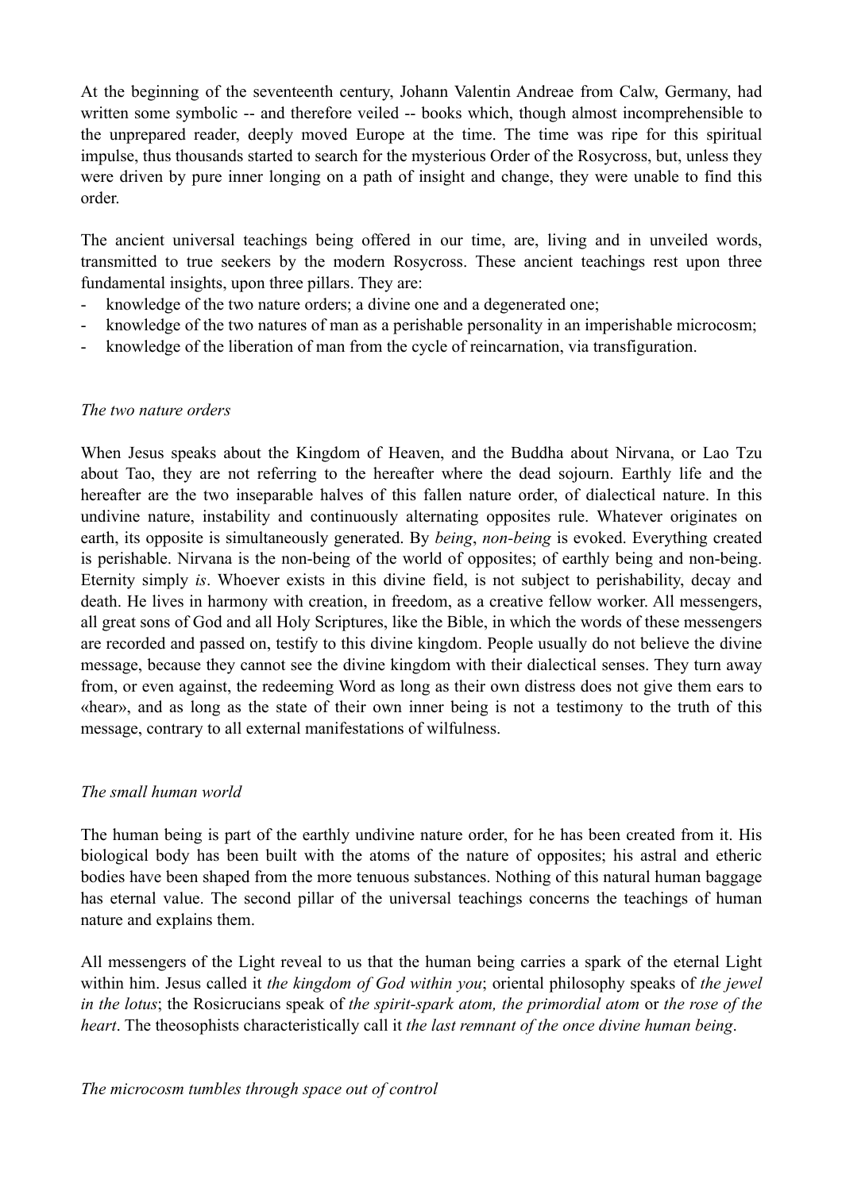At the beginning of the seventeenth century, Johann Valentin Andreae from Calw, Germany, had written some symbolic -- and therefore veiled -- books which, though almost incomprehensible to the unprepared reader, deeply moved Europe at the time. The time was ripe for this spiritual impulse, thus thousands started to search for the mysterious Order of the Rosycross, but, unless they were driven by pure inner longing on a path of insight and change, they were unable to find this order.

The ancient universal teachings being offered in our time, are, living and in unveiled words, transmitted to true seekers by the modern Rosycross. These ancient teachings rest upon three fundamental insights, upon three pillars. They are:

- knowledge of the two nature orders; a divine one and a degenerated one;
- knowledge of the two natures of man as a perishable personality in an imperishable microcosm;
- knowledge of the liberation of man from the cycle of reincarnation, via transfiguration.

*The two nature orders*

When Jesus speaks about the Kingdom of Heaven, and the Buddha about Nirvana, or Lao Tzu about Tao, they are not referring to the hereafter where the dead sojourn. Earthly life and the hereafter are the two inseparable halves of this fallen nature order, of dialectical nature. In this undivine nature, instability and continuously alternating opposites rule. Whatever originates on earth, its opposite is simultaneously generated. By *being*, *non-being* is evoked. Everything created is perishable. Nirvana is the non-being of the world of opposites; of earthly being and non-being. Eternity simply *is*. Whoever exists in this divine field, is not subject to perishability, decay and death. He lives in harmony with creation, in freedom, as a creative fellow worker. All messengers, all great sons of God and all Holy Scriptures, like the Bible, in which the words of these messengers are recorded and passed on, testify to this divine kingdom. People usually do not believe the divine message, because they cannot see the divine kingdom with their dialectical senses. They turn away from, or even against, the redeeming Word as long as their own distress does not give them ears to «hear», and as long as the state of their own inner being is not a testimony to the truth of this message, contrary to all external manifestations of wilfulness.

*The small human world*

The human being is part of the earthly undivine nature order, for he has been created from it. His biological body has been built with the atoms of the nature of opposites; his astral and etheric bodies have been shaped from the more tenuous substances. Nothing of this natural human baggage has eternal value. The second pillar of the universal teachings concerns the teachings of human nature and explains them.

All messengers of the Light reveal to us that the human being carries a spark of the eternal Light within him. Jesus called it *the kingdom of God within you*; oriental philosophy speaks of *the jewel in the lotus*; the Rosicrucians speak of *the spirit-spark atom, the primordial atom* or *the rose of the heart*. The theosophists characteristically call it *the last remnant of the once divine human being*.

*The microcosm tumbles through space out of control*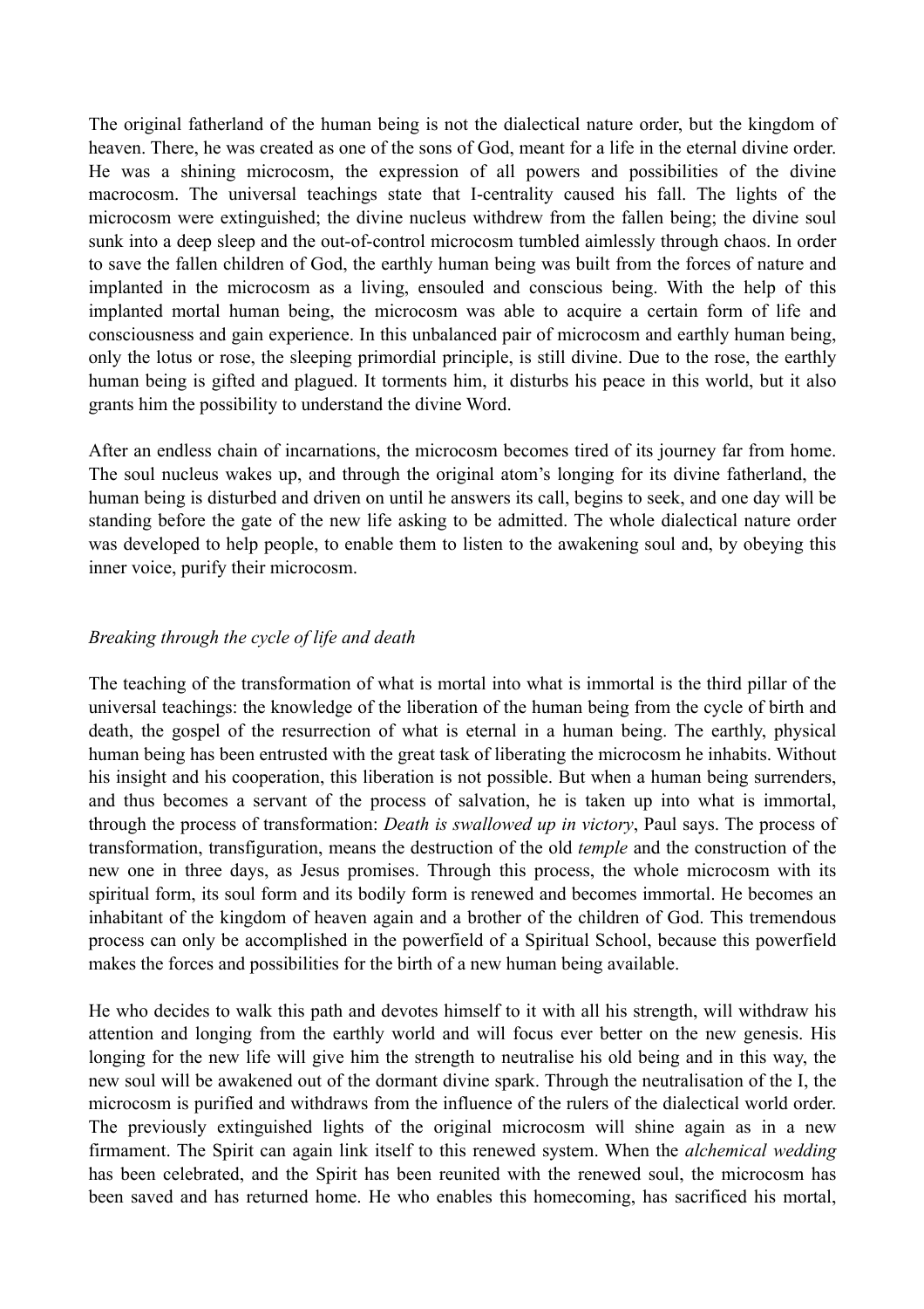The original fatherland of the human being is not the dialectical nature order, but the kingdom of heaven. There, he was created as one of the sons of God, meant for a life in the eternal divine order. He was a shining microcosm, the expression of all powers and possibilities of the divine macrocosm. The universal teachings state that I-centrality caused his fall. The lights of the microcosm were extinguished; the divine nucleus withdrew from the fallen being; the divine soul sunk into a deep sleep and the out-of-control microcosm tumbled aimlessly through chaos. In order to save the fallen children of God, the earthly human being was built from the forces of nature and implanted in the microcosm as a living, ensouled and conscious being. With the help of this implanted mortal human being, the microcosm was able to acquire a certain form of life and consciousness and gain experience. In this unbalanced pair of microcosm and earthly human being, only the lotus or rose, the sleeping primordial principle, is still divine. Due to the rose, the earthly human being is gifted and plagued. It torments him, it disturbs his peace in this world, but it also grants him the possibility to understand the divine Word.

After an endless chain of incarnations, the microcosm becomes tired of its journey far from home. The soul nucleus wakes up, and through the original atom's longing for its divine fatherland, the human being is disturbed and driven on until he answers its call, begins to seek, and one day will be standing before the gate of the new life asking to be admitted. The whole dialectical nature order was developed to help people, to enable them to listen to the awakening soul and, by obeying this inner voice, purify their microcosm.

*Breaking through the cycle of life and death*

The teaching of the transformation of what is mortal into what is immortal is the third pillar of the universal teachings: the knowledge of the liberation of the human being from the cycle of birth and death, the gospel of the resurrection of what is eternal in a human being. The earthly, physical human being has been entrusted with the great task of liberating the microcosm he inhabits. Without his insight and his cooperation, this liberation is not possible. But when a human being surrenders, and thus becomes a servant of the process of salvation, he is taken up into what is immortal, through the process of transformation: *Death is swallowed up in victory*, Paul says. The process of transformation, transfiguration, means the destruction of the old *temple* and the construction of the new one in three days, as Jesus promises. Through this process, the whole microcosm with its spiritual form, its soul form and its bodily form is renewed and becomes immortal. He becomes an inhabitant of the kingdom of heaven again and a brother of the children of God. This tremendous process can only be accomplished in the powerfield of a Spiritual School, because this powerfield makes the forces and possibilities for the birth of a new human being available.

He who decides to walk this path and devotes himself to it with all his strength, will withdraw his attention and longing from the earthly world and will focus ever better on the new genesis. His longing for the new life will give him the strength to neutralise his old being and in this way, the new soul will be awakened out of the dormant divine spark. Through the neutralisation of the I, the microcosm is purified and withdraws from the influence of the rulers of the dialectical world order. The previously extinguished lights of the original microcosm will shine again as in a new firmament. The Spirit can again link itself to this renewed system. When the *alchemical wedding* has been celebrated, and the Spirit has been reunited with the renewed soul, the microcosm has been saved and has returned home. He who enables this homecoming, has sacrificed his mortal,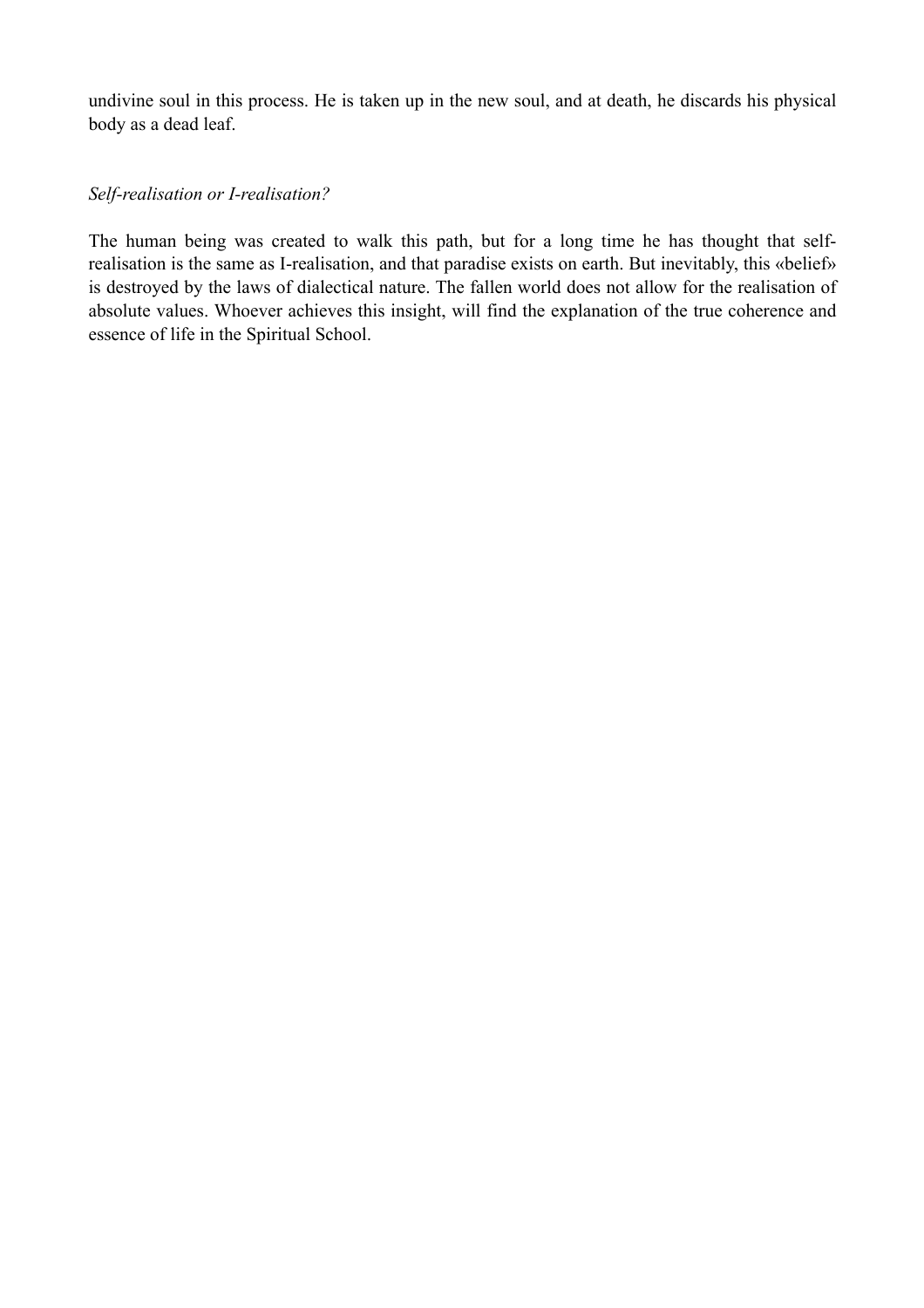undivine soul in this process. He is taken up in the new soul, and at death, he discards his physical body as a dead leaf.

*Self-realisation or I-realisation?*

The human being was created to walk this path, but for a long time he has thought that self-realisation is the same as I-realisation, and that paradise exists on earth. But inevitably, this «belief» is destroyed by the laws of dialectical nature. The fallen world does not allow for the realisation of absolute values. Whoever achieves this insight, will find the explanation of the true coherence and essence of life in the Spiritual School.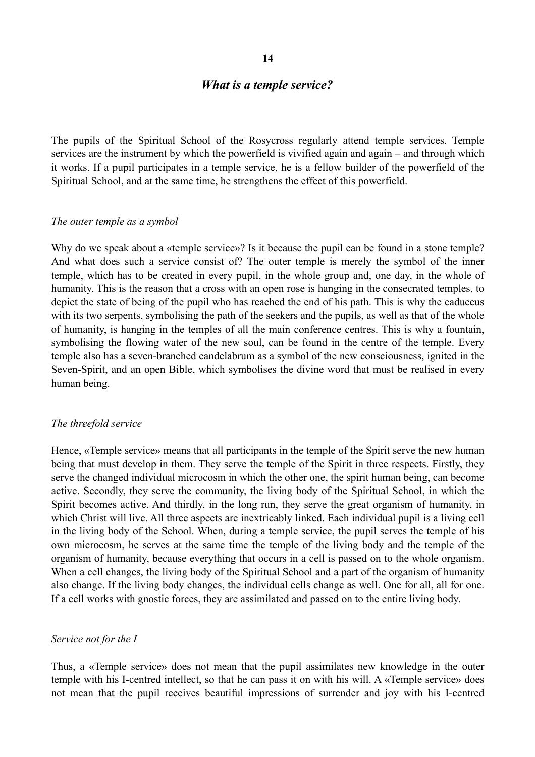# 14

## *What is a temple service?*

The pupils of the Spiritual School of the Rosycross regularly attend temple services. Temple services are the instrument by which the powerfield is vivified again and again – and through which it works. If a pupil participates in a temple service, he is a fellow builder of the powerfield of the Spiritual School, and at the same time, he strengthens the effect of this powerfield.

### *The outer temple as a symbol*

Why do we speak about a «temple service»? Is it because the pupil can be found in a stone temple? And what does such a service consist of? The outer temple is merely the symbol of the inner temple, which has to be created in every pupil, in the whole group and, one day, in the whole of humanity. This is the reason that a cross with an open rose is hanging in the consecrated temples, to depict the state of being of the pupil who has reached the end of his path. This is why the caduceus with its two serpents, symbolising the path of the seekers and the pupils, as well as that of the whole of humanity, is hanging in the temples of all the main conference centres. This is why a fountain, symbolising the flowing water of the new soul, can be found in the centre of the temple. Every temple also has a seven-branched candelabrum as a symbol of the new consciousness, ignited in the Seven-Spirit, and an open Bible, which symbolises the divine word that must be realised in every human being.

### *The threefold service*

Hence, «Temple service» means that all participants in the temple of the Spirit serve the new human being that must develop in them. They serve the temple of the Spirit in three respects. Firstly, they serve the changed individual microcosm in which the other one, the spirit human being, can become active. Secondly, they serve the community, the living body of the Spiritual School, in which the Spirit becomes active. And thirdly, in the long run, they serve the great organism of humanity, in which Christ will live. All three aspects are inextricably linked. Each individual pupil is a living cell in the living body of the School. When, during a temple service, the pupil serves the temple of his own microcosm, he serves at the same time the temple of the living body and the temple of the organism of humanity, because everything that occurs in a cell is passed on to the whole organism. When a cell changes, the living body of the Spiritual School and a part of the organism of humanity also change. If the living body changes, the individual cells change as well. One for all, all for one. If a cell works with gnostic forces, they are assimilated and passed on to the entire living body.

### *Service not for the I*

Thus, a «Temple service» does not mean that the pupil assimilates new knowledge in the outer temple with his I-centred intellect, so that he can pass it on with his will. A «Temple service» does not mean that the pupil receives beautiful impressions of surrender and joy with his I-centred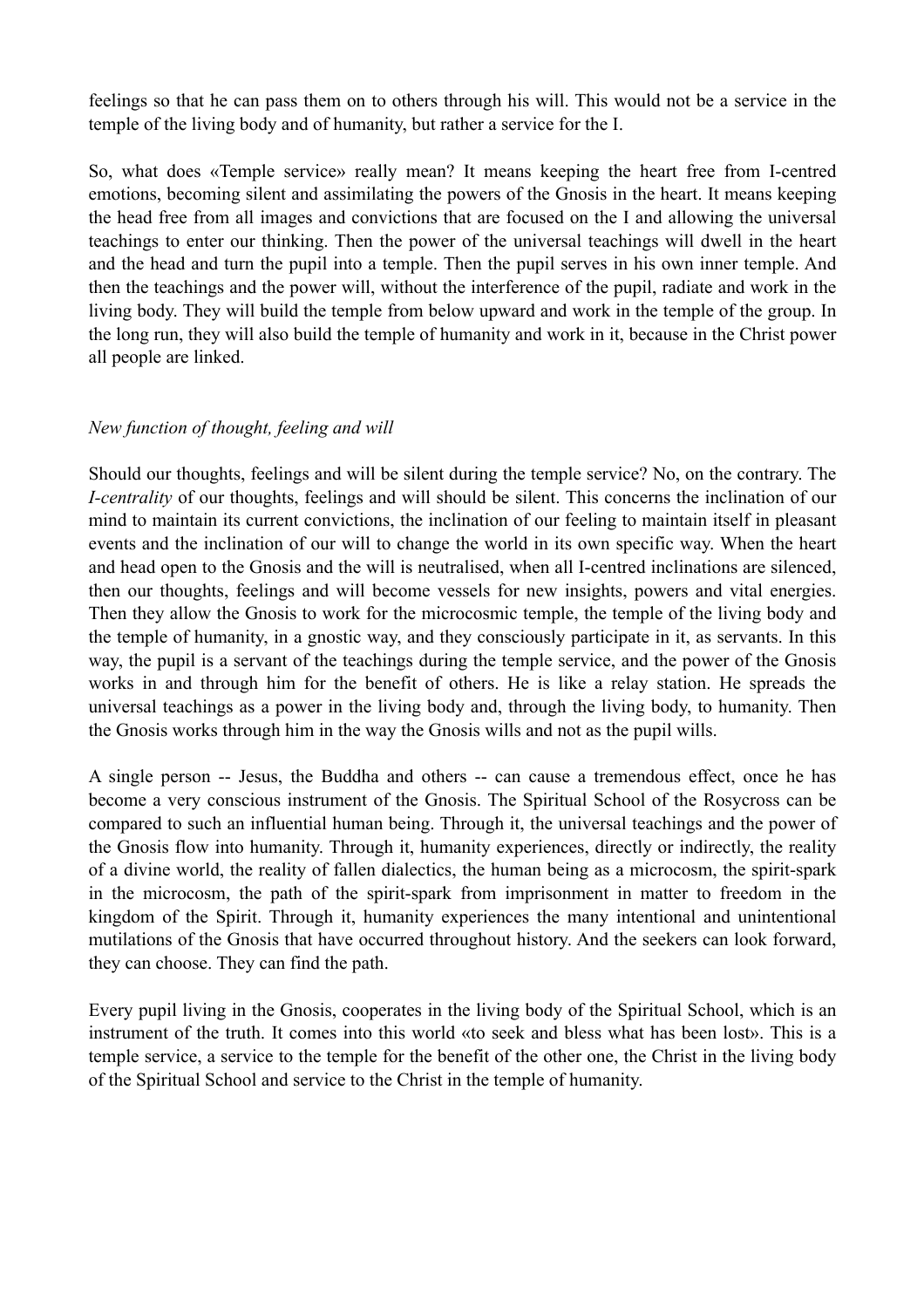feelings so that he can pass them on to others through his will. This would not be a service in the temple of the living body and of humanity, but rather a service for the I.

So, what does «Temple service» really mean? It means keeping the heart free from I-centred emotions, becoming silent and assimilating the powers of the Gnosis in the heart. It means keeping the head free from all images and convictions that are focused on the I and allowing the universal teachings to enter our thinking. Then the power of the universal teachings will dwell in the heart and the head and turn the pupil into a temple. Then the pupil serves in his own inner temple. And then the teachings and the power will, without the interference of the pupil, radiate and work in the living body. They will build the temple from below upward and work in the temple of the group. In the long run, they will also build the temple of humanity and work in it, because in the Christ power all people are linked.

*New function of thought, feeling and will*

Should our thoughts, feelings and will be silent during the temple service? No, on the contrary. The *I-centrality* of our thoughts, feelings and will should be silent. This concerns the inclination of our mind to maintain its current convictions, the inclination of our feeling to maintain itself in pleasant events and the inclination of our will to change the world in its own specific way. When the heart and head open to the Gnosis and the will is neutralised, when all I-centred inclinations are silenced, then our thoughts, feelings and will become vessels for new insights, powers and vital energies. Then they allow the Gnosis to work for the microcosmic temple, the temple of the living body and the temple of humanity, in a gnostic way, and they consciously participate in it, as servants. In this way, the pupil is a servant of the teachings during the temple service, and the power of the Gnosis works in and through him for the benefit of others. He is like a relay station. He spreads the universal teachings as a power in the living body and, through the living body, to humanity. Then the Gnosis works through him in the way the Gnosis wills and not as the pupil wills.

A single person -- Jesus, the Buddha and others -- can cause a tremendous effect, once he has become a very conscious instrument of the Gnosis. The Spiritual School of the Rosycross can be compared to such an influential human being. Through it, the universal teachings and the power of the Gnosis flow into humanity. Through it, humanity experiences, directly or indirectly, the reality of a divine world, the reality of fallen dialectics, the human being as a microcosm, the spirit-spark in the microcosm, the path of the spirit-spark from imprisonment in matter to freedom in the kingdom of the Spirit. Through it, humanity experiences the many intentional and unintentional mutilations of the Gnosis that have occurred throughout history. And the seekers can look forward, they can choose. They can find the path.

Every pupil living in the Gnosis, cooperates in the living body of the Spiritual School, which is an instrument of the truth. It comes into this world «to seek and bless what has been lost». This is a temple service, a service to the temple for the benefit of the other one, the Christ in the living body of the Spiritual School and service to the Christ in the temple of humanity.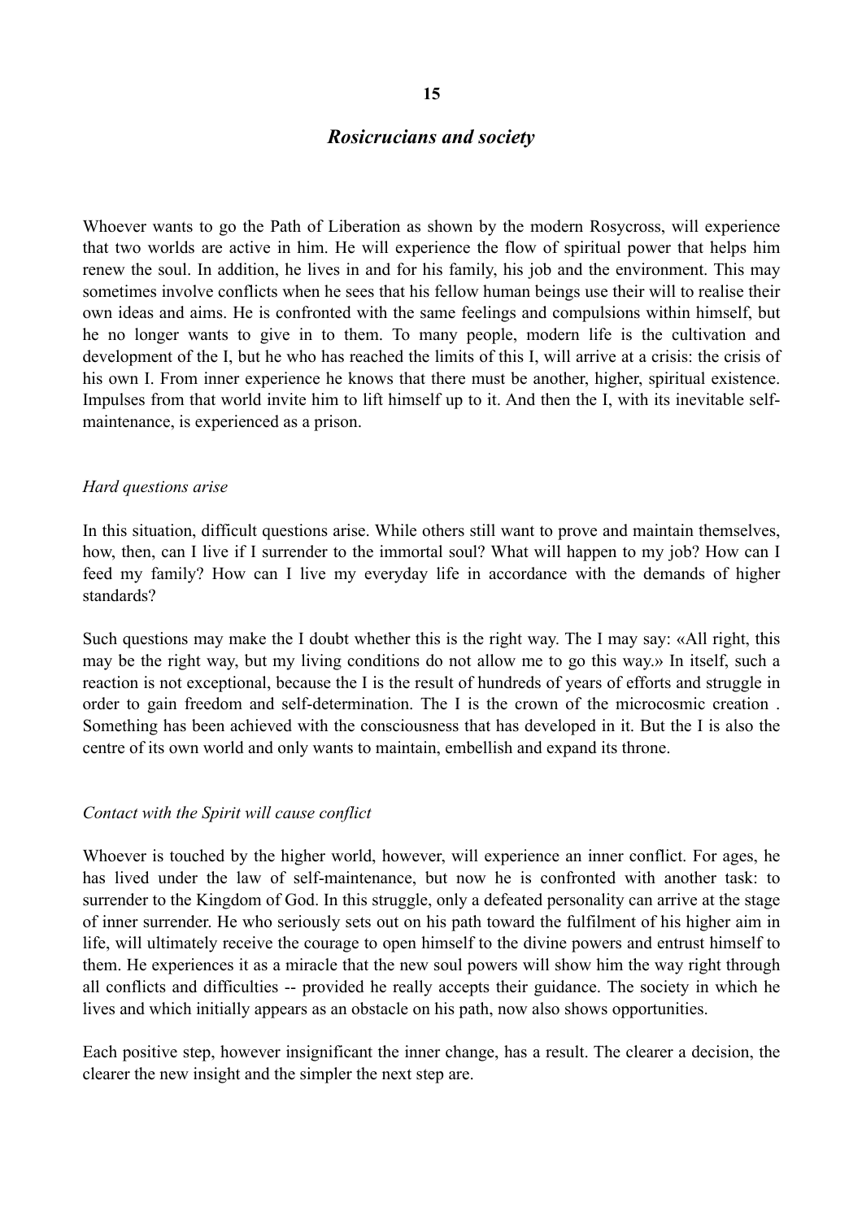## 15

## *Rosicrucians and society*

Whoever wants to go the Path of Liberation as shown by the modern Rosycross, will experience that two worlds are active in him. He will experience the flow of spiritual power that helps him renew the soul. In addition, he lives in and for his family, his job and the environment. This may sometimes involve conflicts when he sees that his fellow human beings use their will to realise their own ideas and aims. He is confronted with the same feelings and compulsions within himself, but he no longer wants to give in to them. To many people, modern life is the cultivation and development of the I, but he who has reached the limits of this I, will arrive at a crisis: the crisis of his own I. From inner experience he knows that there must be another, higher, spiritual existence. Impulses from that world invite him to lift himself up to it. And then the I, with its inevitable self-maintenance, is experienced as a prison.

### *Hard questions arise*

In this situation, difficult questions arise. While others still want to prove and maintain themselves, how, then, can I live if I surrender to the immortal soul? What will happen to my job? How can I feed my family? How can I live my everyday life in accordance with the demands of higher standards?

Such questions may make the I doubt whether this is the right way. The I may say: «All right, this may be the right way, but my living conditions do not allow me to go this way.» In itself, such a reaction is not exceptional, because the I is the result of hundreds of years of efforts and struggle in order to gain freedom and self-determination. The I is the crown of the microcosmic creation . Something has been achieved with the consciousness that has developed in it. But the I is also the centre of its own world and only wants to maintain, embellish and expand its throne.

### *Contact with the Spirit will cause conflict*

Whoever is touched by the higher world, however, will experience an inner conflict. For ages, he has lived under the law of self-maintenance, but now he is confronted with another task: to surrender to the Kingdom of God. In this struggle, only a defeated personality can arrive at the stage of inner surrender. He who seriously sets out on his path toward the fulfilment of his higher aim in life, will ultimately receive the courage to open himself to the divine powers and entrust himself to them. He experiences it as a miracle that the new soul powers will show him the way right through all conflicts and difficulties -- provided he really accepts their guidance. The society in which he lives and which initially appears as an obstacle on his path, now also shows opportunities.

Each positive step, however insignificant the inner change, has a result. The clearer a decision, the clearer the new insight and the simpler the next step are.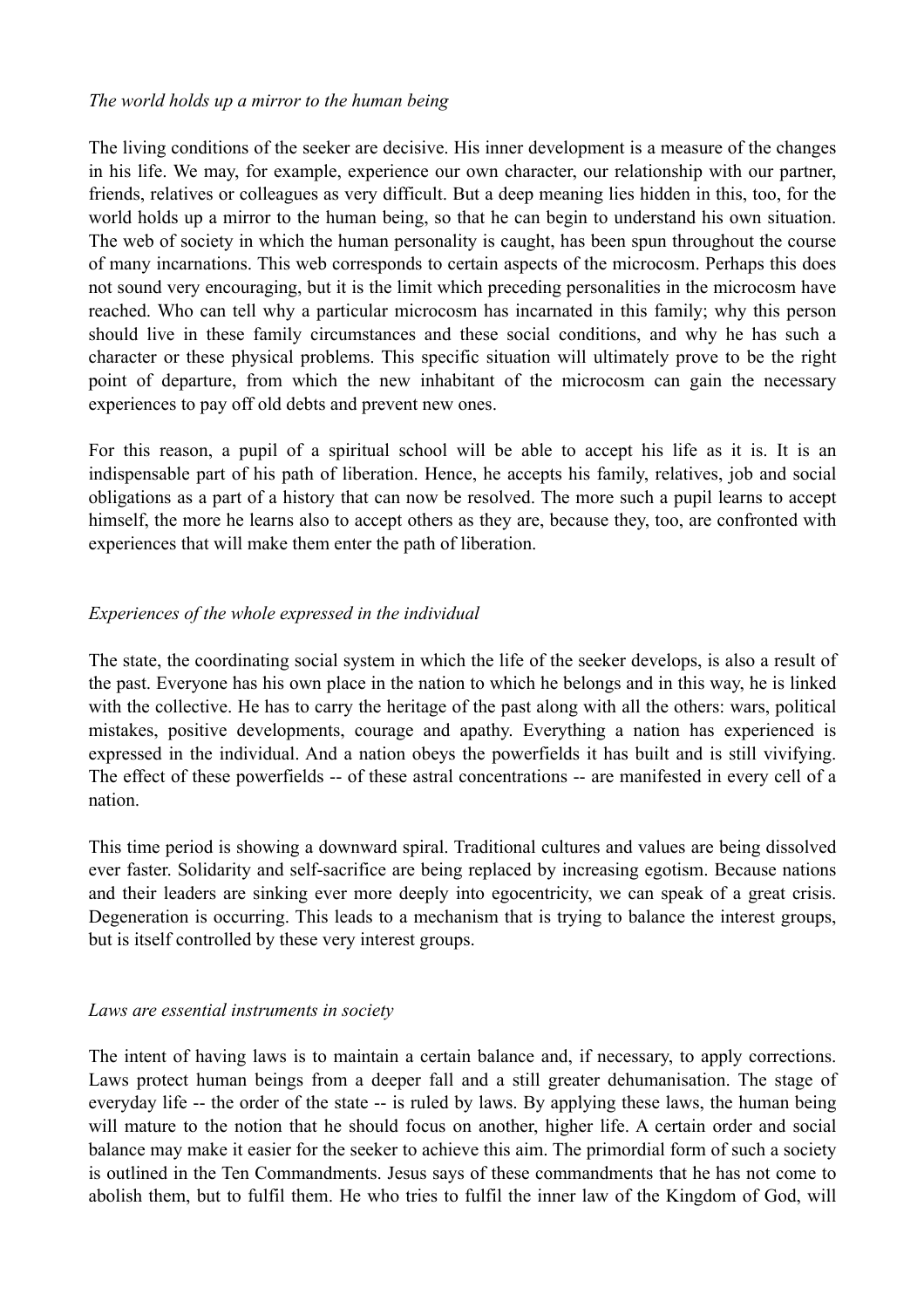*The world holds up a mirror to the human being*

The living conditions of the seeker are decisive. His inner development is a measure of the changes in his life. We may, for example, experience our own character, our relationship with our partner, friends, relatives or colleagues as very difficult. But a deep meaning lies hidden in this, too, for the world holds up a mirror to the human being, so that he can begin to understand his own situation. The web of society in which the human personality is caught, has been spun throughout the course of many incarnations. This web corresponds to certain aspects of the microcosm. Perhaps this does not sound very encouraging, but it is the limit which preceding personalities in the microcosm have reached. Who can tell why a particular microcosm has incarnated in this family; why this person should live in these family circumstances and these social conditions, and why he has such a character or these physical problems. This specific situation will ultimately prove to be the right point of departure, from which the new inhabitant of the microcosm can gain the necessary experiences to pay off old debts and prevent new ones.

For this reason, a pupil of a spiritual school will be able to accept his life as it is. It is an indispensable part of his path of liberation. Hence, he accepts his family, relatives, job and social obligations as a part of a history that can now be resolved. The more such a pupil learns to accept himself, the more he learns also to accept others as they are, because they, too, are confronted with experiences that will make them enter the path of liberation.

*Experiences of the whole expressed in the individual*

The state, the coordinating social system in which the life of the seeker develops, is also a result of the past. Everyone has his own place in the nation to which he belongs and in this way, he is linked with the collective. He has to carry the heritage of the past along with all the others: wars, political mistakes, positive developments, courage and apathy. Everything a nation has experienced is expressed in the individual. And a nation obeys the powerfields it has built and is still vivifying. The effect of these powerfields -- of these astral concentrations -- are manifested in every cell of a nation.

This time period is showing a downward spiral. Traditional cultures and values are being dissolved ever faster. Solidarity and self-sacrifice are being replaced by increasing egotism. Because nations and their leaders are sinking ever more deeply into egocentricity, we can speak of a great crisis. Degeneration is occurring. This leads to a mechanism that is trying to balance the interest groups, but is itself controlled by these very interest groups.

*Laws are essential instruments in society*

The intent of having laws is to maintain a certain balance and, if necessary, to apply corrections. Laws protect human beings from a deeper fall and a still greater dehumanisation. The stage of everyday life -- the order of the state -- is ruled by laws. By applying these laws, the human being will mature to the notion that he should focus on another, higher life. A certain order and social balance may make it easier for the seeker to achieve this aim. The primordial form of such a society is outlined in the Ten Commandments. Jesus says of these commandments that he has not come to abolish them, but to fulfil them. He who tries to fulfil the inner law of the Kingdom of God, will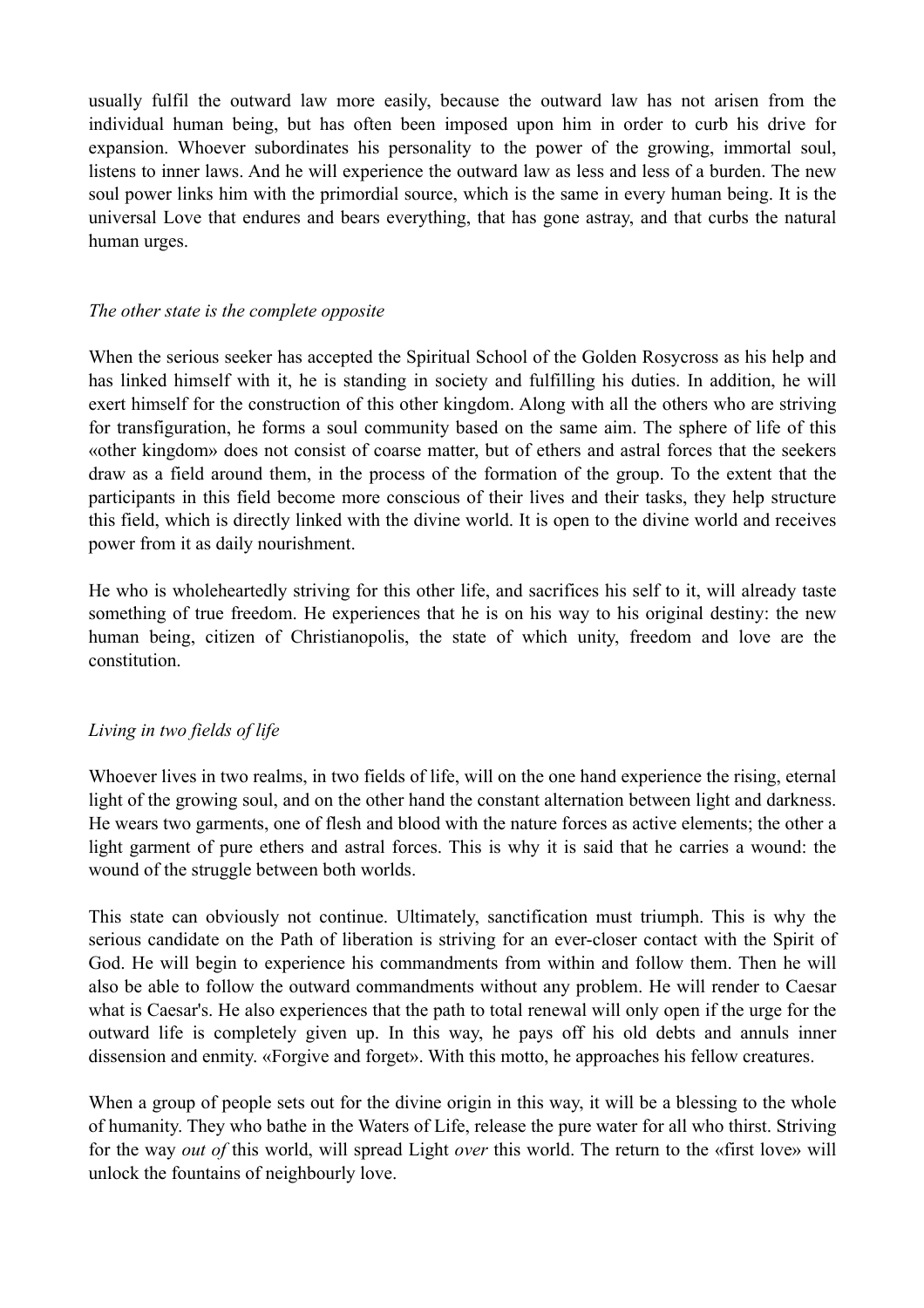usually fulfil the outward law more easily, because the outward law has not arisen from the individual human being, but has often been imposed upon him in order to curb his drive for expansion. Whoever subordinates his personality to the power of the growing, immortal soul, listens to inner laws. And he will experience the outward law as less and less of a burden. The new soul power links him with the primordial source, which is the same in every human being. It is the universal Love that endures and bears everything, that has gone astray, and that curbs the natural human urges.

*The other state is the complete opposite*

When the serious seeker has accepted the Spiritual School of the Golden Rosycross as his help and has linked himself with it, he is standing in society and fulfilling his duties. In addition, he will exert himself for the construction of this other kingdom. Along with all the others who are striving for transfiguration, he forms a soul community based on the same aim. The sphere of life of this «other kingdom» does not consist of coarse matter, but of ethers and astral forces that the seekers draw as a field around them, in the process of the formation of the group. To the extent that the participants in this field become more conscious of their lives and their tasks, they help structure this field, which is directly linked with the divine world. It is open to the divine world and receives power from it as daily nourishment.

He who is wholeheartedly striving for this other life, and sacrifices his self to it, will already taste something of true freedom. He experiences that he is on his way to his original destiny: the new human being, citizen of Christianopolis, the state of which unity, freedom and love are the constitution.

*Living in two fields of life*

Whoever lives in two realms, in two fields of life, will on the one hand experience the rising, eternal light of the growing soul, and on the other hand the constant alternation between light and darkness. He wears two garments, one of flesh and blood with the nature forces as active elements; the other a light garment of pure ethers and astral forces. This is why it is said that he carries a wound: the wound of the struggle between both worlds.

This state can obviously not continue. Ultimately, sanctification must triumph. This is why the serious candidate on the Path of liberation is striving for an ever-closer contact with the Spirit of God. He will begin to experience his commandments from within and follow them. Then he will also be able to follow the outward commandments without any problem. He will render to Caesar what is Caesar's. He also experiences that the path to total renewal will only open if the urge for the outward life is completely given up. In this way, he pays off his old debts and annuls inner dissension and enmity. «Forgive and forget». With this motto, he approaches his fellow creatures.

When a group of people sets out for the divine origin in this way, it will be a blessing to the whole of humanity. They who bathe in the Waters of Life, release the pure water for all who thirst. Striving for the way *out of* this world, will spread Light *over* this world. The return to the «first love» will unlock the fountains of neighbourly love.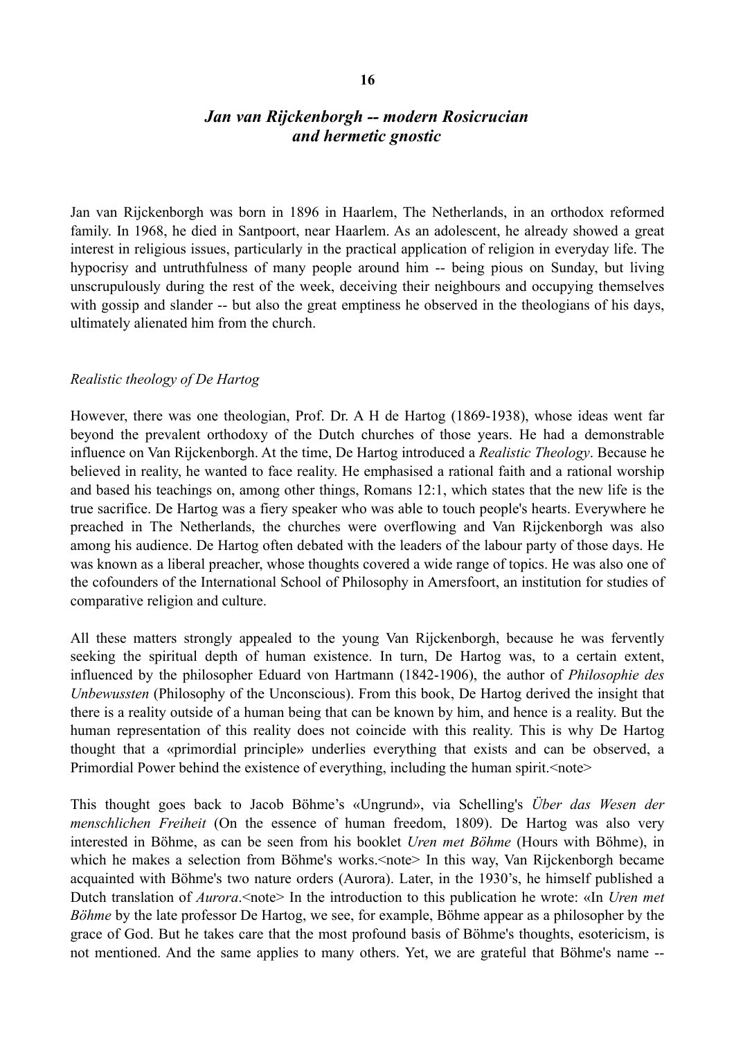## 16

## *Jan van Rijckenborgh -- modern Rosicrucian and hermetic gnostic*

Jan van Rijckenborgh was born in 1896 in Haarlem, The Netherlands, in an orthodox reformed family. In 1968, he died in Santpoort, near Haarlem. As an adolescent, he already showed a great interest in religious issues, particularly in the practical application of religion in everyday life. The hypocrisy and untruthfulness of many people around him -- being pious on Sunday, but living unscrupulously during the rest of the week, deceiving their neighbours and occupying themselves with gossip and slander -- but also the great emptiness he observed in the theologians of his days, ultimately alienated him from the church.

### *Realistic theology of De Hartog*

However, there was one theologian, Prof. Dr. A H de Hartog (1869-1938), whose ideas went far beyond the prevalent orthodoxy of the Dutch churches of those years. He had a demonstrable influence on Van Rijckenborgh. At the time, De Hartog introduced a *Realistic Theology*. Because he believed in reality, he wanted to face reality. He emphasised a rational faith and a rational worship and based his teachings on, among other things, Romans 12:1, which states that the new life is the true sacrifice. De Hartog was a fiery speaker who was able to touch people's hearts. Everywhere he preached in The Netherlands, the churches were overflowing and Van Rijckenborgh was also among his audience. De Hartog often debated with the leaders of the labour party of those days. He was known as a liberal preacher, whose thoughts covered a wide range of topics. He was also one of the cofounders of the International School of Philosophy in Amersfoort, an institution for studies of comparative religion and culture.

All these matters strongly appealed to the young Van Rijckenborgh, because he was fervently seeking the spiritual depth of human existence. In turn, De Hartog was, to a certain extent, influenced by the philosopher Eduard von Hartmann (1842-1906), the author of *Philosophie des Unbewussten* (Philosophy of the Unconscious). From this book, De Hartog derived the insight that there is a reality outside of a human being that can be known by him, and hence is a reality. But the human representation of this reality does not coincide with this reality. This is why De Hartog thought that a «primordial principle» underlies everything that exists and can be observed, a Primordial Power behind the existence of everything, including the human spirit.<note>

This thought goes back to Jacob Böhme's «Ungrund», via Schelling's *Über das Wesen der menschlichen Freiheit* (On the essence of human freedom, 1809). De Hartog was also very interested in Böhme, as can be seen from his booklet *Uren met Böhme* (Hours with Böhme), in which he makes a selection from Böhme's works.<note> In this way, Van Rijckenborgh became acquainted with Böhme's two nature orders (Aurora). Later, in the 1930's, he himself published a Dutch translation of *Aurora*.<note> In the introduction to this publication he wrote: «In *Uren met Böhme* by the late professor De Hartog, we see, for example, Böhme appear as a philosopher by the grace of God. But he takes care that the most profound basis of Böhme's thoughts, esotericism, is not mentioned. And the same applies to many others. Yet, we are grateful that Böhme's name --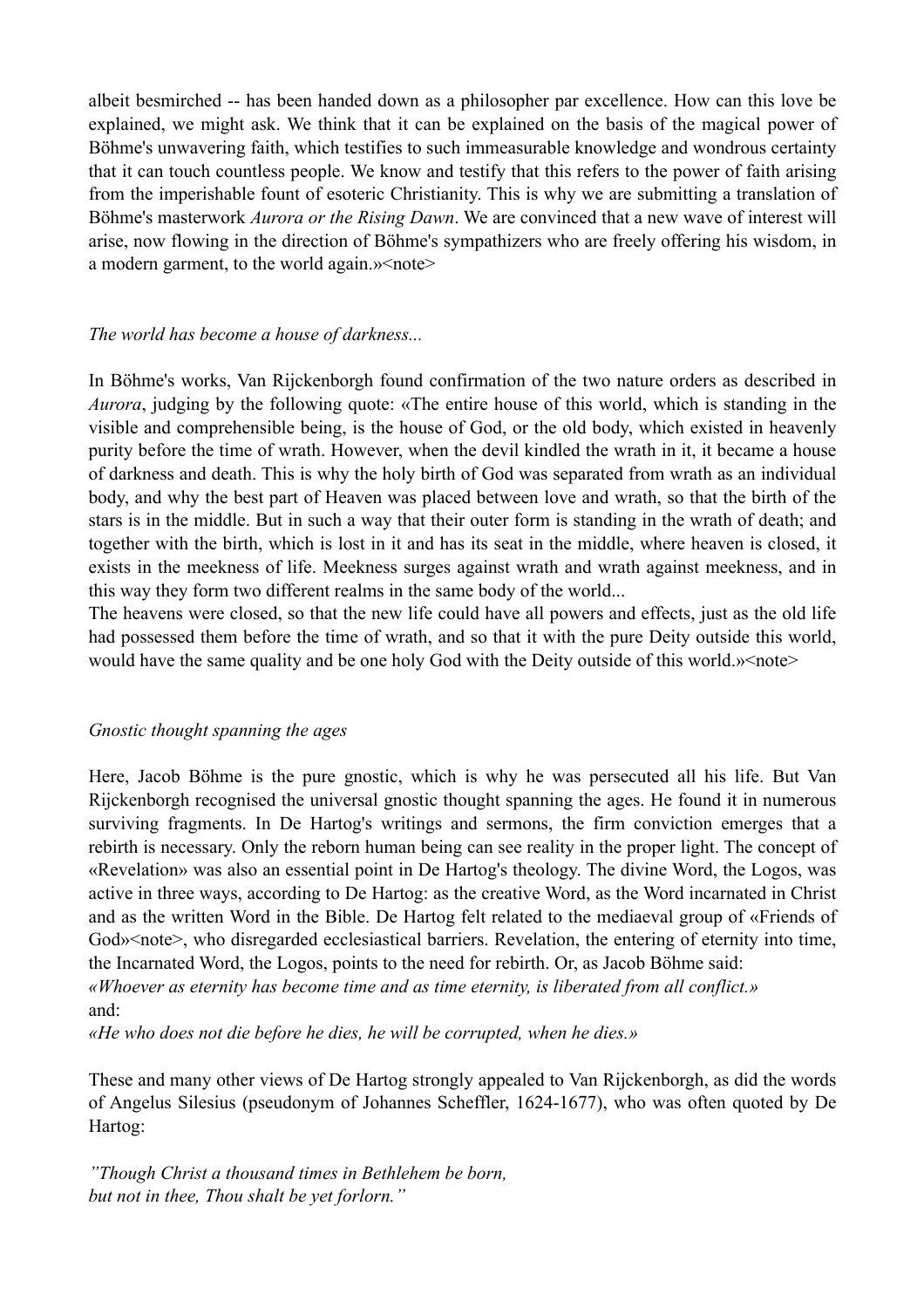albeit besmirched -- has been handed down as a philosopher par excellence. How can this love be explained, we might ask. We think that it can be explained on the basis of the magical power of Böhme's unwavering faith, which testifies to such immeasurable knowledge and wondrous certainty that it can touch countless people. We know and testify that this refers to the power of faith arising from the imperishable fount of esoteric Christianity. This is why we are submitting a translation of Böhme's masterwork *Aurora or the Rising Dawn*. We are convinced that a new wave of interest will arise, now flowing in the direction of Böhme's sympathizers who are freely offering his wisdom, in a modern garment, to the world again.»<note>

*The world has become a house of darkness...*

In Böhme's works, Van Rijckenborgh found confirmation of the two nature orders as described in *Aurora*, judging by the following quote: «The entire house of this world, which is standing in the visible and comprehensible being, is the house of God, or the old body, which existed in heavenly purity before the time of wrath. However, when the devil kindled the wrath in it, it became a house of darkness and death. This is why the holy birth of God was separated from wrath as an individual body, and why the best part of Heaven was placed between love and wrath, so that the birth of the stars is in the middle. But in such a way that their outer form is standing in the wrath of death; and together with the birth, which is lost in it and has its seat in the middle, where heaven is closed, it exists in the meekness of life. Meekness surges against wrath and wrath against meekness, and in this way they form two different realms in the same body of the world...
The heavens were closed, so that the new life could have all powers and effects, just as the old life had possessed them before the time of wrath, and so that it with the pure Deity outside this world, would have the same quality and be one holy God with the Deity outside of this world.»<note>

*Gnostic thought spanning the ages*

Here, Jacob Böhme is the pure gnostic, which is why he was persecuted all his life. But Van Rijckenborgh recognised the universal gnostic thought spanning the ages. He found it in numerous surviving fragments. In De Hartog's writings and sermons, the firm conviction emerges that a rebirth is necessary. Only the reborn human being can see reality in the proper light. The concept of «Revelation» was also an essential point in De Hartog's theology. The divine Word, the Logos, was active in three ways, according to De Hartog: as the creative Word, as the Word incarnated in Christ and as the written Word in the Bible. De Hartog felt related to the mediaeval group of «Friends of God»<note>, who disregarded ecclesiastical barriers. Revelation, the entering of eternity into time, the Incarnated Word, the Logos, points to the need for rebirth. Or, as Jacob Böhme said:
*«Whoever as eternity has become time and as time eternity, is liberated from all conflict.»*
and:
*«He who does not die before he dies, he will be corrupted, when he dies.»*

These and many other views of De Hartog strongly appealed to Van Rijckenborgh, as did the words of Angelus Silesius (pseudonym of Johannes Scheffler, 1624-1677), who was often quoted by De Hartog:

*"Though Christ a thousand times in Bethlehem be born,*
*but not in thee, Thou shalt be yet forlorn."*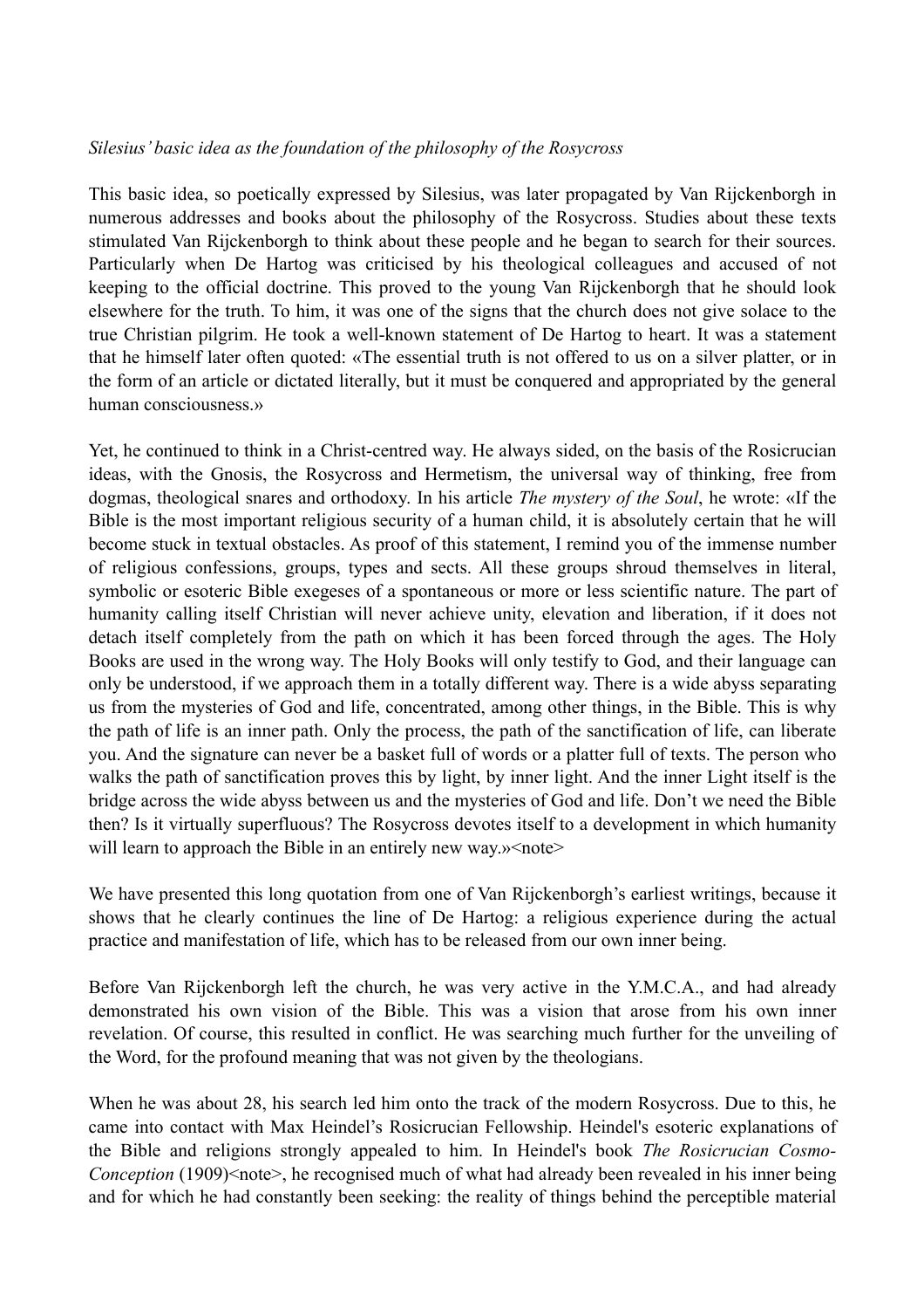*Silesius' basic idea as the foundation of the philosophy of the Rosycross*

This basic idea, so poetically expressed by Silesius, was later propagated by Van Rijckenborgh in numerous addresses and books about the philosophy of the Rosycross. Studies about these texts stimulated Van Rijckenborgh to think about these people and he began to search for their sources. Particularly when De Hartog was criticised by his theological colleagues and accused of not keeping to the official doctrine. This proved to the young Van Rijckenborgh that he should look elsewhere for the truth. To him, it was one of the signs that the church does not give solace to the true Christian pilgrim. He took a well-known statement of De Hartog to heart. It was a statement that he himself later often quoted: «The essential truth is not offered to us on a silver platter, or in the form of an article or dictated literally, but it must be conquered and appropriated by the general human consciousness.»

Yet, he continued to think in a Christ-centred way. He always sided, on the basis of the Rosicrucian ideas, with the Gnosis, the Rosycross and Hermetism, the universal way of thinking, free from dogmas, theological snares and orthodoxy. In his article *The mystery of the Soul*, he wrote: «If the Bible is the most important religious security of a human child, it is absolutely certain that he will become stuck in textual obstacles. As proof of this statement, I remind you of the immense number of religious confessions, groups, types and sects. All these groups shroud themselves in literal, symbolic or esoteric Bible exegeses of a spontaneous or more or less scientific nature. The part of humanity calling itself Christian will never achieve unity, elevation and liberation, if it does not detach itself completely from the path on which it has been forced through the ages. The Holy Books are used in the wrong way. The Holy Books will only testify to God, and their language can only be understood, if we approach them in a totally different way. There is a wide abyss separating us from the mysteries of God and life, concentrated, among other things, in the Bible. This is why the path of life is an inner path. Only the process, the path of the sanctification of life, can liberate you. And the signature can never be a basket full of words or a platter full of texts. The person who walks the path of sanctification proves this by light, by inner light. And the inner Light itself is the bridge across the wide abyss between us and the mysteries of God and life. Don't we need the Bible then? Is it virtually superfluous? The Rosycross devotes itself to a development in which humanity will learn to approach the Bible in an entirely new way.»<note>

We have presented this long quotation from one of Van Rijckenborgh's earliest writings, because it shows that he clearly continues the line of De Hartog: a religious experience during the actual practice and manifestation of life, which has to be released from our own inner being.

Before Van Rijckenborgh left the church, he was very active in the Y.M.C.A., and had already demonstrated his own vision of the Bible. This was a vision that arose from his own inner revelation. Of course, this resulted in conflict. He was searching much further for the unveiling of the Word, for the profound meaning that was not given by the theologians.

When he was about 28, his search led him onto the track of the modern Rosycross. Due to this, he came into contact with Max Heindel's Rosicrucian Fellowship. Heindel's esoteric explanations of the Bible and religions strongly appealed to him. In Heindel's book *The Rosicrucian Cosmo-Conception* (1909)<note>, he recognised much of what had already been revealed in his inner being and for which he had constantly been seeking: the reality of things behind the perceptible material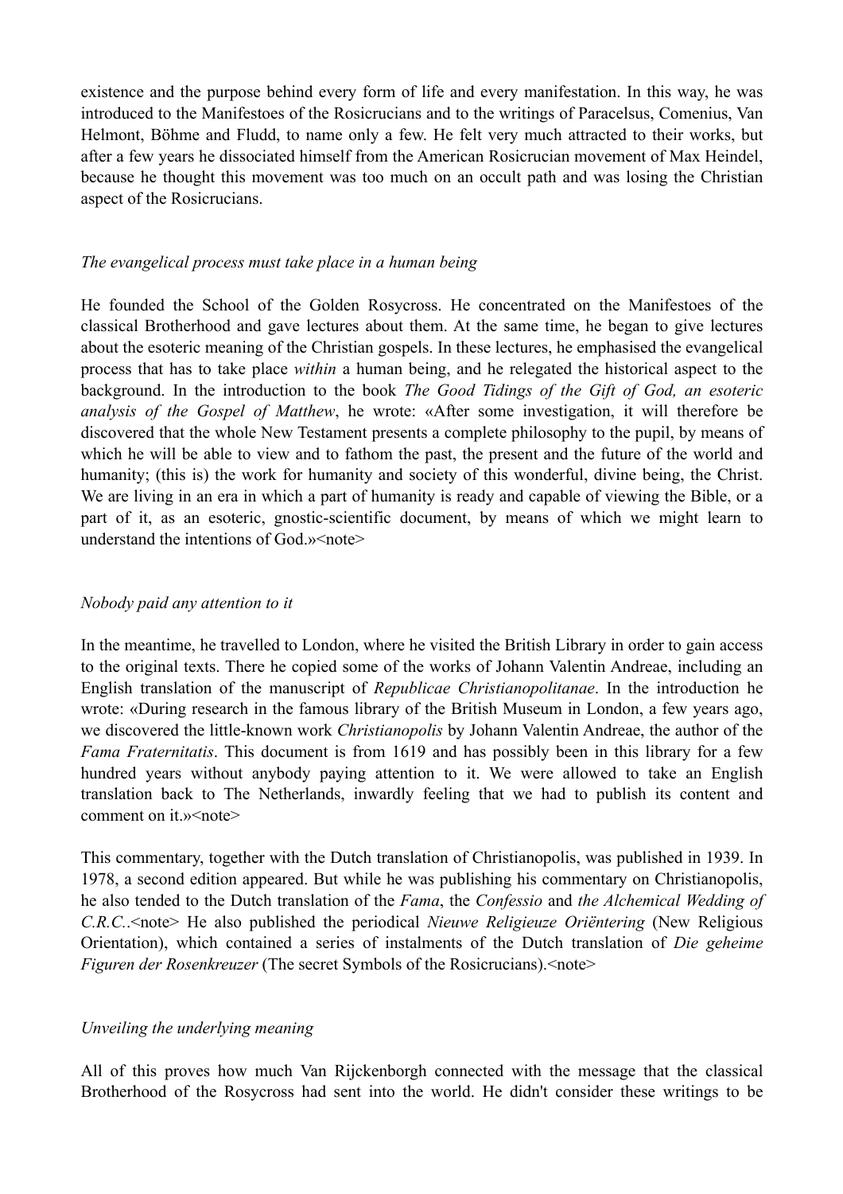existence and the purpose behind every form of life and every manifestation. In this way, he was introduced to the Manifestoes of the Rosicrucians and to the writings of Paracelsus, Comenius, Van Helmont, Böhme and Fludd, to name only a few. He felt very much attracted to their works, but after a few years he dissociated himself from the American Rosicrucian movement of Max Heindel, because he thought this movement was too much on an occult path and was losing the Christian aspect of the Rosicrucians.

*The evangelical process must take place in a human being*

He founded the School of the Golden Rosycross. He concentrated on the Manifestoes of the classical Brotherhood and gave lectures about them. At the same time, he began to give lectures about the esoteric meaning of the Christian gospels. In these lectures, he emphasised the evangelical process that has to take place *within* a human being, and he relegated the historical aspect to the background. In the introduction to the book *The Good Tidings of the Gift of God, an esoteric analysis of the Gospel of Matthew*, he wrote: «After some investigation, it will therefore be discovered that the whole New Testament presents a complete philosophy to the pupil, by means of which he will be able to view and to fathom the past, the present and the future of the world and humanity; (this is) the work for humanity and society of this wonderful, divine being, the Christ. We are living in an era in which a part of humanity is ready and capable of viewing the Bible, or a part of it, as an esoteric, gnostic-scientific document, by means of which we might learn to understand the intentions of God.»<note>

*Nobody paid any attention to it*

In the meantime, he travelled to London, where he visited the British Library in order to gain access to the original texts. There he copied some of the works of Johann Valentin Andreae, including an English translation of the manuscript of *Republicae Christianopolitanae*. In the introduction he wrote: «During research in the famous library of the British Museum in London, a few years ago, we discovered the little-known work *Christianopolis* by Johann Valentin Andreae, the author of the *Fama Fraternitatis*. This document is from 1619 and has possibly been in this library for a few hundred years without anybody paying attention to it. We were allowed to take an English translation back to The Netherlands, inwardly feeling that we had to publish its content and comment on it.»<note>

This commentary, together with the Dutch translation of Christianopolis, was published in 1939. In 1978, a second edition appeared. But while he was publishing his commentary on Christianopolis, he also tended to the Dutch translation of the *Fama*, the *Confessio* and *the Alchemical Wedding of C.R.C.*.<note> He also published the periodical *Nieuwe Religieuze Oriëntering* (New Religious Orientation), which contained a series of instalments of the Dutch translation of *Die geheime Figuren der Rosenkreuzer* (The secret Symbols of the Rosicrucians).<note>

*Unveiling the underlying meaning*

All of this proves how much Van Rijckenborgh connected with the message that the classical Brotherhood of the Rosycross had sent into the world. He didn't consider these writings to be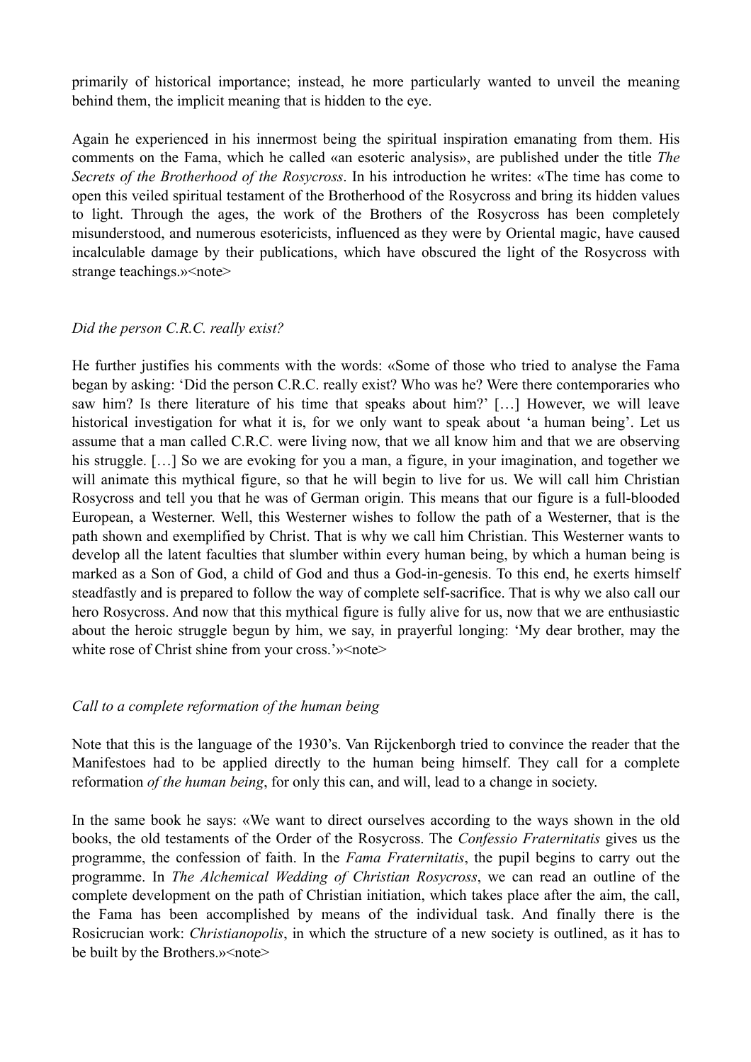primarily of historical importance; instead, he more particularly wanted to unveil the meaning behind them, the implicit meaning that is hidden to the eye.

Again he experienced in his innermost being the spiritual inspiration emanating from them. His comments on the Fama, which he called «an esoteric analysis», are published under the title *The Secrets of the Brotherhood of the Rosycross*. In his introduction he writes: «The time has come to open this veiled spiritual testament of the Brotherhood of the Rosycross and bring its hidden values to light. Through the ages, the work of the Brothers of the Rosycross has been completely misunderstood, and numerous esotericists, influenced as they were by Oriental magic, have caused incalculable damage by their publications, which have obscured the light of the Rosycross with strange teachings.»<note>

*Did the person C.R.C. really exist?*

He further justifies his comments with the words: «Some of those who tried to analyse the Fama began by asking: 'Did the person C.R.C. really exist? Who was he? Were there contemporaries who saw him? Is there literature of his time that speaks about him?' […] However, we will leave historical investigation for what it is, for we only want to speak about 'a human being'. Let us assume that a man called C.R.C. were living now, that we all know him and that we are observing his struggle. […] So we are evoking for you a man, a figure, in your imagination, and together we will animate this mythical figure, so that he will begin to live for us. We will call him Christian Rosycross and tell you that he was of German origin. This means that our figure is a full-blooded European, a Westerner. Well, this Westerner wishes to follow the path of a Westerner, that is the path shown and exemplified by Christ. That is why we call him Christian. This Westerner wants to develop all the latent faculties that slumber within every human being, by which a human being is marked as a Son of God, a child of God and thus a God-in-genesis. To this end, he exerts himself steadfastly and is prepared to follow the way of complete self-sacrifice. That is why we also call our hero Rosycross. And now that this mythical figure is fully alive for us, now that we are enthusiastic about the heroic struggle begun by him, we say, in prayerful longing: 'My dear brother, may the white rose of Christ shine from your cross.'»<note>

*Call to a complete reformation of the human being*

Note that this is the language of the 1930's. Van Rijckenborgh tried to convince the reader that the Manifestoes had to be applied directly to the human being himself. They call for a complete reformation *of the human being*, for only this can, and will, lead to a change in society.

In the same book he says: «We want to direct ourselves according to the ways shown in the old books, the old testaments of the Order of the Rosycross. The *Confessio Fraternitatis* gives us the programme, the confession of faith. In the *Fama Fraternitatis*, the pupil begins to carry out the programme. In *The Alchemical Wedding of Christian Rosycross*, we can read an outline of the complete development on the path of Christian initiation, which takes place after the aim, the call, the Fama has been accomplished by means of the individual task. And finally there is the Rosicrucian work: *Christianopolis*, in which the structure of a new society is outlined, as it has to be built by the Brothers.»<note>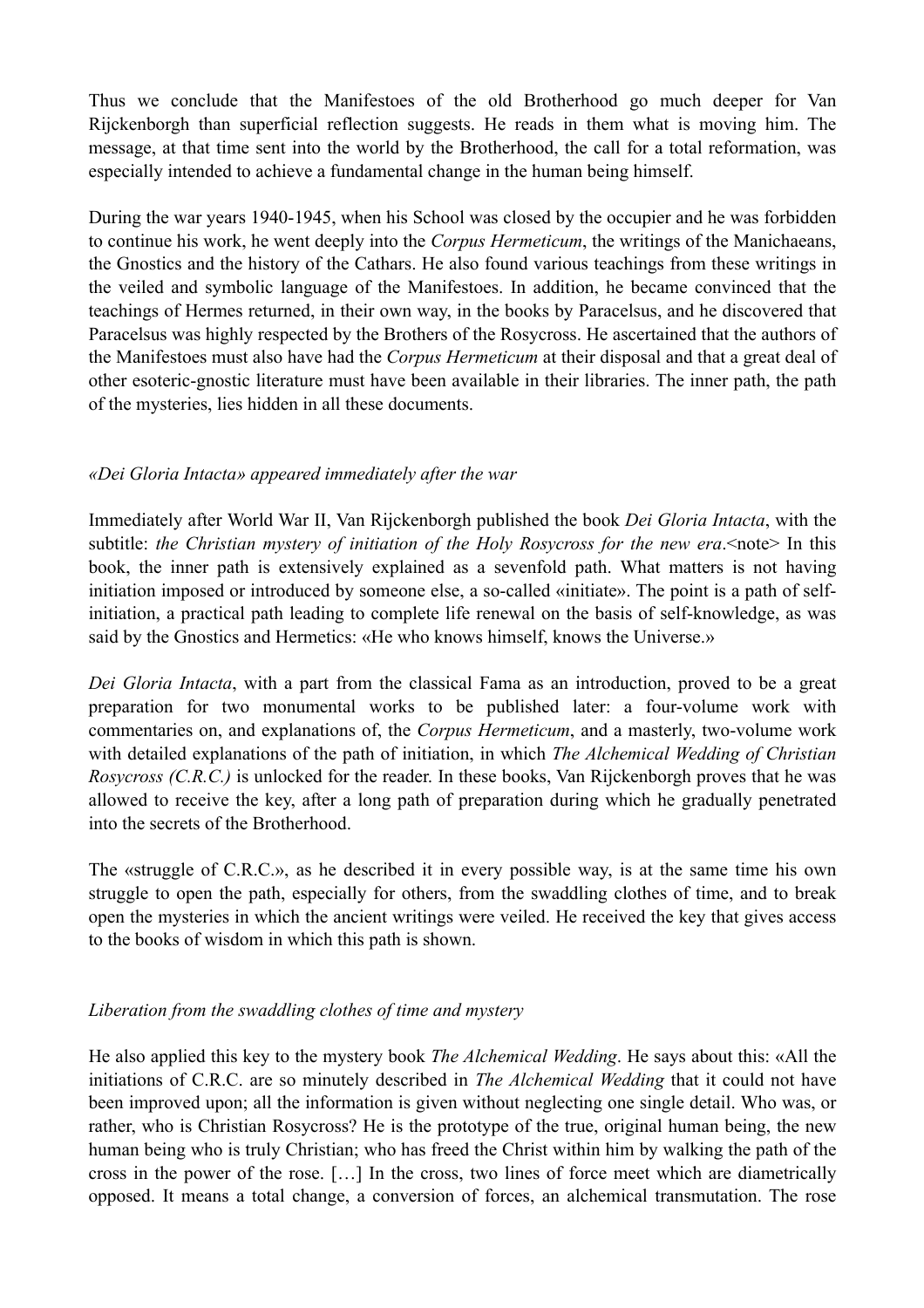Thus we conclude that the Manifestoes of the old Brotherhood go much deeper for Van Rijckenborgh than superficial reflection suggests. He reads in them what is moving him. The message, at that time sent into the world by the Brotherhood, the call for a total reformation, was especially intended to achieve a fundamental change in the human being himself.

During the war years 1940-1945, when his School was closed by the occupier and he was forbidden to continue his work, he went deeply into the *Corpus Hermeticum*, the writings of the Manichaeans, the Gnostics and the history of the Cathars. He also found various teachings from these writings in the veiled and symbolic language of the Manifestoes. In addition, he became convinced that the teachings of Hermes returned, in their own way, in the books by Paracelsus, and he discovered that Paracelsus was highly respected by the Brothers of the Rosycross. He ascertained that the authors of the Manifestoes must also have had the *Corpus Hermeticum* at their disposal and that a great deal of other esoteric-gnostic literature must have been available in their libraries. The inner path, the path of the mysteries, lies hidden in all these documents.

### *«Dei Gloria Intacta» appeared immediately after the war*

Immediately after World War II, Van Rijckenborgh published the book *Dei Gloria Intacta*, with the subtitle: *the Christian mystery of initiation of the Holy Rosycross for the new era*.<note> In this book, the inner path is extensively explained as a sevenfold path. What matters is not having initiation imposed or introduced by someone else, a so-called «initiate». The point is a path of self-initiation, a practical path leading to complete life renewal on the basis of self-knowledge, as was said by the Gnostics and Hermetics: «He who knows himself, knows the Universe.»

*Dei Gloria Intacta*, with a part from the classical Fama as an introduction, proved to be a great preparation for two monumental works to be published later: a four-volume work with commentaries on, and explanations of, the *Corpus Hermeticum*, and a masterly, two-volume work with detailed explanations of the path of initiation, in which *The Alchemical Wedding of Christian Rosycross (C.R.C.)* is unlocked for the reader. In these books, Van Rijckenborgh proves that he was allowed to receive the key, after a long path of preparation during which he gradually penetrated into the secrets of the Brotherhood.

The «struggle of C.R.C.», as he described it in every possible way, is at the same time his own struggle to open the path, especially for others, from the swaddling clothes of time, and to break open the mysteries in which the ancient writings were veiled. He received the key that gives access to the books of wisdom in which this path is shown.

### *Liberation from the swaddling clothes of time and mystery*

He also applied this key to the mystery book *The Alchemical Wedding*. He says about this: «All the initiations of C.R.C. are so minutely described in *The Alchemical Wedding* that it could not have been improved upon; all the information is given without neglecting one single detail. Who was, or rather, who is Christian Rosycross? He is the prototype of the true, original human being, the new human being who is truly Christian; who has freed the Christ within him by walking the path of the cross in the power of the rose. […] In the cross, two lines of force meet which are diametrically opposed. It means a total change, a conversion of forces, an alchemical transmutation. The rose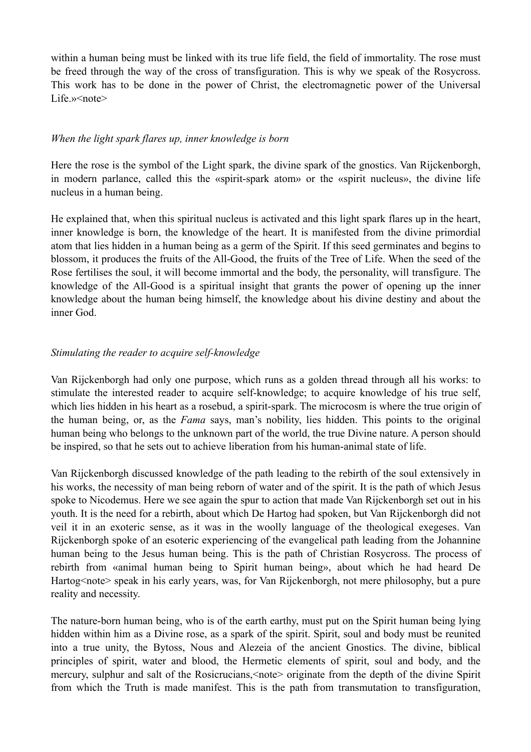within a human being must be linked with its true life field, the field of immortality. The rose must be freed through the way of the cross of transfiguration. This is why we speak of the Rosycross. This work has to be done in the power of Christ, the electromagnetic power of the Universal Life.»<note>

*When the light spark flares up, inner knowledge is born*

Here the rose is the symbol of the Light spark, the divine spark of the gnostics. Van Rijckenborgh, in modern parlance, called this the «spirit-spark atom» or the «spirit nucleus», the divine life nucleus in a human being.

He explained that, when this spiritual nucleus is activated and this light spark flares up in the heart, inner knowledge is born, the knowledge of the heart. It is manifested from the divine primordial atom that lies hidden in a human being as a germ of the Spirit. If this seed germinates and begins to blossom, it produces the fruits of the All-Good, the fruits of the Tree of Life. When the seed of the Rose fertilises the soul, it will become immortal and the body, the personality, will transfigure. The knowledge of the All-Good is a spiritual insight that grants the power of opening up the inner knowledge about the human being himself, the knowledge about his divine destiny and about the inner God.

*Stimulating the reader to acquire self-knowledge*

Van Rijckenborgh had only one purpose, which runs as a golden thread through all his works: to stimulate the interested reader to acquire self-knowledge; to acquire knowledge of his true self, which lies hidden in his heart as a rosebud, a spirit-spark. The microcosm is where the true origin of the human being, or, as the *Fama* says, man's nobility, lies hidden. This points to the original human being who belongs to the unknown part of the world, the true Divine nature. A person should be inspired, so that he sets out to achieve liberation from his human-animal state of life.

Van Rijckenborgh discussed knowledge of the path leading to the rebirth of the soul extensively in his works, the necessity of man being reborn of water and of the spirit. It is the path of which Jesus spoke to Nicodemus. Here we see again the spur to action that made Van Rijckenborgh set out in his youth. It is the need for a rebirth, about which De Hartog had spoken, but Van Rijckenborgh did not veil it in an exoteric sense, as it was in the woolly language of the theological exegeses. Van Rijckenborgh spoke of an esoteric experiencing of the evangelical path leading from the Johannine human being to the Jesus human being. This is the path of Christian Rosycross. The process of rebirth from «animal human being to Spirit human being», about which he had heard De Hartog<note> speak in his early years, was, for Van Rijckenborgh, not mere philosophy, but a pure reality and necessity.

The nature-born human being, who is of the earth earthy, must put on the Spirit human being lying hidden within him as a Divine rose, as a spark of the spirit. Spirit, soul and body must be reunited into a true unity, the Bytoss, Nous and Alezeia of the ancient Gnostics. The divine, biblical principles of spirit, water and blood, the Hermetic elements of spirit, soul and body, and the mercury, sulphur and salt of the Rosicrucians,<note> originate from the depth of the divine Spirit from which the Truth is made manifest. This is the path from transmutation to transfiguration,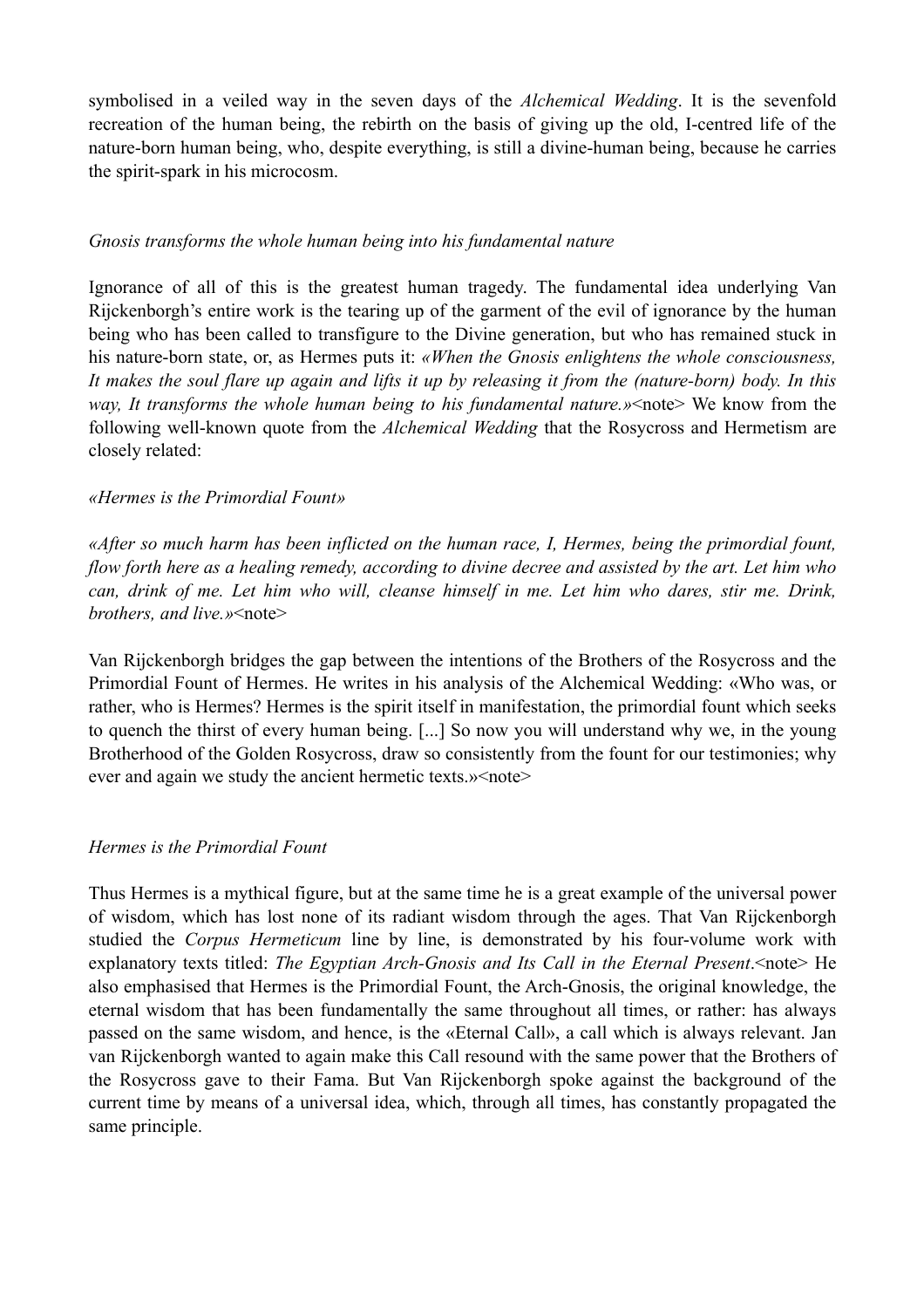symbolised in a veiled way in the seven days of the *Alchemical Wedding*. It is the sevenfold recreation of the human being, the rebirth on the basis of giving up the old, I-centred life of the nature-born human being, who, despite everything, is still a divine-human being, because he carries the spirit-spark in his microcosm.

*Gnosis transforms the whole human being into his fundamental nature*

Ignorance of all of this is the greatest human tragedy. The fundamental idea underlying Van Rijckenborgh's entire work is the tearing up of the garment of the evil of ignorance by the human being who has been called to transfigure to the Divine generation, but who has remained stuck in his nature-born state, or, as Hermes puts it: *«When the Gnosis enlightens the whole consciousness, It makes the soul flare up again and lifts it up by releasing it from the (nature-born) body. In this way, It transforms the whole human being to his fundamental nature.»*<note> We know from the following well-known quote from the *Alchemical Wedding* that the Rosycross and Hermetism are closely related:

*«Hermes is the Primordial Fount»*

*«After so much harm has been inflicted on the human race, I, Hermes, being the primordial fount, flow forth here as a healing remedy, according to divine decree and assisted by the art. Let him who can, drink of me. Let him who will, cleanse himself in me. Let him who dares, stir me. Drink, brothers, and live.»*<note>

Van Rijckenborgh bridges the gap between the intentions of the Brothers of the Rosycross and the Primordial Fount of Hermes. He writes in his analysis of the Alchemical Wedding: «Who was, or rather, who is Hermes? Hermes is the spirit itself in manifestation, the primordial fount which seeks to quench the thirst of every human being. [...] So now you will understand why we, in the young Brotherhood of the Golden Rosycross, draw so consistently from the fount for our testimonies; why ever and again we study the ancient hermetic texts.»<note>

*Hermes is the Primordial Fount*

Thus Hermes is a mythical figure, but at the same time he is a great example of the universal power of wisdom, which has lost none of its radiant wisdom through the ages. That Van Rijckenborgh studied the *Corpus Hermeticum* line by line, is demonstrated by his four-volume work with explanatory texts titled: *The Egyptian Arch-Gnosis and Its Call in the Eternal Present*.<note> He also emphasised that Hermes is the Primordial Fount, the Arch-Gnosis, the original knowledge, the eternal wisdom that has been fundamentally the same throughout all times, or rather: has always passed on the same wisdom, and hence, is the «Eternal Call», a call which is always relevant. Jan van Rijckenborgh wanted to again make this Call resound with the same power that the Brothers of the Rosycross gave to their Fama. But Van Rijckenborgh spoke against the background of the current time by means of a universal idea, which, through all times, has constantly propagated the same principle.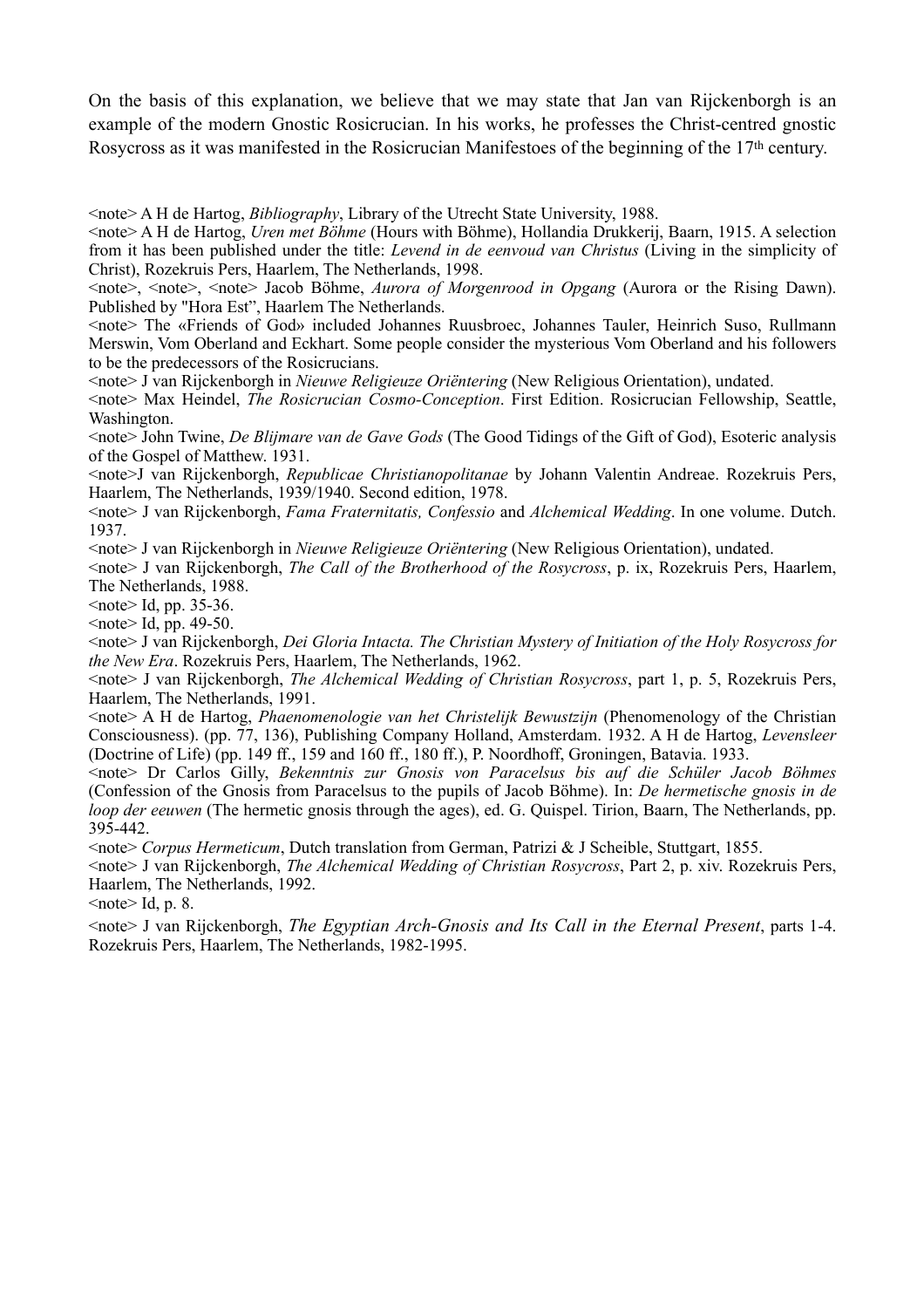On the basis of this explanation, we believe that we may state that Jan van Rijckenborgh is an example of the modern Gnostic Rosicrucian. In his works, he professes the Christ-centred gnostic Rosycross as it was manifested in the Rosicrucian Manifestoes of the beginning of the 17th century.

<note> A H de Hartog, *Bibliography*, Library of the Utrecht State University, 1988.

<note> A H de Hartog, *Uren met Böhme* (Hours with Böhme), Hollandia Drukkerij, Baarn, 1915. A selection from it has been published under the title: *Levend in de eenvoud van Christus* (Living in the simplicity of Christ), Rozekruis Pers, Haarlem, The Netherlands, 1998.

<note>, <note>, <note> Jacob Böhme, *Aurora of Morgenrood in Opgang* (Aurora or the Rising Dawn). Published by "Hora Est", Haarlem The Netherlands.

<note> The «Friends of God» included Johannes Ruusbroec, Johannes Tauler, Heinrich Suso, Rullmann Merswin, Vom Oberland and Eckhart. Some people consider the mysterious Vom Oberland and his followers to be the predecessors of the Rosicrucians.

<note> J van Rijckenborgh in *Nieuwe Religieuze Oriëntering* (New Religious Orientation), undated.

<note> Max Heindel, *The Rosicrucian Cosmo-Conception*. First Edition. Rosicrucian Fellowship, Seattle, Washington.

<note> John Twine, *De Blijmare van de Gave Gods* (The Good Tidings of the Gift of God), Esoteric analysis of the Gospel of Matthew. 1931.

<note>J van Rijckenborgh, *Republicae Christianopolitanae* by Johann Valentin Andreae. Rozekruis Pers, Haarlem, The Netherlands, 1939/1940. Second edition, 1978.

<note> J van Rijckenborgh, *Fama Fraternitatis, Confessio* and *Alchemical Wedding*. In one volume. Dutch. 1937.

<note> J van Rijckenborgh in *Nieuwe Religieuze Oriëntering* (New Religious Orientation), undated.

<note> J van Rijckenborgh, *The Call of the Brotherhood of the Rosycross*, p. ix, Rozekruis Pers, Haarlem, The Netherlands, 1988.

<note> Id, pp. 35-36.

<note> Id, pp. 49-50.

<note> J van Rijckenborgh, *Dei Gloria Intacta. The Christian Mystery of Initiation of the Holy Rosycross for the New Era*. Rozekruis Pers, Haarlem, The Netherlands, 1962.

<note> J van Rijckenborgh, *The Alchemical Wedding of Christian Rosycross*, part 1, p. 5, Rozekruis Pers, Haarlem, The Netherlands, 1991.

<note> A H de Hartog, *Phaenomenologie van het Christelijk Bewustzijn* (Phenomenology of the Christian Consciousness). (pp. 77, 136), Publishing Company Holland, Amsterdam. 1932. A H de Hartog, *Levensleer* (Doctrine of Life) (pp. 149 ff., 159 and 160 ff., 180 ff.), P. Noordhoff, Groningen, Batavia. 1933.

<note> Dr Carlos Gilly, *Bekenntnis zur Gnosis von Paracelsus bis auf die Schüler Jacob Böhmes* (Confession of the Gnosis from Paracelsus to the pupils of Jacob Böhme). In: *De hermetische gnosis in de loop der eeuwen* (The hermetic gnosis through the ages), ed. G. Quispel. Tirion, Baarn, The Netherlands, pp. 395-442.

<note> *Corpus Hermeticum*, Dutch translation from German, Patrizi & J Scheible, Stuttgart, 1855.

<note> J van Rijckenborgh, *The Alchemical Wedding of Christian Rosycross*, Part 2, p. xiv. Rozekruis Pers, Haarlem, The Netherlands, 1992.

<note> Id, p. 8.

<note> J van Rijckenborgh, *The Egyptian Arch-Gnosis and Its Call in the Eternal Present*, parts 1-4. Rozekruis Pers, Haarlem, The Netherlands, 1982-1995.